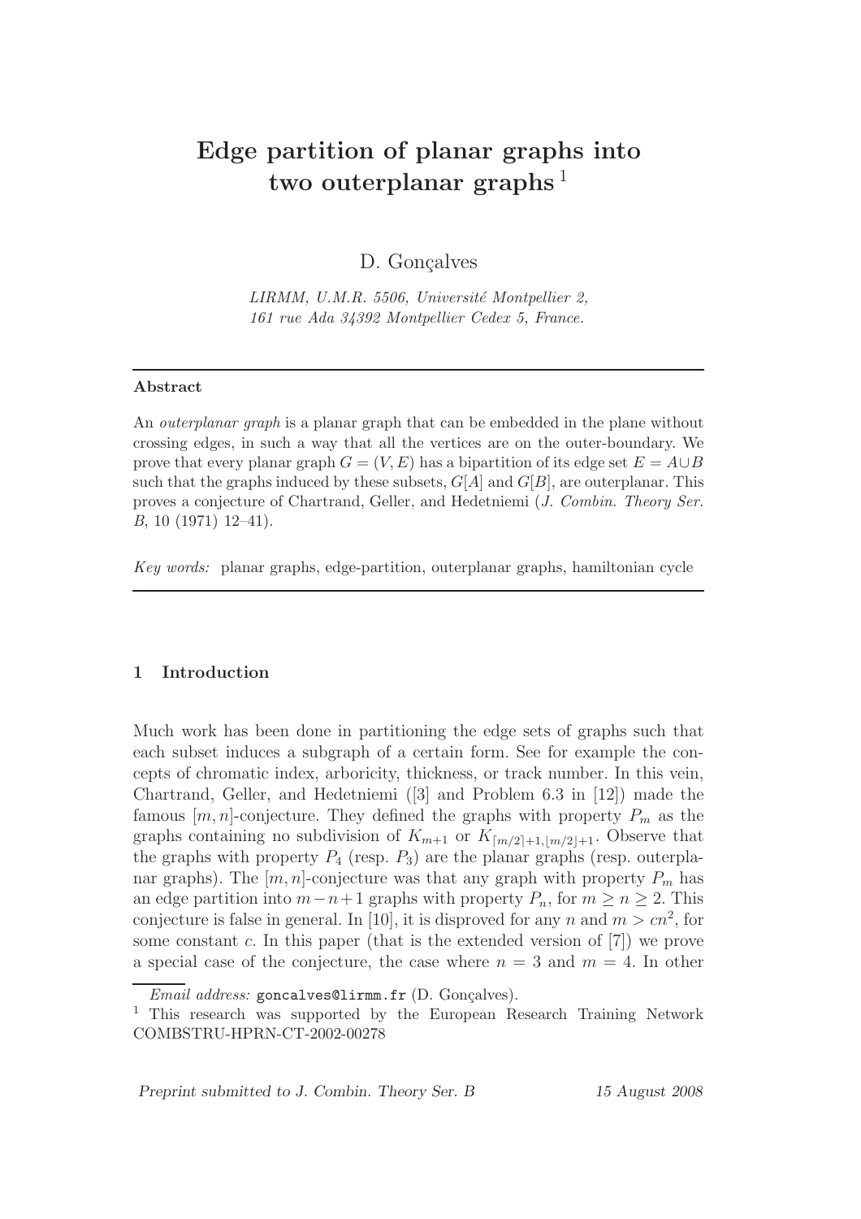# Edge partition of planar graphs into two outerplanar graphs [1]

D. Gonçalves

*LIRMM, U.M.R. 5506, Université Montpellier 2, 161 rue Ada 34392 Montpellier Cedex 5, France.*

---

**Abstract**

An *outerplanar graph* is a planar graph that can be embedded in the plane without crossing edges, in such a way that all the vertices are on the outer-boundary. We prove that every planar graph $G = (V, E)$ has a bipartition of its edge set $E = A \cup B$ such that the graphs induced by these subsets, $G[A]$ and $G[B]$, are outerplanar. This proves a conjecture of Chartrand, Geller, and Hedetniemi (*J. Combin. Theory Ser. B*, 10 (1971) 12–41).

*Key words:* planar graphs, edge-partition, outerplanar graphs, hamiltonian cycle

---

## 1 Introduction

Much work has been done in partitioning the edge sets of graphs such that each subset induces a subgraph of a certain form. See for example the concepts of chromatic index, arboricity, thickness, or track number. In this vein, Chartrand, Geller, and Hedetniemi ([3] and Problem 6.3 in [12]) made the famous $[m, n]$-conjecture. They defined the graphs with property $P_m$ as the graphs containing no subdivision of $K_{m+1}$ or $K_{\lceil m/2 \rceil+1, \lfloor m/2 \rfloor+1}$. Observe that the graphs with property $P_4$ (resp. $P_3$) are the planar graphs (resp. outerplanar graphs). The $[m, n]$-conjecture was that any graph with property $P_m$ has an edge partition into $m - n + 1$ graphs with property $P_n$, for $m \geq n \geq 2$. This conjecture is false in general. In [10], it is disproved for any $n$ and $m > cn^2$, for some constant $c$. In this paper (that is the extended version of [7]) we prove a special case of the conjecture, the case where $n = 3$ and $m = 4$. In other

---

*Email address:* goncalves@lirmm.fr (D. Gonçalves).

[1] This research was supported by the European Research Training Network COMBSTRU-HPRN-CT-2002-00278

Preprint submitted to J. Combin. Theory Ser. B — 15 August 2008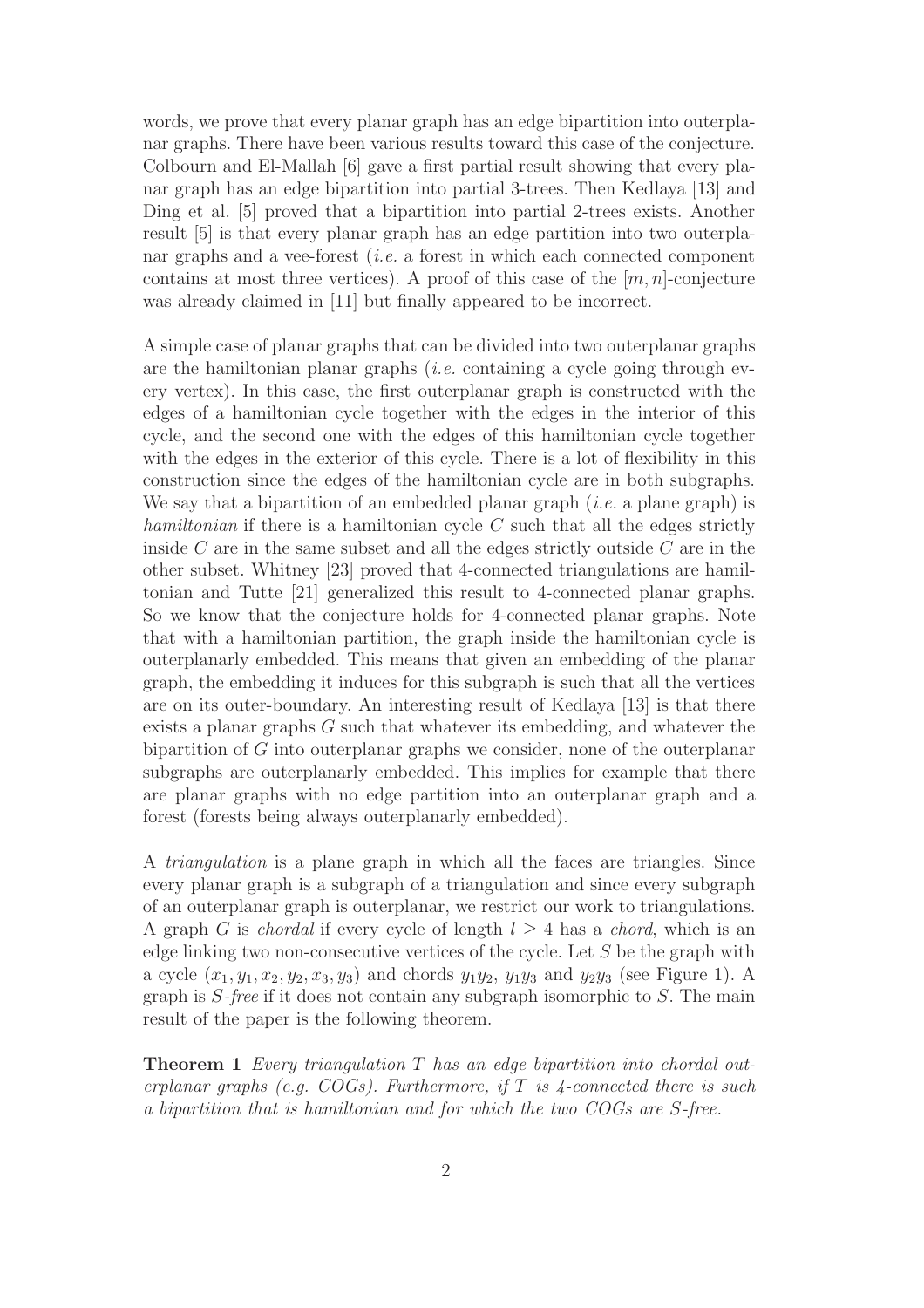words, we prove that every planar graph has an edge bipartition into outerplanar graphs. There have been various results toward this case of the conjecture. Colbourn and El-Mallah [6] gave a first partial result showing that every planar graph has an edge bipartition into partial 3-trees. Then Kedlaya [13] and Ding et al. [5] proved that a bipartition into partial 2-trees exists. Another result [5] is that every planar graph has an edge partition into two outerplanar graphs and a vee-forest (*i.e.* a forest in which each connected component contains at most three vertices). A proof of this case of the $[m, n]$-conjecture was already claimed in [11] but finally appeared to be incorrect.

A simple case of planar graphs that can be divided into two outerplanar graphs are the hamiltonian planar graphs (*i.e.* containing a cycle going through every vertex). In this case, the first outerplanar graph is constructed with the edges of a hamiltonian cycle together with the edges in the interior of this cycle, and the second one with the edges of this hamiltonian cycle together with the edges in the exterior of this cycle. There is a lot of flexibility in this construction since the edges of the hamiltonian cycle are in both subgraphs. We say that a bipartition of an embedded planar graph (*i.e.* a plane graph) is *hamiltonian* if there is a hamiltonian cycle $C$ such that all the edges strictly inside $C$ are in the same subset and all the edges strictly outside $C$ are in the other subset. Whitney [23] proved that 4-connected triangulations are hamiltonian and Tutte [21] generalized this result to 4-connected planar graphs. So we know that the conjecture holds for 4-connected planar graphs. Note that with a hamiltonian partition, the graph inside the hamiltonian cycle is outerplanarly embedded. This means that given an embedding of the planar graph, the embedding it induces for this subgraph is such that all the vertices are on its outer-boundary. An interesting result of Kedlaya [13] is that there exists a planar graphs $G$ such that whatever its embedding, and whatever the bipartition of $G$ into outerplanar graphs we consider, none of the outerplanar subgraphs are outerplanarly embedded. This implies for example that there are planar graphs with no edge partition into an outerplanar graph and a forest (forests being always outerplanarly embedded).

A *triangulation* is a plane graph in which all the faces are triangles. Since every planar graph is a subgraph of a triangulation and since every subgraph of an outerplanar graph is outerplanar, we restrict our work to triangulations. A graph $G$ is *chordal* if every cycle of length $l \geq 4$ has a *chord*, which is an edge linking two non-consecutive vertices of the cycle. Let $S$ be the graph with a cycle $(x_1, y_1, x_2, y_2, x_3, y_3)$ and chords $y_1y_2$, $y_1y_3$ and $y_2y_3$ (see Figure 1). A graph is *S-free* if it does not contain any subgraph isomorphic to $S$. The main result of the paper is the following theorem.

**Theorem 1** *Every triangulation $T$ has an edge bipartition into chordal outerplanar graphs (e.g. COGs). Furthermore, if $T$ is 4-connected there is such a bipartition that is hamiltonian and for which the two COGs are $S$-free.*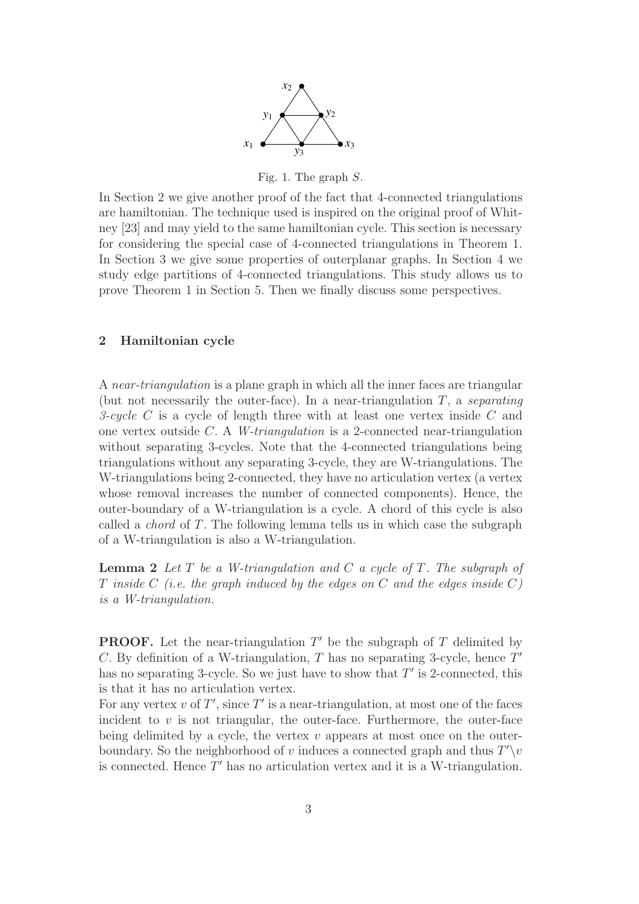Fig. 1. The graph $S$.

In Section 2 we give another proof of the fact that 4-connected triangulations are hamiltonian. The technique used is inspired on the original proof of Whitney [23] and may yield to the same hamiltonian cycle. This section is necessary for considering the special case of 4-connected triangulations in Theorem 1. In Section 3 we give some properties of outerplanar graphs. In Section 4 we study edge partitions of 4-connected triangulations. This study allows us to prove Theorem 1 in Section 5. Then we finally discuss some perspectives.

## 2 Hamiltonian cycle

A *near-triangulation* is a plane graph in which all the inner faces are triangular (but not necessarily the outer-face). In a near-triangulation $T$, a *separating 3-cycle* $C$ is a cycle of length three with at least one vertex inside $C$ and one vertex outside $C$. A *W-triangulation* is a 2-connected near-triangulation without separating 3-cycles. Note that the 4-connected triangulations being triangulations without any separating 3-cycle, they are W-triangulations. The W-triangulations being 2-connected, they have no articulation vertex (a vertex whose removal increases the number of connected components). Hence, the outer-boundary of a W-triangulation is a cycle. A chord of this cycle is also called a *chord* of $T$. The following lemma tells us in which case the subgraph of a W-triangulation is also a W-triangulation.

**Lemma 2** *Let $T$ be a W-triangulation and $C$ a cycle of $T$. The subgraph of $T$ inside $C$ (i.e. the graph induced by the edges on $C$ and the edges inside $C$) is a W-triangulation.*

**PROOF.** Let the near-triangulation $T'$ be the subgraph of $T$ delimited by $C$. By definition of a W-triangulation, $T$ has no separating 3-cycle, hence $T'$ has no separating 3-cycle. So we just have to show that $T'$ is 2-connected, this is that it has no articulation vertex.
For any vertex $v$ of $T'$, since $T'$ is a near-triangulation, at most one of the faces incident to $v$ is not triangular, the outer-face. Furthermore, the outer-face being delimited by a cycle, the vertex $v$ appears at most once on the outer-boundary. So the neighborhood of $v$ induces a connected graph and thus $T' \setminus v$ is connected. Hence $T'$ has no articulation vertex and it is a W-triangulation.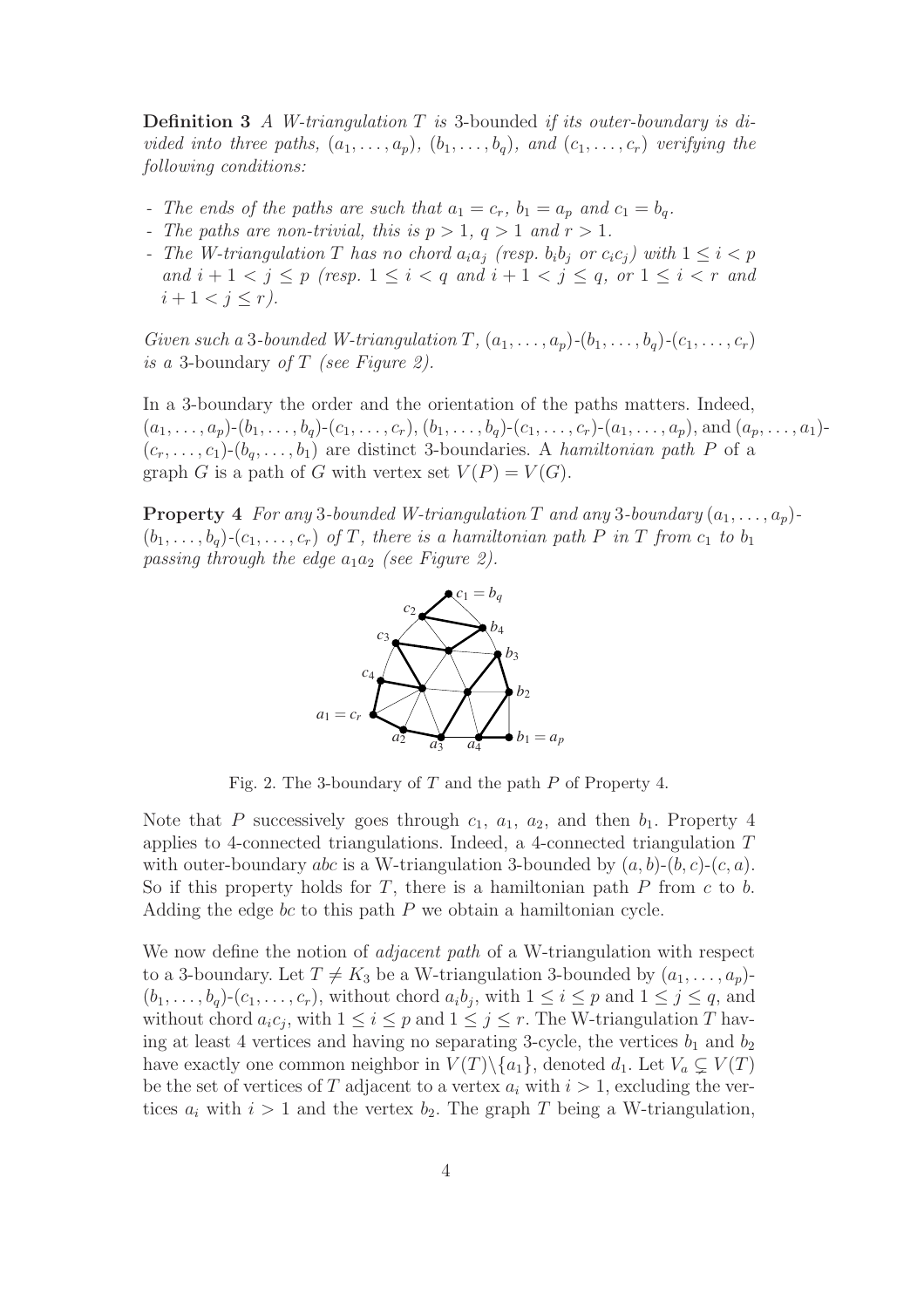**Definition 3** *A W-triangulation $T$ is* 3-bounded *if its outer-boundary is divided into three paths, $(a_1, \ldots, a_p)$, $(b_1, \ldots, b_q)$, and $(c_1, \ldots, c_r)$ verifying the following conditions:*

- *The ends of the paths are such that $a_1 = c_r$, $b_1 = a_p$ and $c_1 = b_q$.*
- *The paths are non-trivial, this is $p > 1$, $q > 1$ and $r > 1$.*
- *The W-triangulation $T$ has no chord $a_i a_j$ (resp. $b_i b_j$ or $c_i c_j$) with $1 \leq i < p$ and $i + 1 < j \leq p$ (resp. $1 \leq i < q$ and $i + 1 < j \leq q$, or $1 \leq i < r$ and $i + 1 < j \leq r$).*

*Given such a 3-bounded W-triangulation $T$, $(a_1, \ldots, a_p)$-$(b_1, \ldots, b_q)$-$(c_1, \ldots, c_r)$ is a* 3-boundary *of $T$ (see Figure 2).*

In a 3-boundary the order and the orientation of the paths matters. Indeed, $(a_1, \ldots, a_p)$-$(b_1, \ldots, b_q)$-$(c_1, \ldots, c_r)$, $(b_1, \ldots, b_q)$-$(c_1, \ldots, c_r)$-$(a_1, \ldots, a_p)$, and $(a_p, \ldots, a_1)$-$(c_r, \ldots, c_1)$-$(b_q, \ldots, b_1)$ are distinct 3-boundaries. A *hamiltonian path* $P$ of a graph $G$ is a path of $G$ with vertex set $V(P) = V(G)$.

**Property 4** *For any 3-bounded W-triangulation $T$ and any 3-boundary $(a_1, \ldots, a_p)$-$(b_1, \ldots, b_q)$-$(c_1, \ldots, c_r)$ of $T$, there is a hamiltonian path $P$ in $T$ from $c_1$ to $b_1$ passing through the edge $a_1 a_2$ (see Figure 2).*

Fig. 2. The 3-boundary of $T$ and the path $P$ of Property 4.

Note that $P$ successively goes through $c_1$, $a_1$, $a_2$, and then $b_1$. Property 4 applies to 4-connected triangulations. Indeed, a 4-connected triangulation $T$ with outer-boundary $abc$ is a W-triangulation 3-bounded by $(a, b)$-$(b, c)$-$(c, a)$. So if this property holds for $T$, there is a hamiltonian path $P$ from $c$ to $b$. Adding the edge $bc$ to this path $P$ we obtain a hamiltonian cycle.

We now define the notion of *adjacent path* of a W-triangulation with respect to a 3-boundary. Let $T \neq K_3$ be a W-triangulation 3-bounded by $(a_1, \ldots, a_p)$-$(b_1, \ldots, b_q)$-$(c_1, \ldots, c_r)$, without chord $a_i b_j$, with $1 \leq i \leq p$ and $1 \leq j \leq q$, and without chord $a_i c_j$, with $1 \leq i \leq p$ and $1 \leq j \leq r$. The W-triangulation $T$ having at least 4 vertices and having no separating 3-cycle, the vertices $b_1$ and $b_2$ have exactly one common neighbor in $V(T) \backslash \{a_1\}$, denoted $d_1$. Let $V_a \subsetneq V(T)$ be the set of vertices of $T$ adjacent to a vertex $a_i$ with $i > 1$, excluding the vertices $a_i$ with $i > 1$ and the vertex $b_2$. The graph $T$ being a W-triangulation,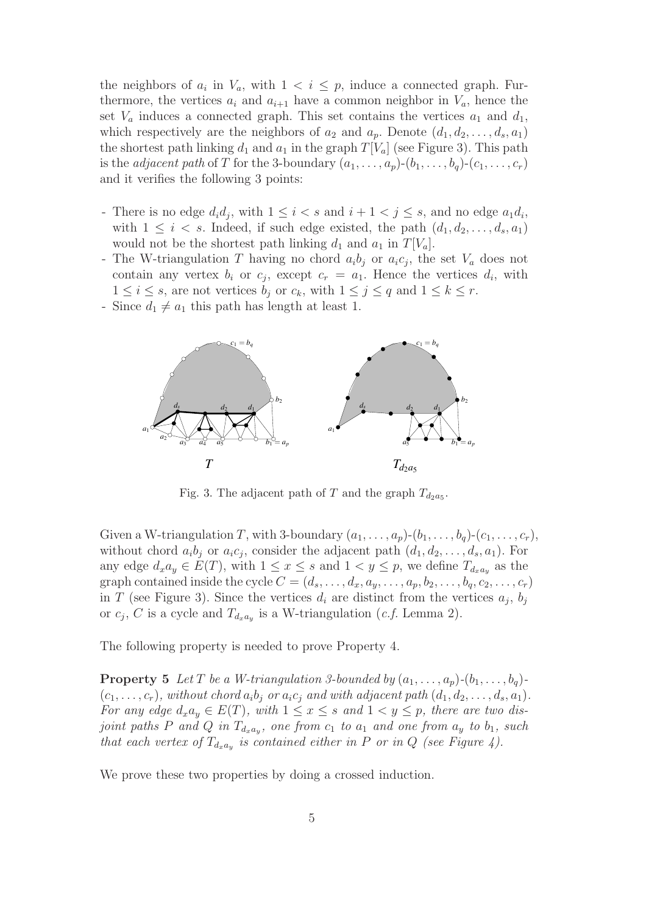the neighbors of $a_i$ in $V_a$, with $1 < i \leq p$, induce a connected graph. Furthermore, the vertices $a_i$ and $a_{i+1}$ have a common neighbor in $V_a$, hence the set $V_a$ induces a connected graph. This set contains the vertices $a_1$ and $d_1$, which respectively are the neighbors of $a_2$ and $a_p$. Denote $(d_1, d_2, \ldots, d_s, a_1)$ the shortest path linking $d_1$ and $a_1$ in the graph $T[V_a]$ (see Figure 3). This path is the *adjacent path* of $T$ for the 3-boundary $(a_1, \ldots, a_p)$-$(b_1, \ldots, b_q)$-$(c_1, \ldots, c_r)$ and it verifies the following 3 points:

- There is no edge $d_i d_j$, with $1 \leq i < s$ and $i + 1 < j \leq s$, and no edge $a_1 d_i$, with $1 \leq i < s$. Indeed, if such edge existed, the path $(d_1, d_2, \ldots, d_s, a_1)$ would not be the shortest path linking $d_1$ and $a_1$ in $T[V_a]$.
- The W-triangulation $T$ having no chord $a_i b_j$ or $a_i c_j$, the set $V_a$ does not contain any vertex $b_i$ or $c_j$, except $c_r = a_1$. Hence the vertices $d_i$, with $1 \leq i \leq s$, are not vertices $b_j$ or $c_k$, with $1 \leq j \leq q$ and $1 \leq k \leq r$.
- Since $d_1 \neq a_1$ this path has length at least 1.

Fig. 3. The adjacent path of $T$ and the graph $T_{d_2 a_5}$.

Given a W-triangulation $T$, with 3-boundary $(a_1, \ldots, a_p)$-$(b_1, \ldots, b_q)$-$(c_1, \ldots, c_r)$, without chord $a_i b_j$ or $a_i c_j$, consider the adjacent path $(d_1, d_2, \ldots, d_s, a_1)$. For any edge $d_x a_y \in E(T)$, with $1 \leq x \leq s$ and $1 < y \leq p$, we define $T_{d_x a_y}$ as the graph contained inside the cycle $C = (d_s, \ldots, d_x, a_y, \ldots, a_p, b_2, \ldots, b_q, c_2, \ldots, c_r)$ in $T$ (see Figure 3). Since the vertices $d_i$ are distinct from the vertices $a_j$, $b_j$ or $c_j$, $C$ is a cycle and $T_{d_x a_y}$ is a W-triangulation (*c.f.* Lemma 2).

The following property is needed to prove Property 4.

**Property 5** *Let $T$ be a W-triangulation 3-bounded by $(a_1, \ldots, a_p)$-$(b_1, \ldots, b_q)$-$(c_1, \ldots, c_r)$, without chord $a_i b_j$ or $a_i c_j$ and with adjacent path $(d_1, d_2, \ldots, d_s, a_1)$. For any edge $d_x a_y \in E(T)$, with $1 \leq x \leq s$ and $1 < y \leq p$, there are two disjoint paths $P$ and $Q$ in $T_{d_x a_y}$, one from $c_1$ to $a_1$ and one from $a_y$ to $b_1$, such that each vertex of $T_{d_x a_y}$ is contained either in $P$ or in $Q$ (see Figure 4).*

We prove these two properties by doing a crossed induction.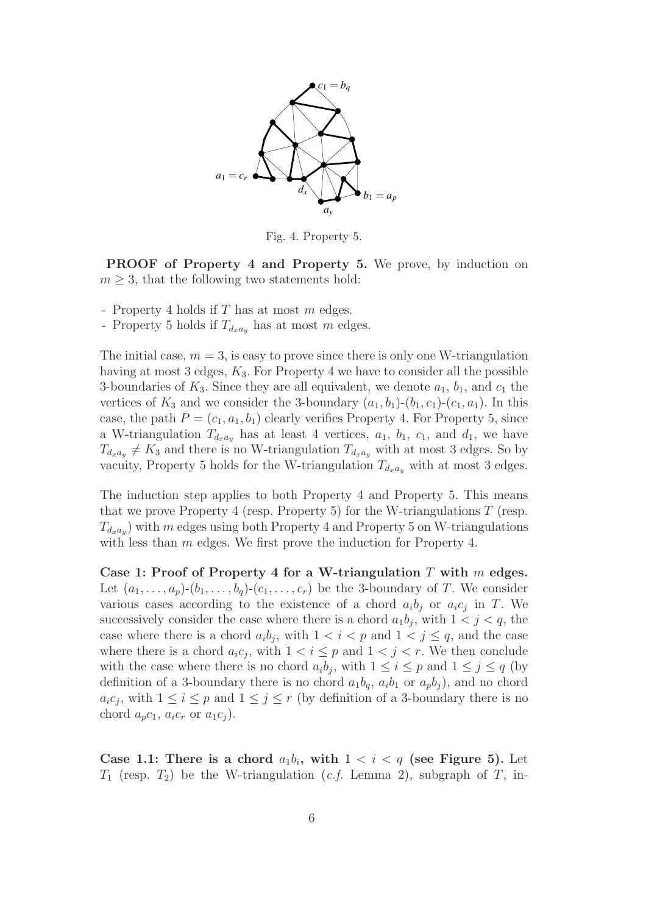Fig. 4. Property 5.

**PROOF of Property 4 and Property 5.** We prove, by induction on $m \geq 3$, that the following two statements hold:

- Property 4 holds if $T$ has at most $m$ edges.
- Property 5 holds if $T_{d_x a_y}$ has at most $m$ edges.

The initial case, $m = 3$, is easy to prove since there is only one W-triangulation having at most 3 edges, $K_3$. For Property 4 we have to consider all the possible 3-boundaries of $K_3$. Since they are all equivalent, we denote $a_1$, $b_1$, and $c_1$ the vertices of $K_3$ and we consider the 3-boundary $(a_1, b_1)$-$(b_1, c_1)$-$(c_1, a_1)$. In this case, the path $P = (c_1, a_1, b_1)$ clearly verifies Property 4. For Property 5, since a W-triangulation $T_{d_x a_y}$ has at least 4 vertices, $a_1$, $b_1$, $c_1$, and $d_1$, we have $T_{d_x a_y} \neq K_3$ and there is no W-triangulation $T_{d_x a_y}$ with at most 3 edges. So by vacuity, Property 5 holds for the W-triangulation $T_{d_x a_y}$ with at most 3 edges.

The induction step applies to both Property 4 and Property 5. This means that we prove Property 4 (resp. Property 5) for the W-triangulations $T$ (resp. $T_{d_x a_y}$) with $m$ edges using both Property 4 and Property 5 on W-triangulations with less than $m$ edges. We first prove the induction for Property 4.

**Case 1: Proof of Property 4 for a W-triangulation $T$ with $m$ edges.** Let $(a_1, \ldots, a_p)$-$(b_1, \ldots, b_q)$-$(c_1, \ldots, c_r)$ be the 3-boundary of $T$. We consider various cases according to the existence of a chord $a_i b_j$ or $a_i c_j$ in $T$. We successively consider the case where there is a chord $a_1 b_j$, with $1 < j < q$, the case where there is a chord $a_i b_j$, with $1 < i < p$ and $1 < j \leq q$, and the case where there is a chord $a_i c_j$, with $1 < i \leq p$ and $1 < j < r$. We then conclude with the case where there is no chord $a_i b_j$, with $1 \leq i \leq p$ and $1 \leq j \leq q$ (by definition of a 3-boundary there is no chord $a_1 b_q$, $a_i b_1$ or $a_p b_j$), and no chord $a_i c_j$, with $1 \leq i \leq p$ and $1 \leq j \leq r$ (by definition of a 3-boundary there is no chord $a_p c_1$, $a_i c_r$ or $a_1 c_j$).

**Case 1.1: There is a chord $a_1 b_i$, with $1 < i < q$ (see Figure 5).** Let $T_1$ (resp. $T_2$) be the W-triangulation (*c.f.* Lemma 2), subgraph of $T$, in-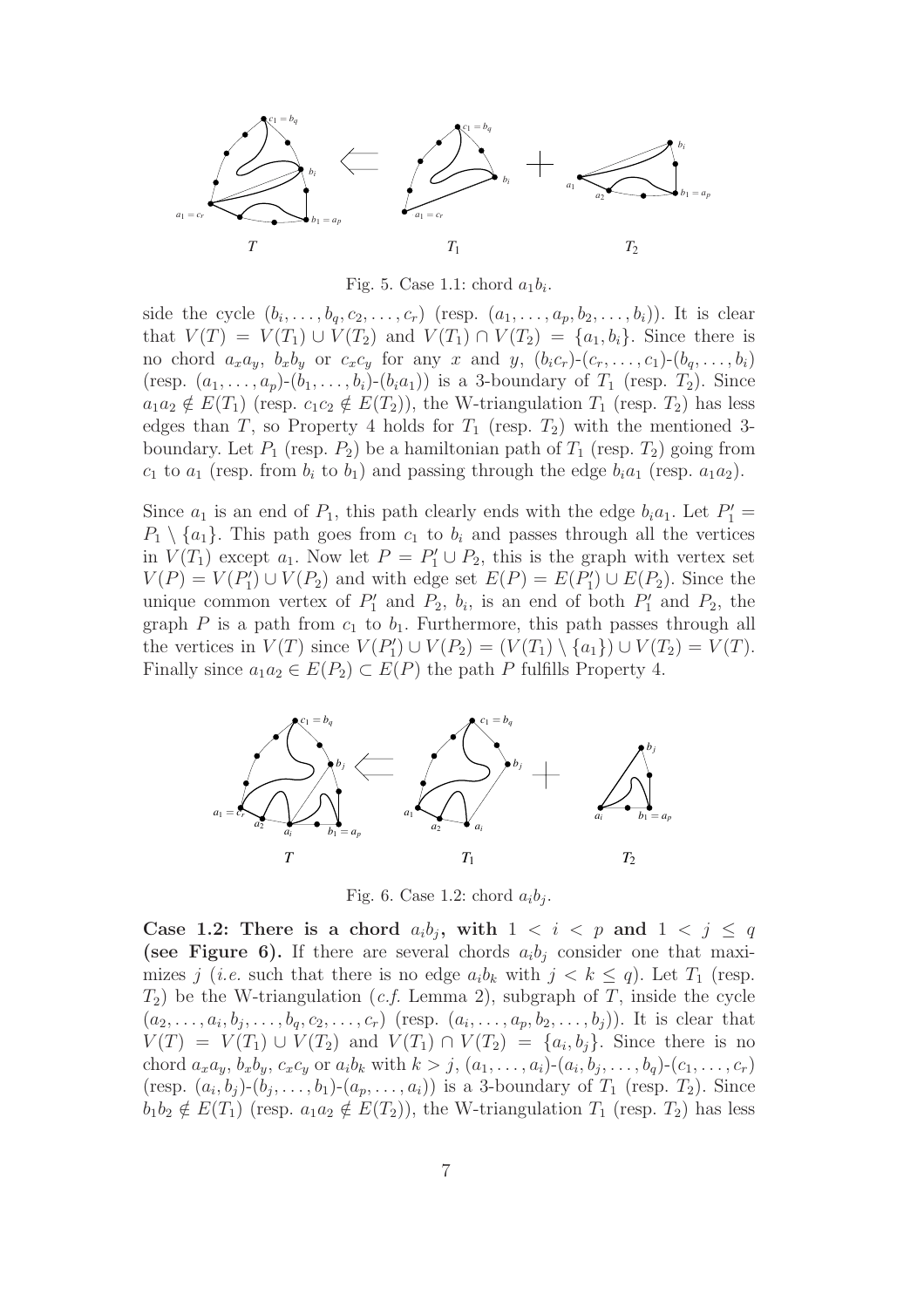Fig. 5. Case 1.1: chord $a_1b_i$.

side the cycle $(b_i, \ldots, b_q, c_2, \ldots, c_r)$ (resp. $(a_1, \ldots, a_p, b_2, \ldots, b_i)$). It is clear that $V(T) = V(T_1) \cup V(T_2)$ and $V(T_1) \cap V(T_2) = \{a_1, b_i\}$. Since there is no chord $a_xa_y$, $b_xb_y$ or $c_xc_y$ for any $x$ and $y$, $(b_ic_r)$-$(c_r, \ldots, c_1)$-$(b_q, \ldots, b_i)$ (resp. $(a_1, \ldots, a_p)$-$(b_1, \ldots, b_i)$-$(b_ia_1)$) is a 3-boundary of $T_1$ (resp. $T_2$). Since $a_1a_2 \notin E(T_1)$ (resp. $c_1c_2 \notin E(T_2)$), the W-triangulation $T_1$ (resp. $T_2$) has less edges than $T$, so Property 4 holds for $T_1$ (resp. $T_2$) with the mentioned 3-boundary. Let $P_1$ (resp. $P_2$) be a hamiltonian path of $T_1$ (resp. $T_2$) going from $c_1$ to $a_1$ (resp. from $b_i$ to $b_1$) and passing through the edge $b_ia_1$ (resp. $a_1a_2$).

Since $a_1$ is an end of $P_1$, this path clearly ends with the edge $b_ia_1$. Let $P_1' = P_1 \setminus \{a_1\}$. This path goes from $c_1$ to $b_i$ and passes through all the vertices in $V(T_1)$ except $a_1$. Now let $P = P_1' \cup P_2$, this is the graph with vertex set $V(P) = V(P_1') \cup V(P_2)$ and with edge set $E(P) = E(P_1') \cup E(P_2)$. Since the unique common vertex of $P_1'$ and $P_2$, $b_i$, is an end of both $P_1'$ and $P_2$, the graph $P$ is a path from $c_1$ to $b_1$. Furthermore, this path passes through all the vertices in $V(T)$ since $V(P_1') \cup V(P_2) = (V(T_1) \setminus \{a_1\}) \cup V(T_2) = V(T)$. Finally since $a_1a_2 \in E(P_2) \subset E(P)$ the path $P$ fulfills Property 4.

Fig. 6. Case 1.2: chord $a_ib_j$.

**Case 1.2: There is a chord $a_ib_j$, with $1 < i < p$ and $1 < j \leq q$ (see Figure 6).** If there are several chords $a_ib_j$ consider one that maximizes $j$ (*i.e.* such that there is no edge $a_ib_k$ with $j < k \leq q$). Let $T_1$ (resp. $T_2$) be the W-triangulation (*c.f.* Lemma 2), subgraph of $T$, inside the cycle $(a_2, \ldots, a_i, b_j, \ldots, b_q, c_2, \ldots, c_r)$ (resp. $(a_i, \ldots, a_p, b_2, \ldots, b_j)$). It is clear that $V(T) = V(T_1) \cup V(T_2)$ and $V(T_1) \cap V(T_2) = \{a_i, b_j\}$. Since there is no chord $a_xa_y$, $b_xb_y$, $c_xc_y$ or $a_ib_k$ with $k > j$, $(a_1, \ldots, a_i)$-$(a_i, b_j, \ldots, b_q)$-$(c_1, \ldots, c_r)$ (resp. $(a_i, b_j)$-$(b_j, \ldots, b_1)$-$(a_p, \ldots, a_i)$) is a 3-boundary of $T_1$ (resp. $T_2$). Since $b_1b_2 \notin E(T_1)$ (resp. $a_1a_2 \notin E(T_2)$), the W-triangulation $T_1$ (resp. $T_2$) has less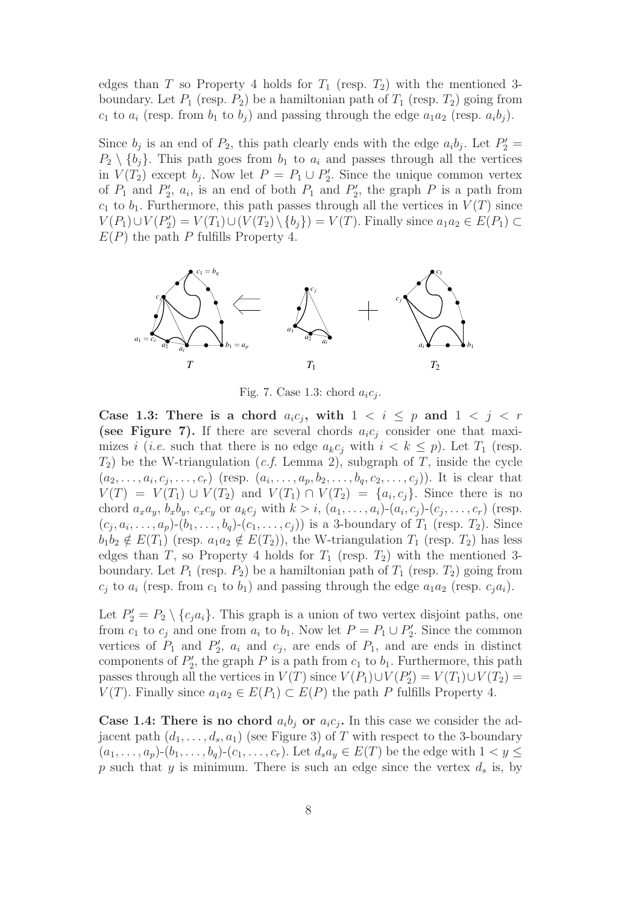edges than $T$ so Property 4 holds for $T_1$ (resp. $T_2$) with the mentioned 3-boundary. Let $P_1$ (resp. $P_2$) be a hamiltonian path of $T_1$ (resp. $T_2$) going from $c_1$ to $a_i$ (resp. from $b_1$ to $b_j$) and passing through the edge $a_1a_2$ (resp. $a_ib_j$).

Since $b_j$ is an end of $P_2$, this path clearly ends with the edge $a_ib_j$. Let $P'_2 = P_2 \setminus \{b_j\}$. This path goes from $b_1$ to $a_i$ and passes through all the vertices in $V(T_2)$ except $b_j$. Now let $P = P_1 \cup P'_2$. Since the unique common vertex of $P_1$ and $P'_2$, $a_i$, is an end of both $P_1$ and $P'_2$, the graph $P$ is a path from $c_1$ to $b_1$. Furthermore, this path passes through all the vertices in $V(T)$ since $V(P_1) \cup V(P'_2) = V(T_1) \cup (V(T_2) \setminus \{b_j\}) = V(T)$. Finally since $a_1a_2 \in E(P_1) \subset E(P)$ the path $P$ fulfills Property 4.

Fig. 7. Case 1.3: chord $a_ic_j$.

**Case 1.3: There is a chord $a_ic_j$, with $1 < i \leq p$ and $1 < j < r$ (see Figure 7).** If there are several chords $a_ic_j$ consider one that maximizes $i$ (*i.e.* such that there is no edge $a_kc_j$ with $i < k \leq p$). Let $T_1$ (resp. $T_2$) be the W-triangulation (*c.f.* Lemma 2), subgraph of $T$, inside the cycle $(a_2, \ldots, a_i, c_j, \ldots, c_r)$ (resp. $(a_i, \ldots, a_p, b_2, \ldots, b_q, c_2, \ldots, c_j)$). It is clear that $V(T) = V(T_1) \cup V(T_2)$ and $V(T_1) \cap V(T_2) = \{a_i, c_j\}$. Since there is no chord $a_xa_y$, $b_xb_y$, $c_xc_y$ or $a_kc_j$ with $k > i$, $(a_1, \ldots, a_i)$-$(a_i, c_j)$-$(c_j, \ldots, c_r)$ (resp. $(c_j, a_i, \ldots, a_p)$-$(b_1, \ldots, b_q)$-$(c_1, \ldots, c_j)$) is a 3-boundary of $T_1$ (resp. $T_2$). Since $b_1b_2 \notin E(T_1)$ (resp. $a_1a_2 \notin E(T_2)$), the W-triangulation $T_1$ (resp. $T_2$) has less edges than $T$, so Property 4 holds for $T_1$ (resp. $T_2$) with the mentioned 3-boundary. Let $P_1$ (resp. $P_2$) be a hamiltonian path of $T_1$ (resp. $T_2$) going from $c_j$ to $a_i$ (resp. from $c_1$ to $b_1$) and passing through the edge $a_1a_2$ (resp. $c_ja_i$).

Let $P'_2 = P_2 \setminus \{c_ja_i\}$. This graph is a union of two vertex disjoint paths, one from $c_1$ to $c_j$ and one from $a_i$ to $b_1$. Now let $P = P_1 \cup P'_2$. Since the common vertices of $P_1$ and $P'_2$, $a_i$ and $c_j$, are ends of $P_1$, and are ends in distinct components of $P'_2$, the graph $P$ is a path from $c_1$ to $b_1$. Furthermore, this path passes through all the vertices in $V(T)$ since $V(P_1) \cup V(P'_2) = V(T_1) \cup V(T_2) = V(T)$. Finally since $a_1a_2 \in E(P_1) \subset E(P)$ the path $P$ fulfills Property 4.

**Case 1.4: There is no chord $a_ib_j$ or $a_ic_j$.** In this case we consider the adjacent path $(d_1, \ldots, d_s, a_1)$ (see Figure 3) of $T$ with respect to the 3-boundary $(a_1, \ldots, a_p)$-$(b_1, \ldots, b_q)$-$(c_1, \ldots, c_r)$. Let $d_sa_y \in E(T)$ be the edge with $1 < y \leq p$ such that $y$ is minimum. There is such an edge since the vertex $d_s$ is, by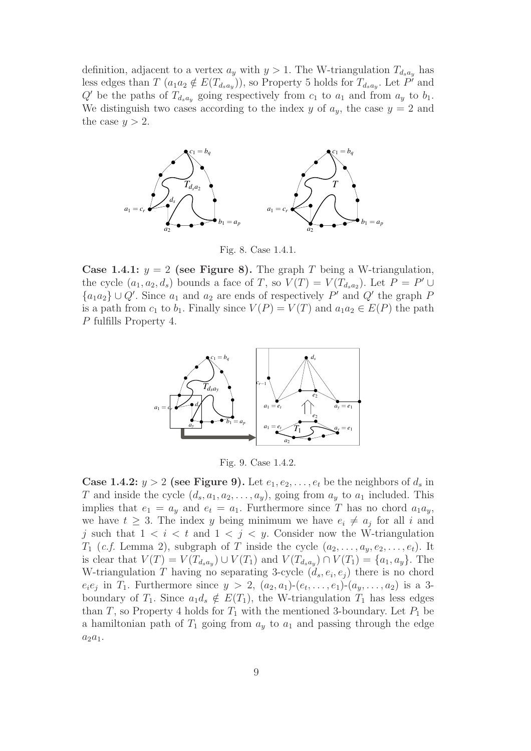definition, adjacent to a vertex $a_y$ with $y > 1$. The W-triangulation $T_{d_s a_y}$ has less edges than $T$ ($a_1 a_2 \notin E(T_{d_s a_y})$), so Property 5 holds for $T_{d_s a_y}$. Let $P'$ and $Q'$ be the paths of $T_{d_s a_y}$ going respectively from $c_1$ to $a_1$ and from $a_y$ to $b_1$. We distinguish two cases according to the index $y$ of $a_y$, the case $y = 2$ and the case $y > 2$.

Fig. 8. Case 1.4.1.

**Case 1.4.1: $y = 2$ (see Figure 8).** The graph $T$ being a W-triangulation, the cycle $(a_1, a_2, d_s)$ bounds a face of $T$, so $V(T) = V(T_{d_s a_2})$. Let $P = P' \cup \{a_1 a_2\} \cup Q'$. Since $a_1$ and $a_2$ are ends of respectively $P'$ and $Q'$ the graph $P$ is a path from $c_1$ to $b_1$. Finally since $V(P) = V(T)$ and $a_1 a_2 \in E(P)$ the path $P$ fulfills Property 4.

Fig. 9. Case 1.4.2.

**Case 1.4.2: $y > 2$ (see Figure 9).** Let $e_1, e_2, \ldots, e_t$ be the neighbors of $d_s$ in $T$ and inside the cycle $(d_s, a_1, a_2, \ldots, a_y)$, going from $a_y$ to $a_1$ included. This implies that $e_1 = a_y$ and $e_t = a_1$. Furthermore since $T$ has no chord $a_1 a_y$, we have $t \geq 3$. The index $y$ being minimum we have $e_i \neq a_j$ for all $i$ and $j$ such that $1 < i < t$ and $1 < j < y$. Consider now the W-triangulation $T_1$ (*c.f.* Lemma 2), subgraph of $T$ inside the cycle $(a_2, \ldots, a_y, e_2, \ldots, e_t)$. It is clear that $V(T) = V(T_{d_s a_y}) \cup V(T_1)$ and $V(T_{d_s a_y}) \cap V(T_1) = \{a_1, a_y\}$. The W-triangulation $T$ having no separating 3-cycle $(d_s, e_i, e_j)$ there is no chord $e_i e_j$ in $T_1$. Furthermore since $y > 2$, $(a_2, a_1)$-$(e_t, \ldots, e_1)$-$(a_y, \ldots, a_2)$ is a 3-boundary of $T_1$. Since $a_1 d_s \notin E(T_1)$, the W-triangulation $T_1$ has less edges than $T$, so Property 4 holds for $T_1$ with the mentioned 3-boundary. Let $P_1$ be a hamiltonian path of $T_1$ going from $a_y$ to $a_1$ and passing through the edge $a_2 a_1$.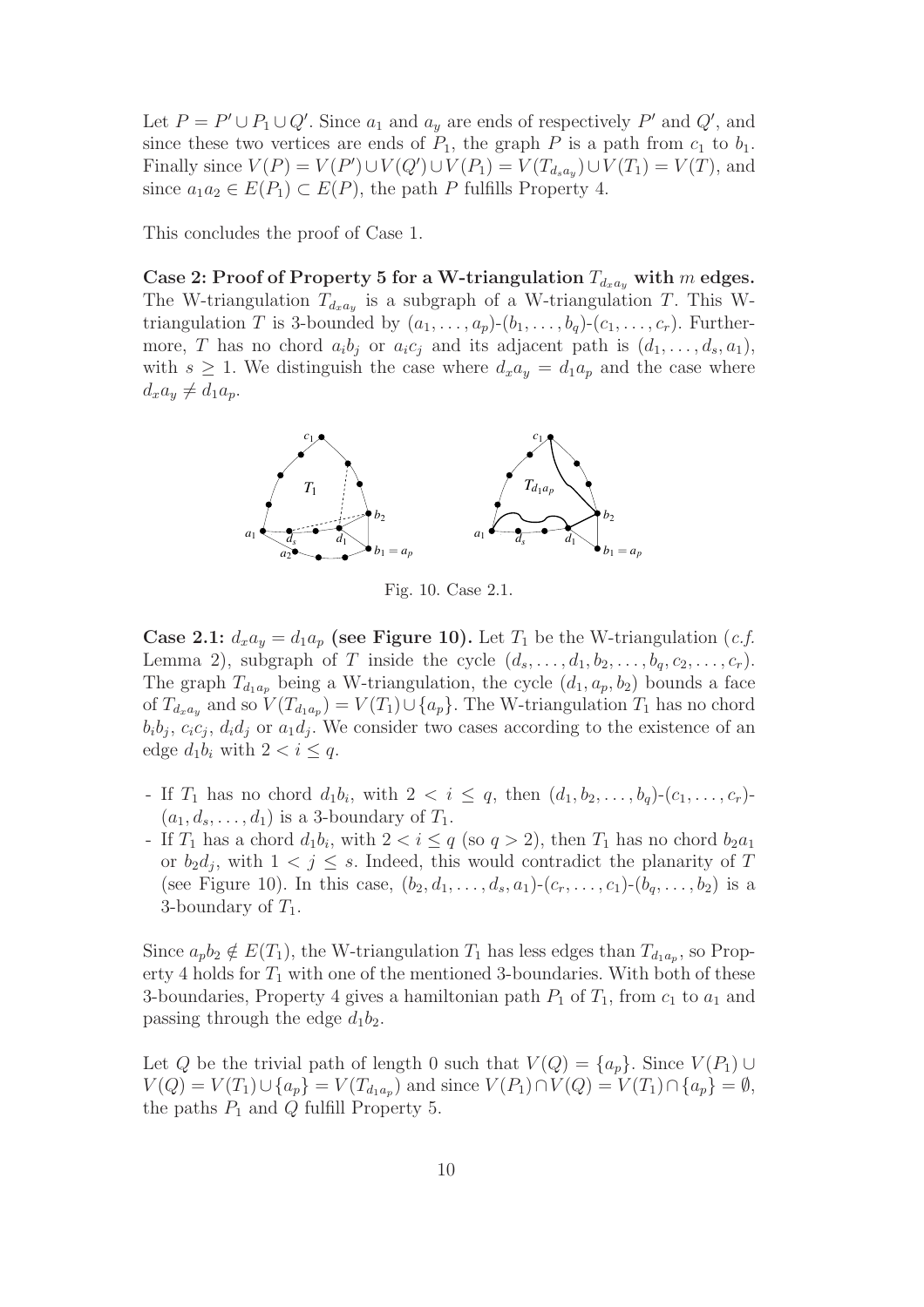Let $P = P' \cup P_1 \cup Q'$. Since $a_1$ and $a_y$ are ends of respectively $P'$ and $Q'$, and since these two vertices are ends of $P_1$, the graph $P$ is a path from $c_1$ to $b_1$. Finally since $V(P) = V(P') \cup V(Q') \cup V(P_1) = V(T_{d_s a_y}) \cup V(T_1) = V(T)$, and since $a_1 a_2 \in E(P_1) \subset E(P)$, the path $P$ fulfills Property 4.

This concludes the proof of Case 1.

**Case 2: Proof of Property 5 for a W-triangulation $T_{d_x a_y}$ with $m$ edges.** The W-triangulation $T_{d_x a_y}$ is a subgraph of a W-triangulation $T$. This W-triangulation $T$ is 3-bounded by $(a_1, \ldots, a_p)$-$(b_1, \ldots, b_q)$-$(c_1, \ldots, c_r)$. Furthermore, $T$ has no chord $a_i b_j$ or $a_i c_j$ and its adjacent path is $(d_1, \ldots, d_s, a_1)$, with $s \geq 1$. We distinguish the case where $d_x a_y = d_1 a_p$ and the case where $d_x a_y \neq d_1 a_p$.

Fig. 10. Case 2.1.

**Case 2.1: $d_x a_y = d_1 a_p$ (see Figure 10).** Let $T_1$ be the W-triangulation (*c.f.* Lemma 2), subgraph of $T$ inside the cycle $(d_s, \ldots, d_1, b_2, \ldots, b_q, c_2, \ldots, c_r)$. The graph $T_{d_1 a_p}$ being a W-triangulation, the cycle $(d_1, a_p, b_2)$ bounds a face of $T_{d_x a_y}$ and so $V(T_{d_1 a_p}) = V(T_1) \cup \{a_p\}$. The W-triangulation $T_1$ has no chord $b_i b_j$, $c_i c_j$, $d_i d_j$ or $a_1 d_j$. We consider two cases according to the existence of an edge $d_1 b_i$ with $2 < i \leq q$.

- If $T_1$ has no chord $d_1 b_i$, with $2 < i \leq q$, then $(d_1, b_2, \ldots, b_q)$-$(c_1, \ldots, c_r)$-$(a_1, d_s, \ldots, d_1)$ is a 3-boundary of $T_1$.
- If $T_1$ has a chord $d_1 b_i$, with $2 < i \leq q$ (so $q > 2$), then $T_1$ has no chord $b_2 a_1$ or $b_2 d_j$, with $1 < j \leq s$. Indeed, this would contradict the planarity of $T$ (see Figure 10). In this case, $(b_2, d_1, \ldots, d_s, a_1)$-$(c_r, \ldots, c_1)$-$(b_q, \ldots, b_2)$ is a 3-boundary of $T_1$.

Since $a_p b_2 \notin E(T_1)$, the W-triangulation $T_1$ has less edges than $T_{d_1 a_p}$, so Property 4 holds for $T_1$ with one of the mentioned 3-boundaries. With both of these 3-boundaries, Property 4 gives a hamiltonian path $P_1$ of $T_1$, from $c_1$ to $a_1$ and passing through the edge $d_1 b_2$.

Let $Q$ be the trivial path of length 0 such that $V(Q) = \{a_p\}$. Since $V(P_1) \cup V(Q) = V(T_1) \cup \{a_p\} = V(T_{d_1 a_p})$ and since $V(P_1) \cap V(Q) = V(T_1) \cap \{a_p\} = \emptyset$, the paths $P_1$ and $Q$ fulfill Property 5.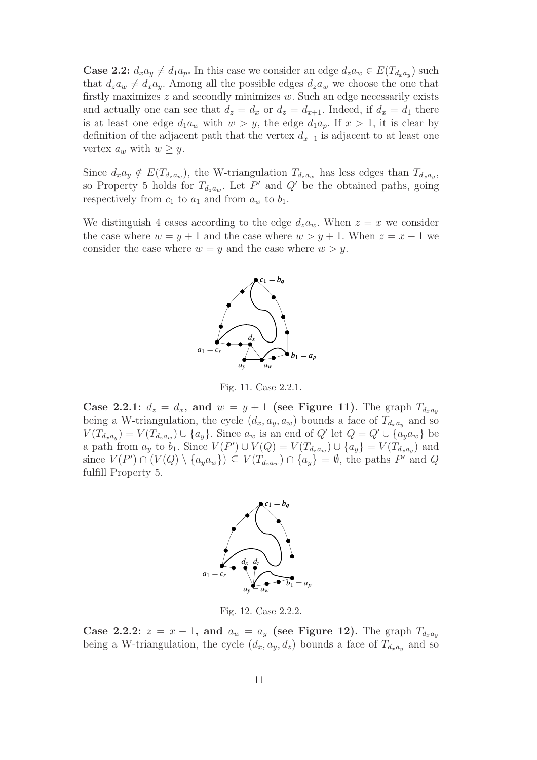**Case 2.2:** $d_x a_y \neq d_1 a_p$**.** In this case we consider an edge $d_z a_w \in E(T_{d_x a_y})$ such that $d_z a_w \neq d_x a_y$. Among all the possible edges $d_z a_w$ we choose the one that firstly maximizes $z$ and secondly minimizes $w$. Such an edge necessarily exists and actually one can see that $d_z = d_x$ or $d_z = d_{x+1}$. Indeed, if $d_x = d_1$ there is at least one edge $d_1 a_w$ with $w > y$, the edge $d_1 a_p$. If $x > 1$, it is clear by definition of the adjacent path that the vertex $d_{x-1}$ is adjacent to at least one vertex $a_w$ with $w \geq y$.

Since $d_x a_y \notin E(T_{d_z a_w})$, the W-triangulation $T_{d_z a_w}$ has less edges than $T_{d_x a_y}$, so Property 5 holds for $T_{d_z a_w}$. Let $P'$ and $Q'$ be the obtained paths, going respectively from $c_1$ to $a_1$ and from $a_w$ to $b_1$.

We distinguish 4 cases according to the edge $d_z a_w$. When $z = x$ we consider the case where $w = y + 1$ and the case where $w > y + 1$. When $z = x - 1$ we consider the case where $w = y$ and the case where $w > y$.

Fig. 11. Case 2.2.1.

**Case 2.2.1:** $d_z = d_x$**, and** $w = y + 1$ **(see Figure 11).** The graph $T_{d_x a_y}$ being a W-triangulation, the cycle $(d_x, a_y, a_w)$ bounds a face of $T_{d_x a_y}$ and so $V(T_{d_x a_y}) = V(T_{d_z a_w}) \cup \{a_y\}$. Since $a_w$ is an end of $Q'$ let $Q = Q' \cup \{a_y a_w\}$ be a path from $a_y$ to $b_1$. Since $V(P') \cup V(Q) = V(T_{d_z a_w}) \cup \{a_y\} = V(T_{d_x a_y})$ and since $V(P') \cap (V(Q) \setminus \{a_y a_w\}) \subseteq V(T_{d_z a_w}) \cap \{a_y\} = \emptyset$, the paths $P'$ and $Q$ fulfill Property 5.

Fig. 12. Case 2.2.2.

**Case 2.2.2:** $z = x - 1$**, and** $a_w = a_y$ **(see Figure 12).** The graph $T_{d_x a_y}$ being a W-triangulation, the cycle $(d_x, a_y, d_z)$ bounds a face of $T_{d_x a_y}$ and so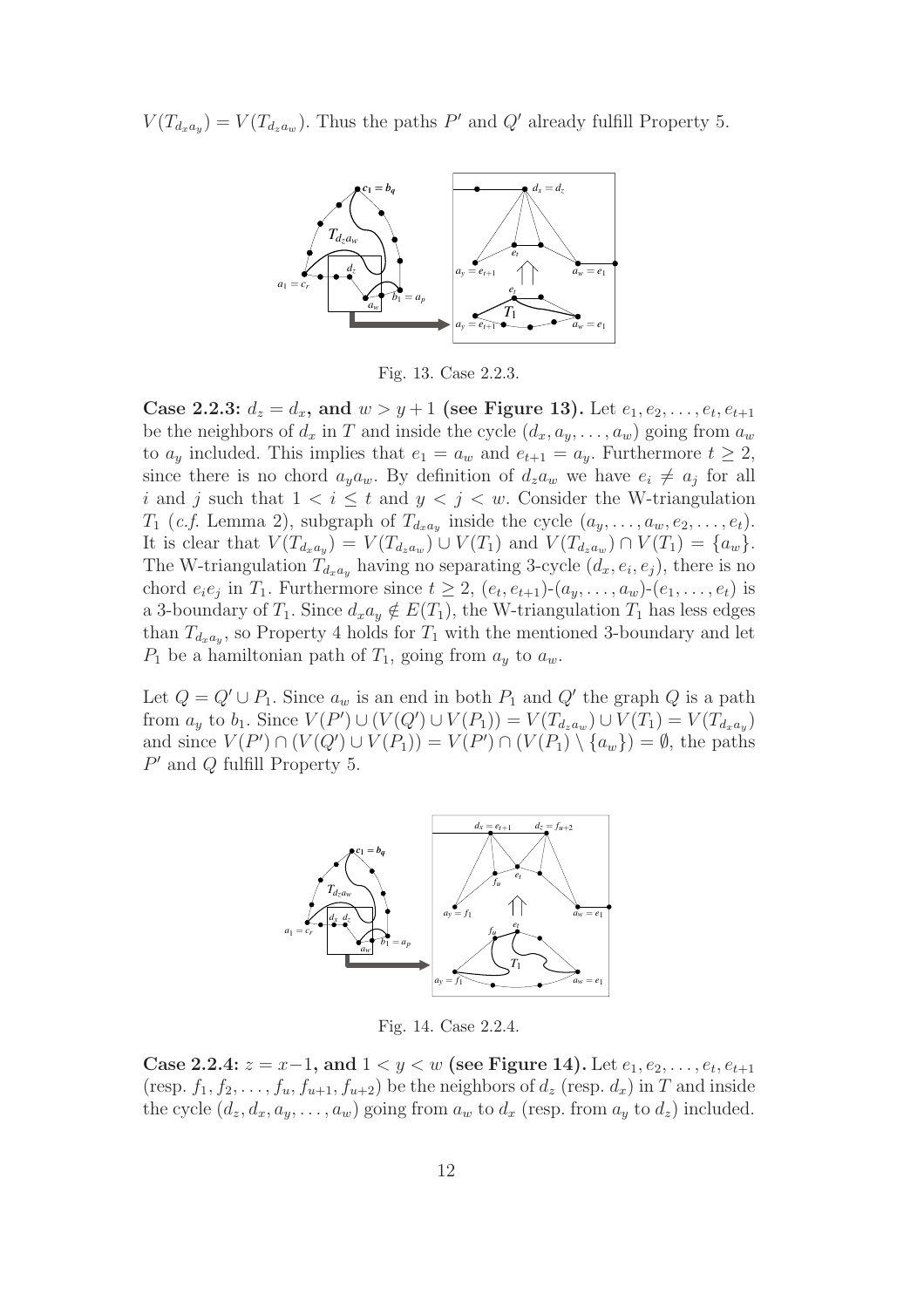$V(T_{d_x a_y}) = V(T_{d_z a_w})$. Thus the paths $P'$ and $Q'$ already fulfill Property 5.

Fig. 13. Case 2.2.3.

**Case 2.2.3: $d_z = d_x$, and $w > y+1$ (see Figure 13).** Let $e_1, e_2, \ldots, e_t, e_{t+1}$ be the neighbors of $d_x$ in $T$ and inside the cycle $(d_x, a_y, \ldots, a_w)$ going from $a_w$ to $a_y$ included. This implies that $e_1 = a_w$ and $e_{t+1} = a_y$. Furthermore $t \geq 2$, since there is no chord $a_y a_w$. By definition of $d_z a_w$ we have $e_i \neq a_j$ for all $i$ and $j$ such that $1 < i \leq t$ and $y < j < w$. Consider the W-triangulation $T_1$ (*c.f.* Lemma 2), subgraph of $T_{d_x a_y}$ inside the cycle $(a_y, \ldots, a_w, e_2, \ldots, e_t)$. It is clear that $V(T_{d_x a_y}) = V(T_{d_z a_w}) \cup V(T_1)$ and $V(T_{d_z a_w}) \cap V(T_1) = \{a_w\}$. The W-triangulation $T_{d_x a_y}$ having no separating 3-cycle $(d_x, e_i, e_j)$, there is no chord $e_i e_j$ in $T_1$. Furthermore since $t \geq 2$, $(e_t, e_{t+1})$-$(a_y, \ldots, a_w)$-$(e_1, \ldots, e_t)$ is a 3-boundary of $T_1$. Since $d_x a_y \notin E(T_1)$, the W-triangulation $T_1$ has less edges than $T_{d_x a_y}$, so Property 4 holds for $T_1$ with the mentioned 3-boundary and let $P_1$ be a hamiltonian path of $T_1$, going from $a_y$ to $a_w$.

Let $Q = Q' \cup P_1$. Since $a_w$ is an end in both $P_1$ and $Q'$ the graph $Q$ is a path from $a_y$ to $b_1$. Since $V(P') \cup (V(Q') \cup V(P_1)) = V(T_{d_z a_w}) \cup V(T_1) = V(T_{d_x a_y})$ and since $V(P') \cap (V(Q') \cup V(P_1)) = V(P') \cap (V(P_1) \setminus \{a_w\}) = \emptyset$, the paths $P'$ and $Q$ fulfill Property 5.

Fig. 14. Case 2.2.4.

**Case 2.2.4: $z = x-1$, and $1 < y < w$ (see Figure 14).** Let $e_1, e_2, \ldots, e_t, e_{t+1}$ (resp. $f_1, f_2, \ldots, f_u, f_{u+1}, f_{u+2}$) be the neighbors of $d_z$ (resp. $d_x$) in $T$ and inside the cycle $(d_z, d_x, a_y, \ldots, a_w)$ going from $a_w$ to $d_x$ (resp. from $a_y$ to $d_z$) included.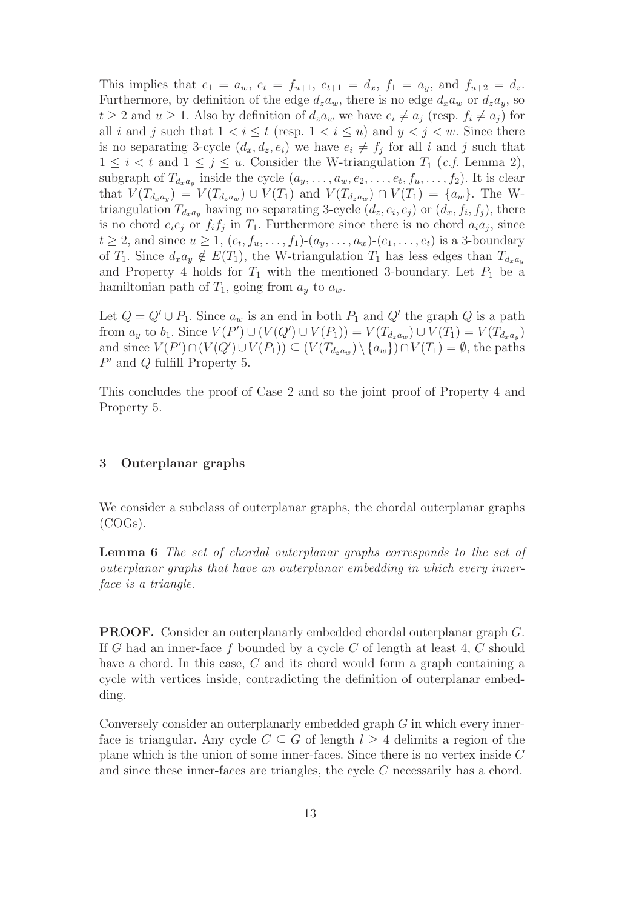This implies that $e_1 = a_w$, $e_t = f_{u+1}$, $e_{t+1} = d_x$, $f_1 = a_y$, and $f_{u+2} = d_z$. Furthermore, by definition of the edge $d_z a_w$, there is no edge $d_x a_w$ or $d_z a_y$, so $t \geq 2$ and $u \geq 1$. Also by definition of $d_z a_w$ we have $e_i \neq a_j$ (resp. $f_i \neq a_j$) for all $i$ and $j$ such that $1 < i \leq t$ (resp. $1 < i \leq u$) and $y < j < w$. Since there is no separating 3-cycle $(d_x, d_z, e_i)$ we have $e_i \neq f_j$ for all $i$ and $j$ such that $1 \leq i < t$ and $1 \leq j \leq u$. Consider the W-triangulation $T_1$ (*c.f.* Lemma 2), subgraph of $T_{d_x a_y}$ inside the cycle $(a_y, \ldots, a_w, e_2, \ldots, e_t, f_u, \ldots, f_2)$. It is clear that $V(T_{d_x a_y}) = V(T_{d_z a_w}) \cup V(T_1)$ and $V(T_{d_z a_w}) \cap V(T_1) = \{a_w\}$. The W-triangulation $T_{d_x a_y}$ having no separating 3-cycle $(d_z, e_i, e_j)$ or $(d_x, f_i, f_j)$, there is no chord $e_i e_j$ or $f_i f_j$ in $T_1$. Furthermore since there is no chord $a_i a_j$, since $t \geq 2$, and since $u \geq 1$, $(e_t, f_u, \ldots, f_1)$-$(a_y, \ldots, a_w)$-$(e_1, \ldots, e_t)$ is a 3-boundary of $T_1$. Since $d_x a_y \notin E(T_1)$, the W-triangulation $T_1$ has less edges than $T_{d_x a_y}$ and Property 4 holds for $T_1$ with the mentioned 3-boundary. Let $P_1$ be a hamiltonian path of $T_1$, going from $a_y$ to $a_w$.

Let $Q = Q' \cup P_1$. Since $a_w$ is an end in both $P_1$ and $Q'$ the graph $Q$ is a path from $a_y$ to $b_1$. Since $V(P') \cup (V(Q') \cup V(P_1)) = V(T_{d_z a_w}) \cup V(T_1) = V(T_{d_x a_y})$ and since $V(P') \cap (V(Q') \cup V(P_1)) \subseteq (V(T_{d_z a_w}) \setminus \{a_w\}) \cap V(T_1) = \emptyset$, the paths $P'$ and $Q$ fulfill Property 5.

This concludes the proof of Case 2 and so the joint proof of Property 4 and Property 5.

## 3 Outerplanar graphs

We consider a subclass of outerplanar graphs, the chordal outerplanar graphs (COGs).

**Lemma 6** *The set of chordal outerplanar graphs corresponds to the set of outerplanar graphs that have an outerplanar embedding in which every inner-face is a triangle.*

**PROOF.** Consider an outerplanarly embedded chordal outerplanar graph $G$. If $G$ had an inner-face $f$ bounded by a cycle $C$ of length at least 4, $C$ should have a chord. In this case, $C$ and its chord would form a graph containing a cycle with vertices inside, contradicting the definition of outerplanar embedding.

Conversely consider an outerplanarly embedded graph $G$ in which every inner-face is triangular. Any cycle $C \subseteq G$ of length $l \geq 4$ delimits a region of the plane which is the union of some inner-faces. Since there is no vertex inside $C$ and since these inner-faces are triangles, the cycle $C$ necessarily has a chord.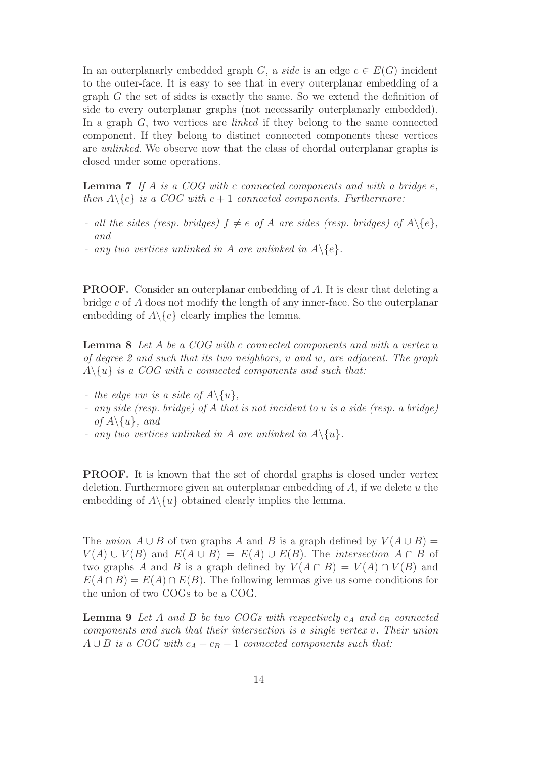In an outerplanarly embedded graph $G$, a *side* is an edge $e \in E(G)$ incident to the outer-face. It is easy to see that in every outerplanar embedding of a graph $G$ the set of sides is exactly the same. So we extend the definition of side to every outerplanar graphs (not necessarily outerplanarly embedded). In a graph $G$, two vertices are *linked* if they belong to the same connected component. If they belong to distinct connected components these vertices are *unlinked*. We observe now that the class of chordal outerplanar graphs is closed under some operations.

**Lemma 7** *If $A$ is a COG with $c$ connected components and with a bridge $e$, then $A \backslash \{e\}$ is a COG with $c+1$ connected components. Furthermore:*

- *all the sides (resp. bridges) $f \neq e$ of $A$ are sides (resp. bridges) of $A \backslash \{e\}$, and*
- *any two vertices unlinked in $A$ are unlinked in $A \backslash \{e\}$.*

**PROOF.** Consider an outerplanar embedding of $A$. It is clear that deleting a bridge $e$ of $A$ does not modify the length of any inner-face. So the outerplanar embedding of $A \backslash \{e\}$ clearly implies the lemma.

**Lemma 8** *Let $A$ be a COG with $c$ connected components and with a vertex $u$ of degree 2 and such that its two neighbors, $v$ and $w$, are adjacent. The graph $A \backslash \{u\}$ is a COG with $c$ connected components and such that:*

- *the edge $vw$ is a side of $A \backslash \{u\}$,*
- *any side (resp. bridge) of $A$ that is not incident to $u$ is a side (resp. a bridge) of $A \backslash \{u\}$, and*
- *any two vertices unlinked in $A$ are unlinked in $A \backslash \{u\}$.*

**PROOF.** It is known that the set of chordal graphs is closed under vertex deletion. Furthermore given an outerplanar embedding of $A$, if we delete $u$ the embedding of $A \backslash \{u\}$ obtained clearly implies the lemma.

The *union* $A \cup B$ of two graphs $A$ and $B$ is a graph defined by $V(A \cup B) = V(A) \cup V(B)$ and $E(A \cup B) = E(A) \cup E(B)$. The *intersection* $A \cap B$ of two graphs $A$ and $B$ is a graph defined by $V(A \cap B) = V(A) \cap V(B)$ and $E(A \cap B) = E(A) \cap E(B)$. The following lemmas give us some conditions for the union of two COGs to be a COG.

**Lemma 9** *Let $A$ and $B$ be two COGs with respectively $c_A$ and $c_B$ connected components and such that their intersection is a single vertex $v$. Their union $A \cup B$ is a COG with $c_A + c_B - 1$ connected components such that:*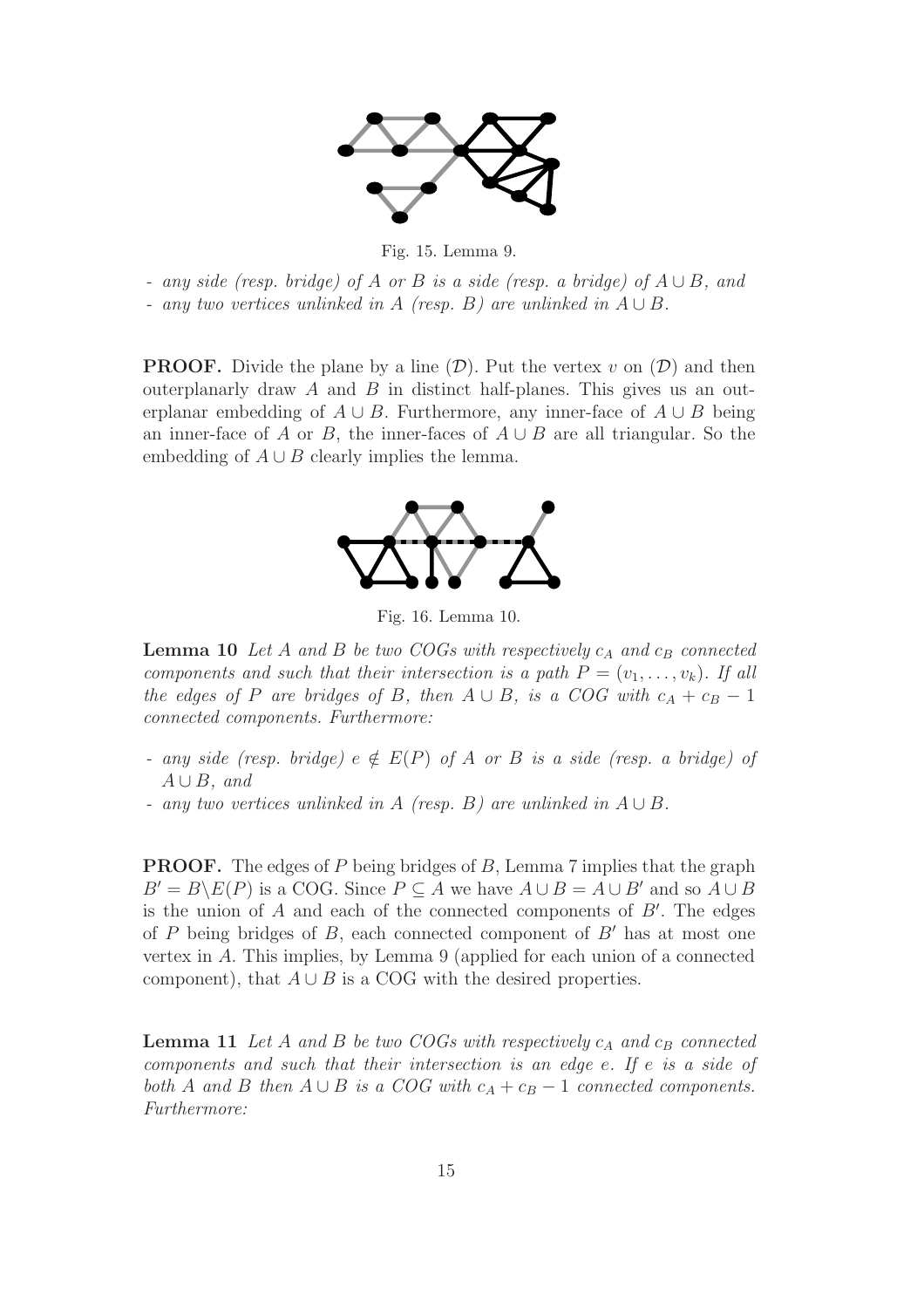Fig. 15. Lemma 9.

- *any side (resp. bridge) of $A$ or $B$ is a side (resp. a bridge) of $A \cup B$, and*
- *any two vertices unlinked in $A$ (resp. $B$) are unlinked in $A \cup B$.*

**PROOF.** Divide the plane by a line $(\mathcal{D})$. Put the vertex $v$ on $(\mathcal{D})$ and then outerplanarly draw $A$ and $B$ in distinct half-planes. This gives us an outerplanar embedding of $A \cup B$. Furthermore, any inner-face of $A \cup B$ being an inner-face of $A$ or $B$, the inner-faces of $A \cup B$ are all triangular. So the embedding of $A \cup B$ clearly implies the lemma.

Fig. 16. Lemma 10.

**Lemma 10** *Let $A$ and $B$ be two COGs with respectively $c_A$ and $c_B$ connected components and such that their intersection is a path $P = (v_1, \ldots, v_k)$. If all the edges of $P$ are bridges of $B$, then $A \cup B$, is a COG with $c_A + c_B - 1$ connected components. Furthermore:*

- *any side (resp. bridge) $e \notin E(P)$ of $A$ or $B$ is a side (resp. a bridge) of $A \cup B$, and*
- *any two vertices unlinked in $A$ (resp. $B$) are unlinked in $A \cup B$.*

**PROOF.** The edges of $P$ being bridges of $B$, Lemma 7 implies that the graph $B' = B \backslash E(P)$ is a COG. Since $P \subseteq A$ we have $A \cup B = A \cup B'$ and so $A \cup B$ is the union of $A$ and each of the connected components of $B'$. The edges of $P$ being bridges of $B$, each connected component of $B'$ has at most one vertex in $A$. This implies, by Lemma 9 (applied for each union of a connected component), that $A \cup B$ is a COG with the desired properties.

**Lemma 11** *Let $A$ and $B$ be two COGs with respectively $c_A$ and $c_B$ connected components and such that their intersection is an edge $e$. If $e$ is a side of both $A$ and $B$ then $A \cup B$ is a COG with $c_A + c_B - 1$ connected components. Furthermore:*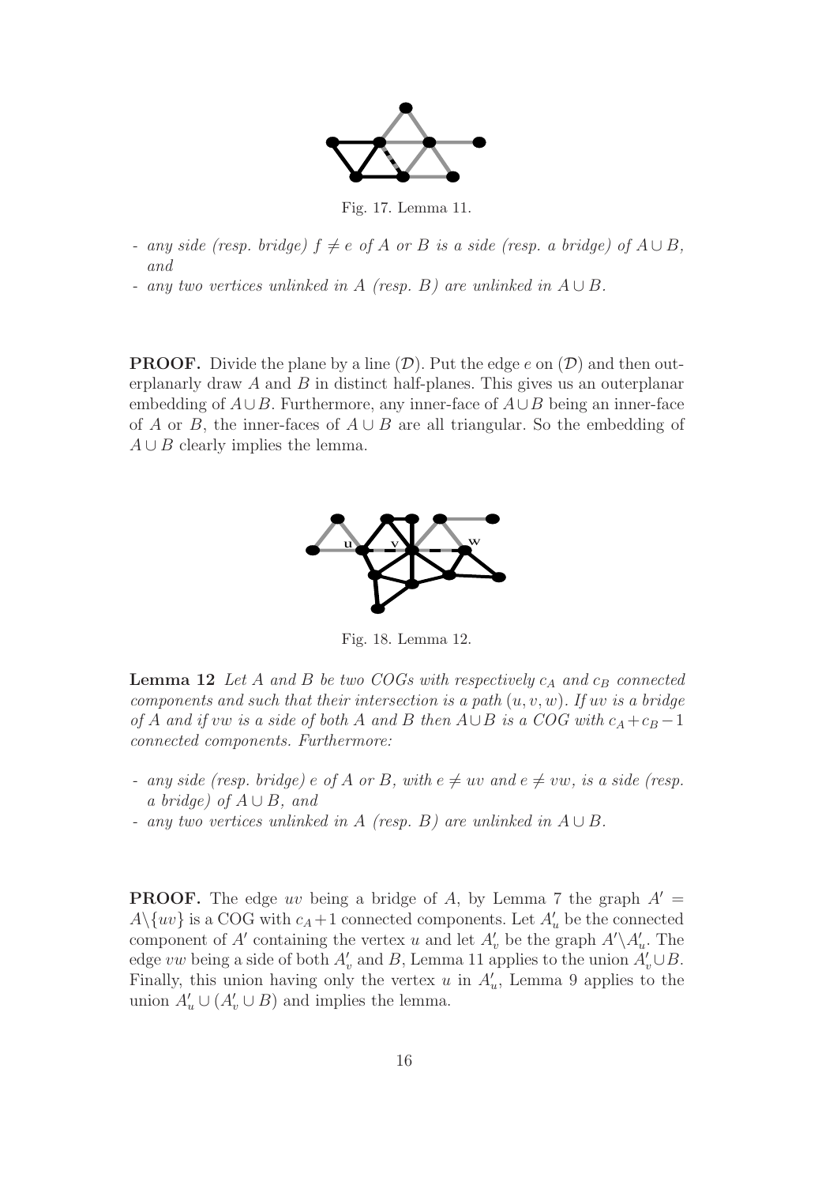Fig. 17. Lemma 11.

- *any side (resp. bridge) $f \neq e$ of $A$ or $B$ is a side (resp. a bridge) of $A \cup B$, and*
- *any two vertices unlinked in $A$ (resp. $B$) are unlinked in $A \cup B$.*

**PROOF.** Divide the plane by a line $(\mathcal{D})$. Put the edge $e$ on $(\mathcal{D})$ and then outerplanarly draw $A$ and $B$ in distinct half-planes. This gives us an outerplanar embedding of $A \cup B$. Furthermore, any inner-face of $A \cup B$ being an inner-face of $A$ or $B$, the inner-faces of $A \cup B$ are all triangular. So the embedding of $A \cup B$ clearly implies the lemma.

Fig. 18. Lemma 12.

**Lemma 12** *Let $A$ and $B$ be two COGs with respectively $c_A$ and $c_B$ connected components and such that their intersection is a path $(u, v, w)$. If $uv$ is a bridge of $A$ and if $vw$ is a side of both $A$ and $B$ then $A \cup B$ is a COG with $c_A + c_B - 1$ connected components. Furthermore:*

- *any side (resp. bridge) $e$ of $A$ or $B$, with $e \neq uv$ and $e \neq vw$, is a side (resp. a bridge) of $A \cup B$, and*
- *any two vertices unlinked in $A$ (resp. $B$) are unlinked in $A \cup B$.*

**PROOF.** The edge $uv$ being a bridge of $A$, by Lemma 7 the graph $A' = A \backslash \{uv\}$ is a COG with $c_A + 1$ connected components. Let $A'_u$ be the connected component of $A'$ containing the vertex $u$ and let $A'_v$ be the graph $A' \backslash A'_u$. The edge $vw$ being a side of both $A'_v$ and $B$, Lemma 11 applies to the union $A'_v \cup B$. Finally, this union having only the vertex $u$ in $A'_u$, Lemma 9 applies to the union $A'_u \cup (A'_v \cup B)$ and implies the lemma.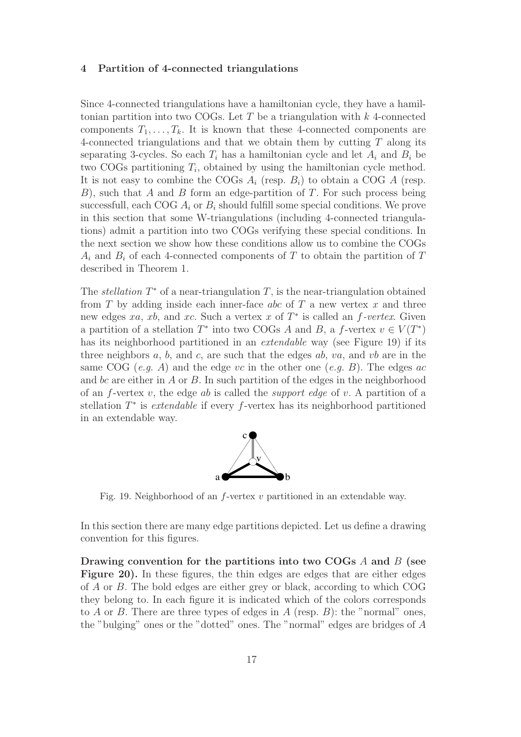## 4 Partition of 4-connected triangulations

Since 4-connected triangulations have a hamiltonian cycle, they have a hamiltonian partition into two COGs. Let $T$ be a triangulation with $k$ 4-connected components $T_1, \ldots, T_k$. It is known that these 4-connected components are 4-connected triangulations and that we obtain them by cutting $T$ along its separating 3-cycles. So each $T_i$ has a hamiltonian cycle and let $A_i$ and $B_i$ be two COGs partitioning $T_i$, obtained by using the hamiltonian cycle method. It is not easy to combine the COGs $A_i$ (resp. $B_i$) to obtain a COG $A$ (resp. $B$), such that $A$ and $B$ form an edge-partition of $T$. For such process being successfull, each COG $A_i$ or $B_i$ should fulfill some special conditions. We prove in this section that some W-triangulations (including 4-connected triangulations) admit a partition into two COGs verifying these special conditions. In the next section we show how these conditions allow us to combine the COGs $A_i$ and $B_i$ of each 4-connected components of $T$ to obtain the partition of $T$ described in Theorem 1.

The *stellation* $T^*$ of a near-triangulation $T$, is the near-triangulation obtained from $T$ by adding inside each inner-face $abc$ of $T$ a new vertex $x$ and three new edges $xa$, $xb$, and $xc$. Such a vertex $x$ of $T^*$ is called an *f-vertex*. Given a partition of a stellation $T^*$ into two COGs $A$ and $B$, a $f$-vertex $v \in V(T^*)$ has its neighborhood partitioned in an *extendable* way (see Figure 19) if its three neighbors $a$, $b$, and $c$, are such that the edges $ab$, $va$, and $vb$ are in the same COG (*e.g.* $A$) and the edge $vc$ in the other one (*e.g.* $B$). The edges $ac$ and $bc$ are either in $A$ or $B$. In such partition of the edges in the neighborhood of an $f$-vertex $v$, the edge $ab$ is called the *support edge* of $v$. A partition of a stellation $T^*$ is *extendable* if every $f$-vertex has its neighborhood partitioned in an extendable way.

Fig. 19. Neighborhood of an $f$-vertex $v$ partitioned in an extendable way.

In this section there are many edge partitions depicted. Let us define a drawing convention for this figures.

**Drawing convention for the partitions into two COGs $A$ and $B$ (see Figure 20).** In these figures, the thin edges are edges that are either edges of $A$ or $B$. The bold edges are either grey or black, according to which COG they belong to. In each figure it is indicated which of the colors corresponds to $A$ or $B$. There are three types of edges in $A$ (resp. $B$): the "normal" ones, the "bulging" ones or the "dotted" ones. The "normal" edges are bridges of $A$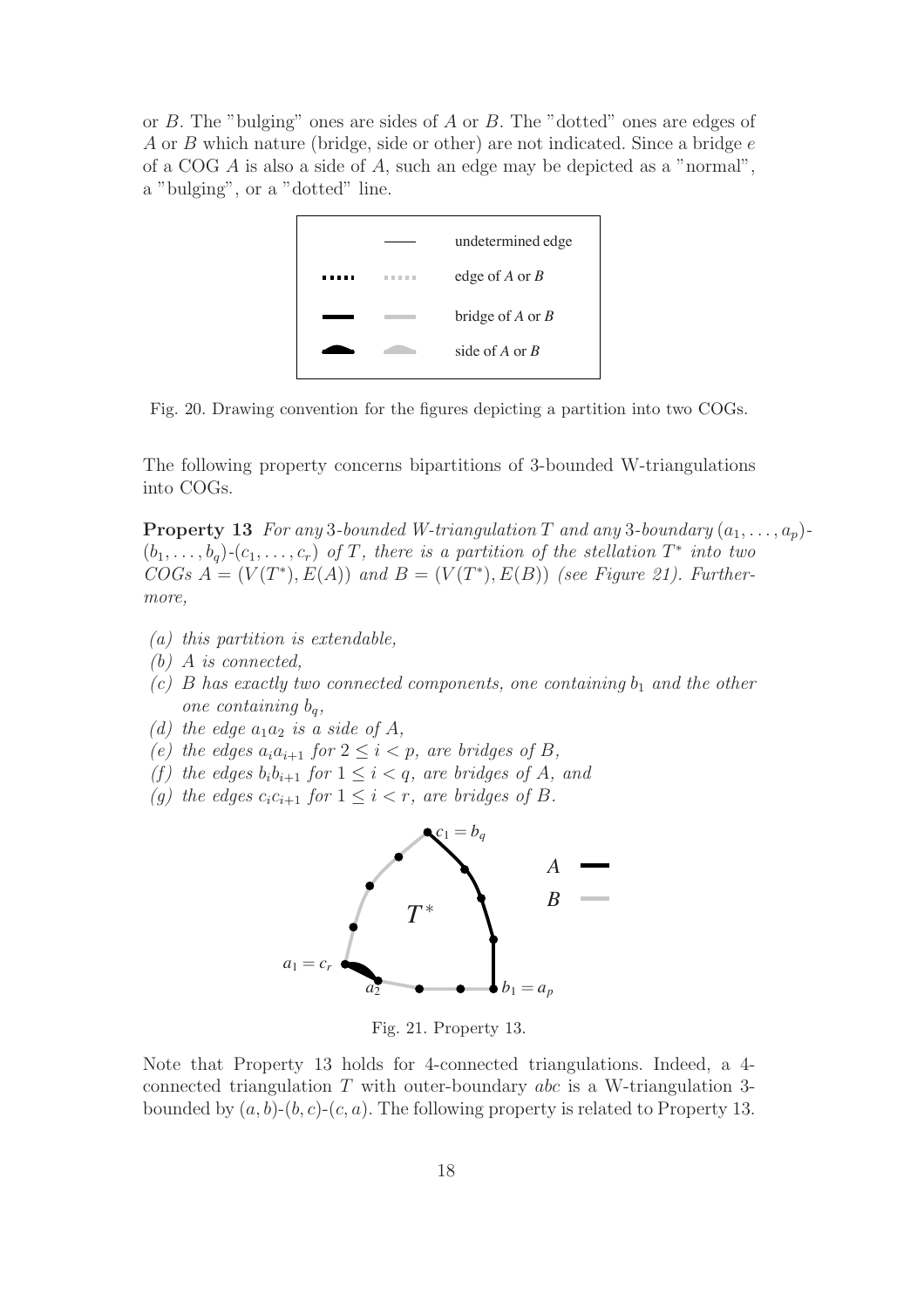or $B$. The "bulging" ones are sides of $A$ or $B$. The "dotted" ones are edges of $A$ or $B$ which nature (bridge, side or other) are not indicated. Since a bridge $e$ of a COG $A$ is also a side of $A$, such an edge may be depicted as a "normal", a "bulging", or a "dotted" line.

| | | |
|---|---|---|
| | —— | undetermined edge |
| ····· | ····· | edge of $A$ or $B$ |
| ▬▬ | ▬▬ | bridge of $A$ or $B$ |
| ⌒ | ⌒ | side of $A$ or $B$ |

Fig. 20. Drawing convention for the figures depicting a partition into two COGs.

The following property concerns bipartitions of 3-bounded W-triangulations into COGs.

**Property 13** *For any* 3*-bounded W-triangulation $T$ and any* 3*-boundary* $(a_1, \ldots, a_p)$-$(b_1, \ldots, b_q)$-$(c_1, \ldots, c_r)$ *of $T$, there is a partition of the stellation $T^*$ into two COGs* $A = (V(T^*), E(A))$ *and* $B = (V(T^*), E(B))$ *(see Figure 21). Furthermore,*

- *(a) this partition is extendable,*
- *(b) $A$ is connected,*
- *(c) $B$ has exactly two connected components, one containing $b_1$ and the other one containing $b_q$,*
- *(d) the edge $a_1a_2$ is a side of $A$,*
- *(e) the edges $a_ia_{i+1}$ for $2 \leq i < p$, are bridges of $B$,*
- *(f) the edges $b_ib_{i+1}$ for $1 \leq i < q$, are bridges of $A$, and*
- *(g) the edges $c_ic_{i+1}$ for $1 \leq i < r$, are bridges of $B$.*

Fig. 21. Property 13.

Note that Property 13 holds for 4-connected triangulations. Indeed, a 4-connected triangulation $T$ with outer-boundary $abc$ is a W-triangulation 3-bounded by $(a, b)$-$(b, c)$-$(c, a)$. The following property is related to Property 13.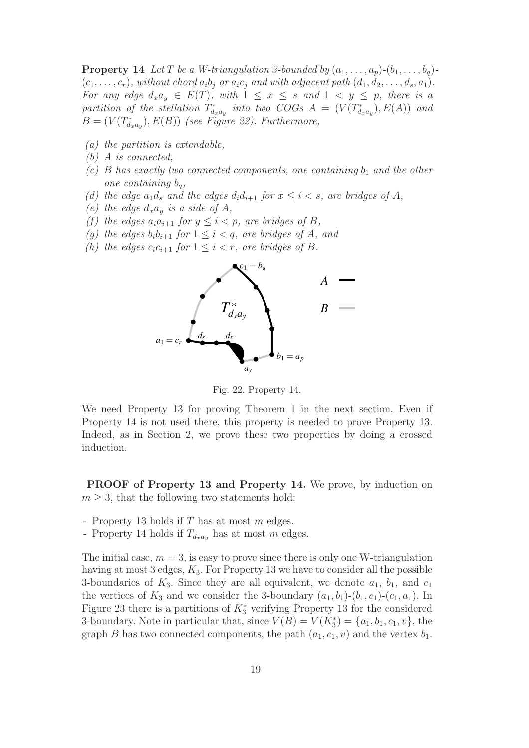**Property 14** *Let $T$ be a W-triangulation 3-bounded by $(a_1, \ldots, a_p)$-$(b_1, \ldots, b_q)$-$(c_1, \ldots, c_r)$, without chord $a_ib_j$ or $a_ic_j$ and with adjacent path $(d_1, d_2, \ldots, d_s, a_1)$. For any edge $d_xa_y \in E(T)$, with $1 \le x \le s$ and $1 < y \le p$, there is a partition of the stellation $T^*_{d_xa_y}$ into two COGs $A = (V(T^*_{d_xa_y}), E(A))$ and $B = (V(T^*_{d_xa_y}), E(B))$ (see Figure 22). Furthermore,*

- *(a) the partition is extendable,*
- *(b) $A$ is connected,*
- *(c) $B$ has exactly two connected components, one containing $b_1$ and the other one containing $b_q$,*
- *(d) the edge $a_1d_s$ and the edges $d_id_{i+1}$ for $x \le i < s$, are bridges of $A$,*
- *(e) the edge $d_xa_y$ is a side of $A$,*
- *(f) the edges $a_ia_{i+1}$ for $y \le i < p$, are bridges of $B$,*
- *(g) the edges $b_ib_{i+1}$ for $1 \le i < q$, are bridges of $A$, and*
- *(h) the edges $c_ic_{i+1}$ for $1 \le i < r$, are bridges of $B$.*

Fig. 22. Property 14.

We need Property 13 for proving Theorem 1 in the next section. Even if Property 14 is not used there, this property is needed to prove Property 13. Indeed, as in Section 2, we prove these two properties by doing a crossed induction.

**PROOF of Property 13 and Property 14.** We prove, by induction on $m \ge 3$, that the following two statements hold:

- Property 13 holds if $T$ has at most $m$ edges.
- Property 14 holds if $T_{d_xa_y}$ has at most $m$ edges.

The initial case, $m = 3$, is easy to prove since there is only one W-triangulation having at most 3 edges, $K_3$. For Property 13 we have to consider all the possible 3-boundaries of $K_3$. Since they are all equivalent, we denote $a_1$, $b_1$, and $c_1$ the vertices of $K_3$ and we consider the 3-boundary $(a_1, b_1)$-$(b_1, c_1)$-$(c_1, a_1)$. In Figure 23 there is a partitions of $K_3^*$ verifying Property 13 for the considered 3-boundary. Note in particular that, since $V(B) = V(K_3^*) = \{a_1, b_1, c_1, v\}$, the graph $B$ has two connected components, the path $(a_1, c_1, v)$ and the vertex $b_1$.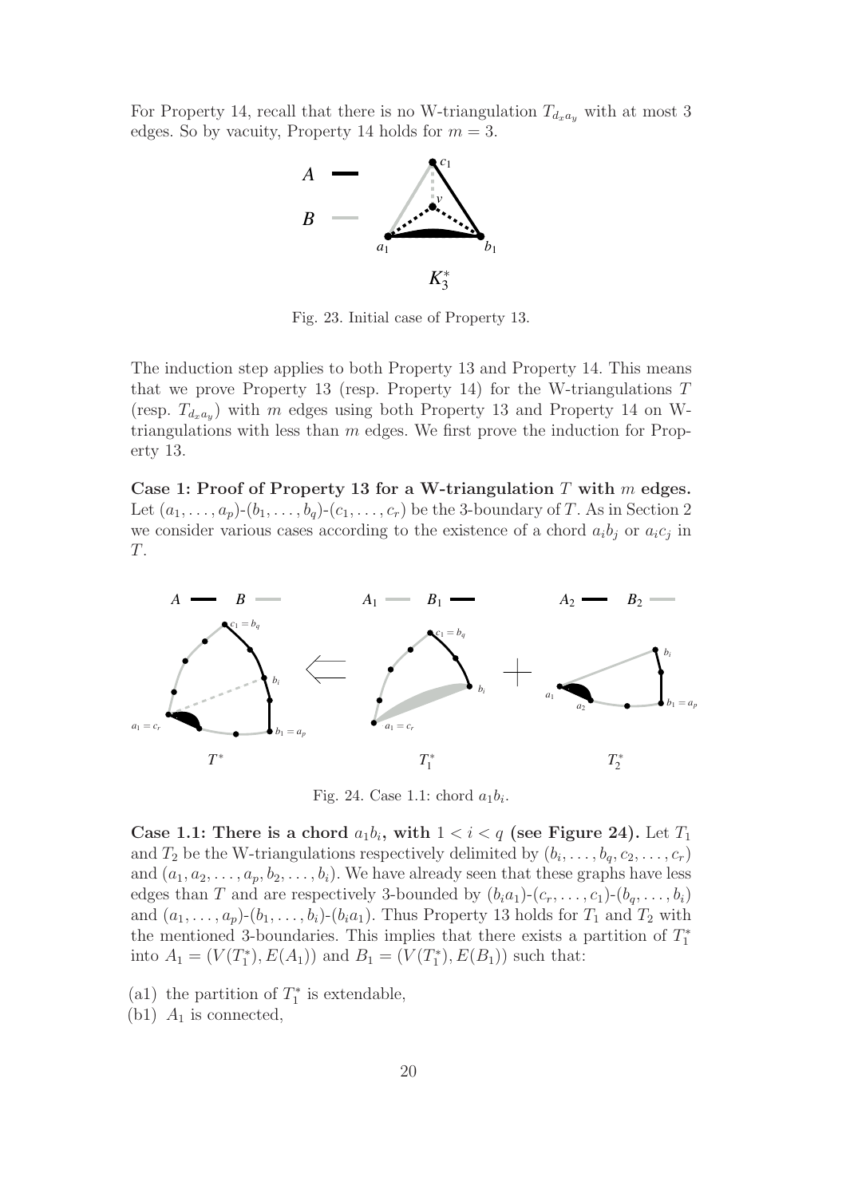For Property 14, recall that there is no W-triangulation $T_{d_x a_y}$ with at most 3 edges. So by vacuity, Property 14 holds for $m = 3$.

Fig. 23. Initial case of Property 13.

The induction step applies to both Property 13 and Property 14. This means that we prove Property 13 (resp. Property 14) for the W-triangulations $T$ (resp. $T_{d_x a_y}$) with $m$ edges using both Property 13 and Property 14 on W-triangulations with less than $m$ edges. We first prove the induction for Property 13.

**Case 1: Proof of Property 13 for a W-triangulation $T$ with $m$ edges.** Let $(a_1, \ldots, a_p)$-$(b_1, \ldots, b_q)$-$(c_1, \ldots, c_r)$ be the 3-boundary of $T$. As in Section 2 we consider various cases according to the existence of a chord $a_i b_j$ or $a_i c_j$ in $T$.

Fig. 24. Case 1.1: chord $a_1 b_i$.

**Case 1.1: There is a chord $a_1 b_i$, with $1 < i < q$ (see Figure 24).** Let $T_1$ and $T_2$ be the W-triangulations respectively delimited by $(b_i, \ldots, b_q, c_2, \ldots, c_r)$ and $(a_1, a_2, \ldots, a_p, b_2, \ldots, b_i)$. We have already seen that these graphs have less edges than $T$ and are respectively 3-bounded by $(b_i a_1)$-$(c_r, \ldots, c_1)$-$(b_q, \ldots, b_i)$ and $(a_1, \ldots, a_p)$-$(b_1, \ldots, b_i)$-$(b_i a_1)$. Thus Property 13 holds for $T_1$ and $T_2$ with the mentioned 3-boundaries. This implies that there exists a partition of $T_1^*$ into $A_1 = (V(T_1^*), E(A_1))$ and $B_1 = (V(T_1^*), E(B_1))$ such that:

(a1) the partition of $T_1^*$ is extendable,
(b1) $A_1$ is connected,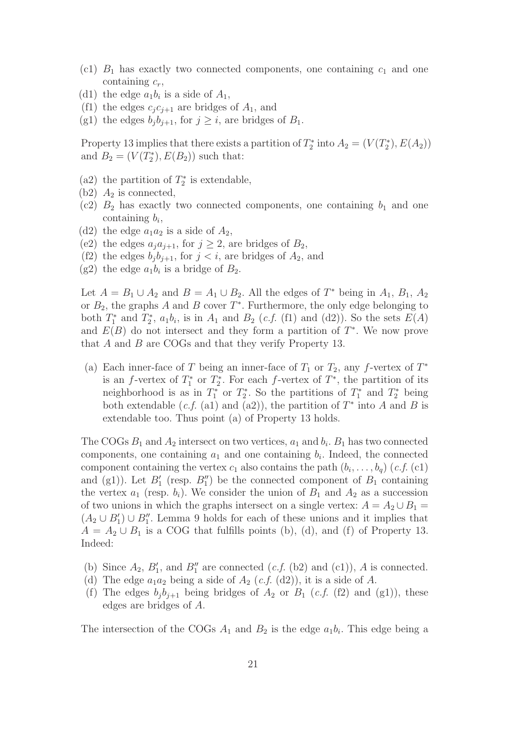(c1) $B_1$ has exactly two connected components, one containing $c_1$ and one containing $c_r$,

(d1) the edge $a_1b_i$ is a side of $A_1$,

(f1) the edges $c_jc_{j+1}$ are bridges of $A_1$, and

(g1) the edges $b_jb_{j+1}$, for $j \geq i$, are bridges of $B_1$.

Property 13 implies that there exists a partition of $T_2^*$ into $A_2 = (V(T_2^*), E(A_2))$ and $B_2 = (V(T_2^*), E(B_2))$ such that:

(a2) the partition of $T_2^*$ is extendable,

(b2) $A_2$ is connected,

(c2) $B_2$ has exactly two connected components, one containing $b_1$ and one containing $b_i$,

(d2) the edge $a_1a_2$ is a side of $A_2$,

(e2) the edges $a_ja_{j+1}$, for $j \geq 2$, are bridges of $B_2$,

(f2) the edges $b_jb_{j+1}$, for $j < i$, are bridges of $A_2$, and

(g2) the edge $a_1b_i$ is a bridge of $B_2$.

Let $A = B_1 \cup A_2$ and $B = A_1 \cup B_2$. All the edges of $T^*$ being in $A_1$, $B_1$, $A_2$ or $B_2$, the graphs $A$ and $B$ cover $T^*$. Furthermore, the only edge belonging to both $T_1^*$ and $T_2^*$, $a_1b_i$, is in $A_1$ and $B_2$ (*c.f.* (f1) and (d2)). So the sets $E(A)$ and $E(B)$ do not intersect and they form a partition of $T^*$. We now prove that $A$ and $B$ are COGs and that they verify Property 13.

(a) Each inner-face of $T$ being an inner-face of $T_1$ or $T_2$, any $f$-vertex of $T^*$ is an $f$-vertex of $T_1^*$ or $T_2^*$. For each $f$-vertex of $T^*$, the partition of its neighborhood is as in $T_1^*$ or $T_2^*$. So the partitions of $T_1^*$ and $T_2^*$ being both extendable (*c.f.* (a1) and (a2)), the partition of $T^*$ into $A$ and $B$ is extendable too. Thus point (a) of Property 13 holds.

The COGs $B_1$ and $A_2$ intersect on two vertices, $a_1$ and $b_i$. $B_1$ has two connected components, one containing $a_1$ and one containing $b_i$. Indeed, the connected component containing the vertex $c_1$ also contains the path $(b_i, \ldots, b_q)$ (*c.f.* (c1) and (g1)). Let $B_1'$ (resp. $B_1''$) be the connected component of $B_1$ containing the vertex $a_1$ (resp. $b_i$). We consider the union of $B_1$ and $A_2$ as a succession of two unions in which the graphs intersect on a single vertex: $A = A_2 \cup B_1 = (A_2 \cup B_1') \cup B_1''$. Lemma 9 holds for each of these unions and it implies that $A = A_2 \cup B_1$ is a COG that fulfills points (b), (d), and (f) of Property 13. Indeed:

(b) Since $A_2$, $B_1'$, and $B_1''$ are connected (*c.f.* (b2) and (c1)), $A$ is connected.

(d) The edge $a_1a_2$ being a side of $A_2$ (*c.f.* (d2)), it is a side of $A$.

(f) The edges $b_jb_{j+1}$ being bridges of $A_2$ or $B_1$ (*c.f.* (f2) and (g1)), these edges are bridges of $A$.

The intersection of the COGs $A_1$ and $B_2$ is the edge $a_1b_i$. This edge being a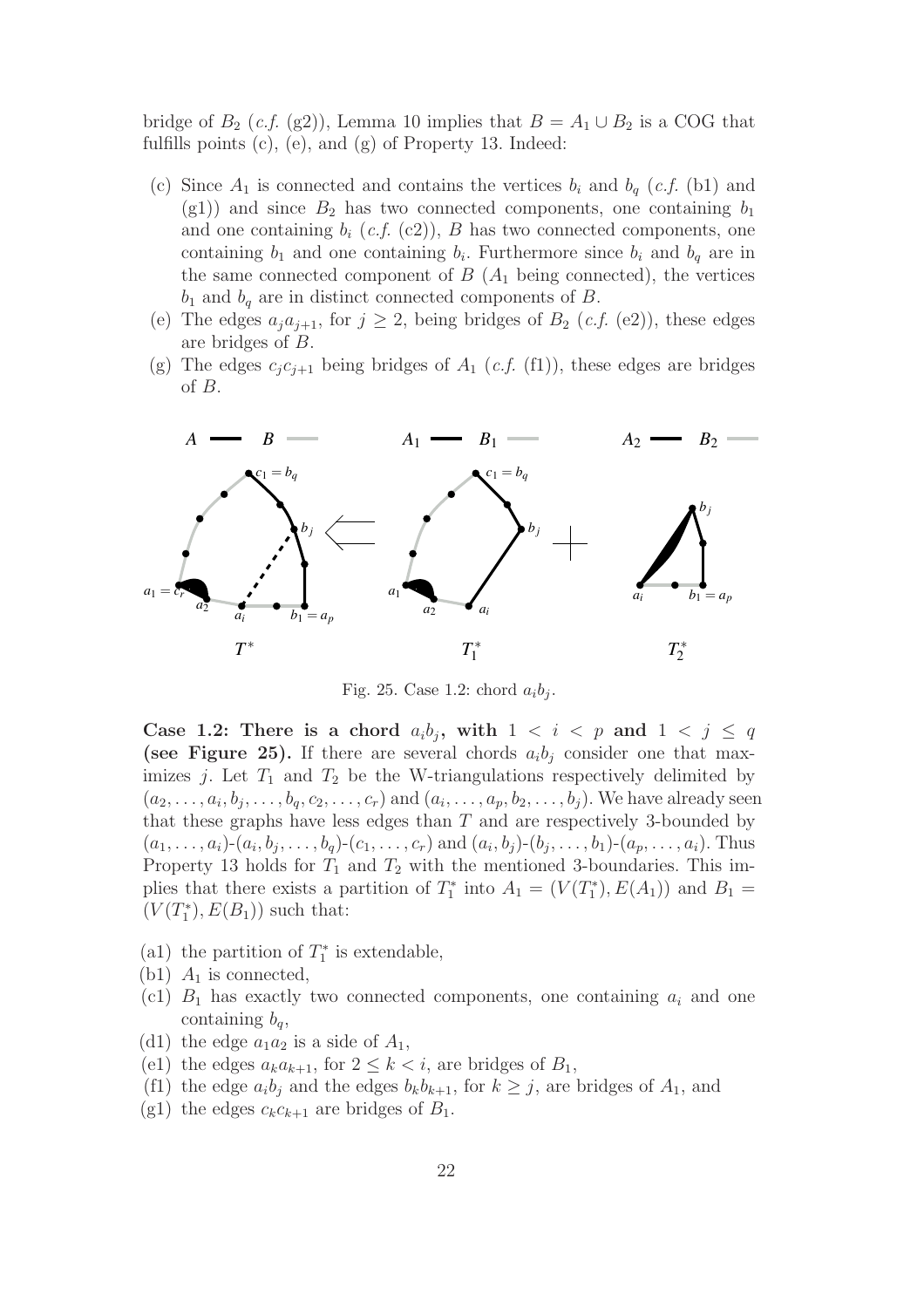bridge of $B_2$ (*c.f.* (g2)), Lemma 10 implies that $B = A_1 \cup B_2$ is a COG that fulfills points (c), (e), and (g) of Property 13. Indeed:

- (c) Since $A_1$ is connected and contains the vertices $b_i$ and $b_q$ (*c.f.* (b1) and (g1)) and since $B_2$ has two connected components, one containing $b_1$ and one containing $b_i$ (*c.f.* (c2)), $B$ has two connected components, one containing $b_1$ and one containing $b_i$. Furthermore since $b_i$ and $b_q$ are in the same connected component of $B$ ($A_1$ being connected), the vertices $b_1$ and $b_q$ are in distinct connected components of $B$.
- (e) The edges $a_j a_{j+1}$, for $j \geq 2$, being bridges of $B_2$ (*c.f.* (e2)), these edges are bridges of $B$.
- (g) The edges $c_j c_{j+1}$ being bridges of $A_1$ (*c.f.* (f1)), these edges are bridges of $B$.

Fig. 25. Case 1.2: chord $a_i b_j$.

**Case 1.2: There is a chord $a_i b_j$, with $1 < i < p$ and $1 < j \leq q$ (see Figure 25).** If there are several chords $a_i b_j$ consider one that maximizes $j$. Let $T_1$ and $T_2$ be the W-triangulations respectively delimited by $(a_2, \ldots, a_i, b_j, \ldots, b_q, c_2, \ldots, c_r)$ and $(a_i, \ldots, a_p, b_2, \ldots, b_j)$. We have already seen that these graphs have less edges than $T$ and are respectively 3-bounded by $(a_1, \ldots, a_i)$-$(a_i, b_j, \ldots, b_q)$-$(c_1, \ldots, c_r)$ and $(a_i, b_j)$-$(b_j, \ldots, b_1)$-$(a_p, \ldots, a_i)$. Thus Property 13 holds for $T_1$ and $T_2$ with the mentioned 3-boundaries. This implies that there exists a partition of $T_1^*$ into $A_1 = (V(T_1^*), E(A_1))$ and $B_1 = (V(T_1^*), E(B_1))$ such that:

- (a1) the partition of $T_1^*$ is extendable,
- (b1) $A_1$ is connected,
- (c1) $B_1$ has exactly two connected components, one containing $a_i$ and one containing $b_q$,
- (d1) the edge $a_1 a_2$ is a side of $A_1$,
- (e1) the edges $a_k a_{k+1}$, for $2 \leq k < i$, are bridges of $B_1$,
- (f1) the edge $a_i b_j$ and the edges $b_k b_{k+1}$, for $k \geq j$, are bridges of $A_1$, and
- (g1) the edges $c_k c_{k+1}$ are bridges of $B_1$.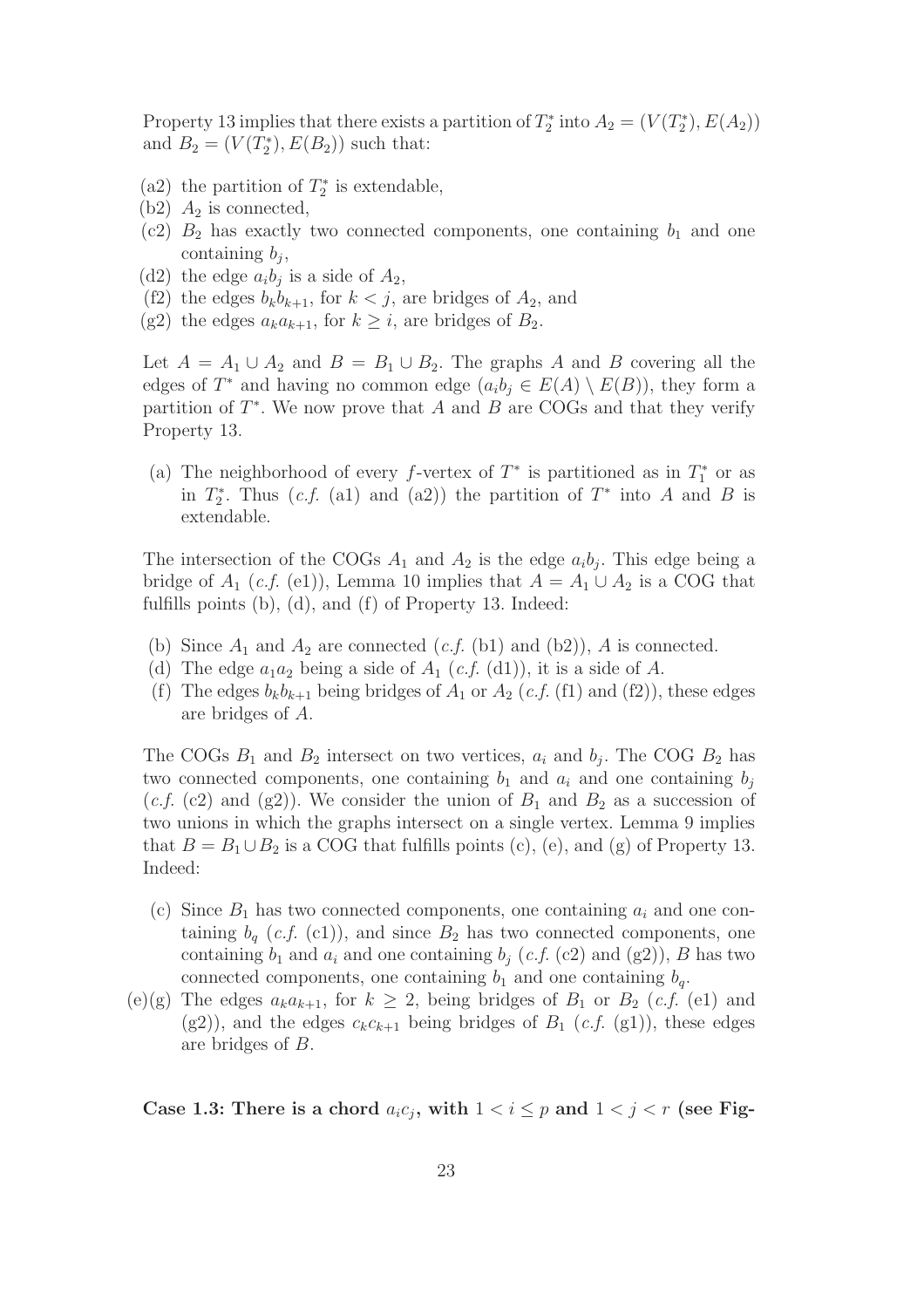Property 13 implies that there exists a partition of $T_2^*$ into $A_2 = (V(T_2^*), E(A_2))$ and $B_2 = (V(T_2^*), E(B_2))$ such that:

(a2) the partition of $T_2^*$ is extendable,

(b2) $A_2$ is connected,

(c2) $B_2$ has exactly two connected components, one containing $b_1$ and one containing $b_j$,

(d2) the edge $a_ib_j$ is a side of $A_2$,

(f2) the edges $b_kb_{k+1}$, for $k < j$, are bridges of $A_2$, and

(g2) the edges $a_ka_{k+1}$, for $k \geq i$, are bridges of $B_2$.

Let $A = A_1 \cup A_2$ and $B = B_1 \cup B_2$. The graphs $A$ and $B$ covering all the edges of $T^*$ and having no common edge ($a_ib_j \in E(A) \setminus E(B)$), they form a partition of $T^*$. We now prove that $A$ and $B$ are COGs and that they verify Property 13.

(a) The neighborhood of every $f$-vertex of $T^*$ is partitioned as in $T_1^*$ or as in $T_2^*$. Thus (*c.f.* (a1) and (a2)) the partition of $T^*$ into $A$ and $B$ is extendable.

The intersection of the COGs $A_1$ and $A_2$ is the edge $a_ib_j$. This edge being a bridge of $A_1$ (*c.f.* (e1)), Lemma 10 implies that $A = A_1 \cup A_2$ is a COG that fulfills points (b), (d), and (f) of Property 13. Indeed:

(b) Since $A_1$ and $A_2$ are connected (*c.f.* (b1) and (b2)), $A$ is connected.

(d) The edge $a_1a_2$ being a side of $A_1$ (*c.f.* (d1)), it is a side of $A$.

(f) The edges $b_kb_{k+1}$ being bridges of $A_1$ or $A_2$ (*c.f.* (f1) and (f2)), these edges are bridges of $A$.

The COGs $B_1$ and $B_2$ intersect on two vertices, $a_i$ and $b_j$. The COG $B_2$ has two connected components, one containing $b_1$ and $a_i$ and one containing $b_j$ (*c.f.* (c2) and (g2)). We consider the union of $B_1$ and $B_2$ as a succession of two unions in which the graphs intersect on a single vertex. Lemma 9 implies that $B = B_1 \cup B_2$ is a COG that fulfills points (c), (e), and (g) of Property 13. Indeed:

(c) Since $B_1$ has two connected components, one containing $a_i$ and one containing $b_q$ (*c.f.* (c1)), and since $B_2$ has two connected components, one containing $b_1$ and $a_i$ and one containing $b_j$ (*c.f.* (c2) and (g2)), $B$ has two connected components, one containing $b_1$ and one containing $b_q$.

(e)(g) The edges $a_ka_{k+1}$, for $k \geq 2$, being bridges of $B_1$ or $B_2$ (*c.f.* (e1) and (g2)), and the edges $c_kc_{k+1}$ being bridges of $B_1$ (*c.f.* (g1)), these edges are bridges of $B$.

**Case 1.3: There is a chord $a_ic_j$, with $1 < i \leq p$ and $1 < j < r$ (see Fig-**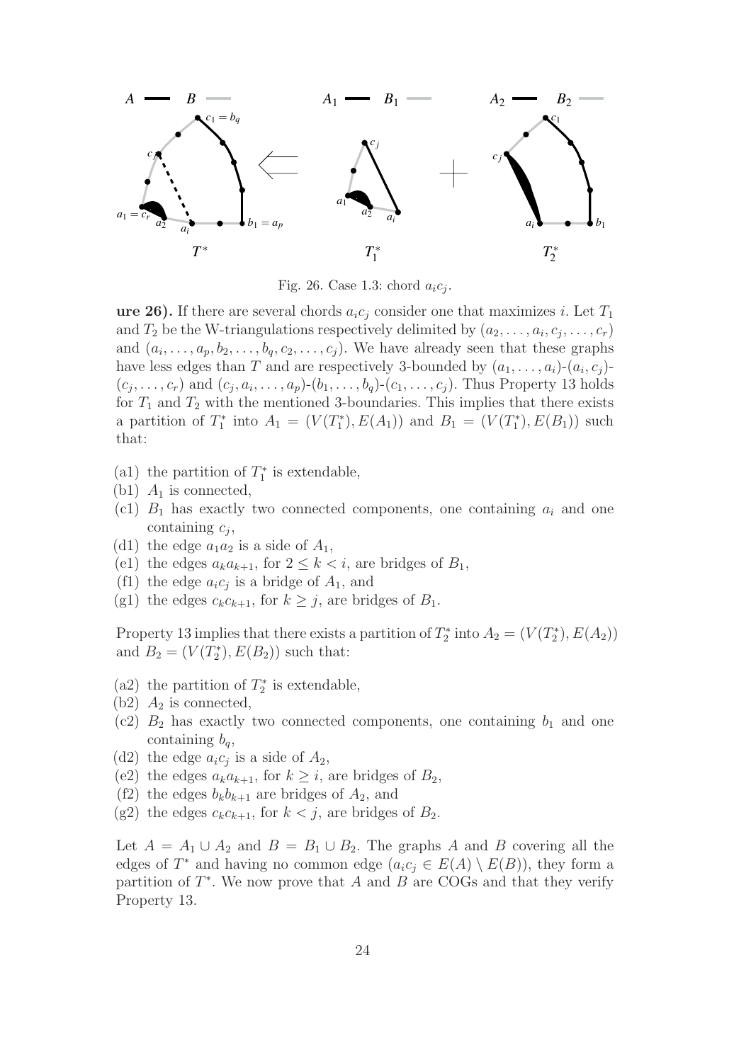Fig. 26. Case 1.3: chord $a_i c_j$.

**ure 26).** If there are several chords $a_i c_j$ consider one that maximizes $i$. Let $T_1$ and $T_2$ be the W-triangulations respectively delimited by $(a_2, \ldots, a_i, c_j, \ldots, c_r)$ and $(a_i, \ldots, a_p, b_2, \ldots, b_q, c_2, \ldots, c_j)$. We have already seen that these graphs have less edges than $T$ and are respectively 3-bounded by $(a_1, \ldots, a_i)$-$(a_i, c_j)$-$(c_j, \ldots, c_r)$ and $(c_j, a_i, \ldots, a_p)$-$(b_1, \ldots, b_q)$-$(c_1, \ldots, c_j)$. Thus Property 13 holds for $T_1$ and $T_2$ with the mentioned 3-boundaries. This implies that there exists a partition of $T_1^*$ into $A_1 = (V(T_1^*), E(A_1))$ and $B_1 = (V(T_1^*), E(B_1))$ such that:

- (a1) the partition of $T_1^*$ is extendable,
- (b1) $A_1$ is connected,
- (c1) $B_1$ has exactly two connected components, one containing $a_i$ and one containing $c_j$,
- (d1) the edge $a_1a_2$ is a side of $A_1$,
- (e1) the edges $a_ka_{k+1}$, for $2 \leq k < i$, are bridges of $B_1$,
- (f1) the edge $a_ic_j$ is a bridge of $A_1$, and
- (g1) the edges $c_kc_{k+1}$, for $k \geq j$, are bridges of $B_1$.

Property 13 implies that there exists a partition of $T_2^*$ into $A_2 = (V(T_2^*), E(A_2))$ and $B_2 = (V(T_2^*), E(B_2))$ such that:

- (a2) the partition of $T_2^*$ is extendable,
- (b2) $A_2$ is connected,
- (c2) $B_2$ has exactly two connected components, one containing $b_1$ and one containing $b_q$,
- (d2) the edge $a_ic_j$ is a side of $A_2$,
- (e2) the edges $a_ka_{k+1}$, for $k \geq i$, are bridges of $B_2$,
- (f2) the edges $b_kb_{k+1}$ are bridges of $A_2$, and
- (g2) the edges $c_kc_{k+1}$, for $k < j$, are bridges of $B_2$.

Let $A = A_1 \cup A_2$ and $B = B_1 \cup B_2$. The graphs $A$ and $B$ covering all the edges of $T^*$ and having no common edge ($a_ic_j \in E(A) \setminus E(B)$), they form a partition of $T^*$. We now prove that $A$ and $B$ are COGs and that they verify Property 13.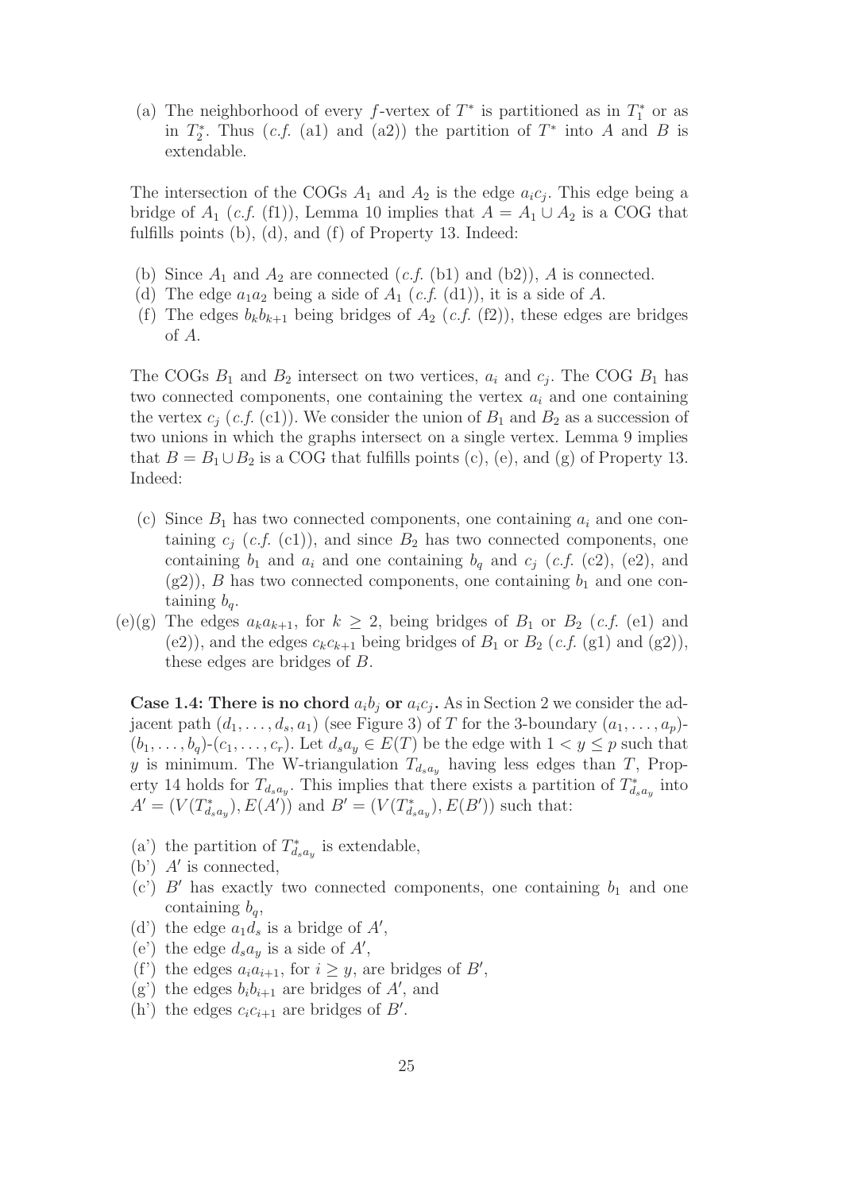(a) The neighborhood of every $f$-vertex of $T^*$ is partitioned as in $T_1^*$ or as in $T_2^*$. Thus (*c.f.* (a1) and (a2)) the partition of $T^*$ into $A$ and $B$ is extendable.

The intersection of the COGs $A_1$ and $A_2$ is the edge $a_ic_j$. This edge being a bridge of $A_1$ (*c.f.* (f1)), Lemma 10 implies that $A = A_1 \cup A_2$ is a COG that fulfills points (b), (d), and (f) of Property 13. Indeed:

- (b) Since $A_1$ and $A_2$ are connected (*c.f.* (b1) and (b2)), $A$ is connected.
- (d) The edge $a_1a_2$ being a side of $A_1$ (*c.f.* (d1)), it is a side of $A$.
- (f) The edges $b_kb_{k+1}$ being bridges of $A_2$ (*c.f.* (f2)), these edges are bridges of $A$.

The COGs $B_1$ and $B_2$ intersect on two vertices, $a_i$ and $c_j$. The COG $B_1$ has two connected components, one containing the vertex $a_i$ and one containing the vertex $c_j$ (*c.f.* (c1)). We consider the union of $B_1$ and $B_2$ as a succession of two unions in which the graphs intersect on a single vertex. Lemma 9 implies that $B = B_1 \cup B_2$ is a COG that fulfills points (c), (e), and (g) of Property 13. Indeed:

- (c) Since $B_1$ has two connected components, one containing $a_i$ and one containing $c_j$ (*c.f.* (c1)), and since $B_2$ has two connected components, one containing $b_1$ and $a_i$ and one containing $b_q$ and $c_j$ (*c.f.* (c2), (e2), and (g2)), $B$ has two connected components, one containing $b_1$ and one containing $b_q$.
- (e)(g) The edges $a_ka_{k+1}$, for $k \geq 2$, being bridges of $B_1$ or $B_2$ (*c.f.* (e1) and (e2)), and the edges $c_kc_{k+1}$ being bridges of $B_1$ or $B_2$ (*c.f.* (g1) and (g2)), these edges are bridges of $B$.

**Case 1.4: There is no chord $a_ib_j$ or $a_ic_j$.** As in Section 2 we consider the adjacent path $(d_1, \ldots, d_s, a_1)$ (see Figure 3) of $T$ for the 3-boundary $(a_1, \ldots, a_p)$-$(b_1, \ldots, b_q)$-$(c_1, \ldots, c_r)$. Let $d_sa_y \in E(T)$ be the edge with $1 < y \leq p$ such that $y$ is minimum. The W-triangulation $T_{d_sa_y}$ having less edges than $T$, Property 14 holds for $T_{d_sa_y}$. This implies that there exists a partition of $T^*_{d_sa_y}$ into $A' = (V(T^*_{d_sa_y}), E(A'))$ and $B' = (V(T^*_{d_sa_y}), E(B'))$ such that:

- (a') the partition of $T^*_{d_sa_y}$ is extendable,
- (b') $A'$ is connected,
- (c') $B'$ has exactly two connected components, one containing $b_1$ and one containing $b_q$,
- (d') the edge $a_1d_s$ is a bridge of $A'$,
- (e') the edge $d_sa_y$ is a side of $A'$,
- (f') the edges $a_ia_{i+1}$, for $i \geq y$, are bridges of $B'$,
- (g') the edges $b_ib_{i+1}$ are bridges of $A'$, and
- (h') the edges $c_ic_{i+1}$ are bridges of $B'$.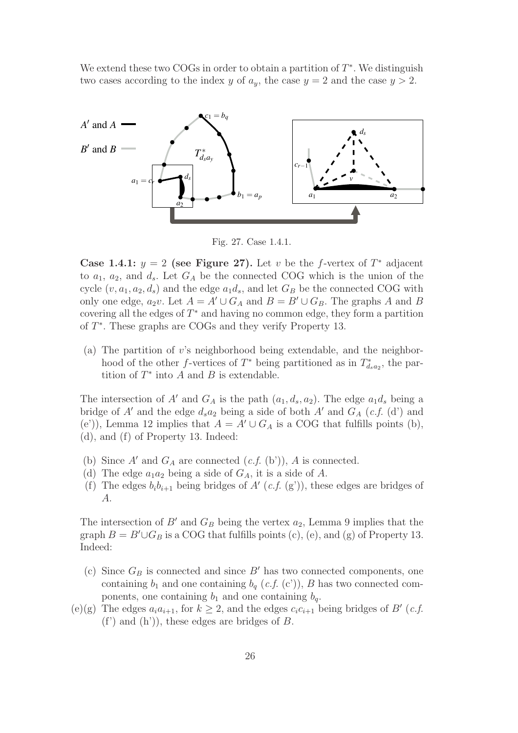We extend these two COGs in order to obtain a partition of $T^*$. We distinguish two cases according to the index $y$ of $a_y$, the case $y = 2$ and the case $y > 2$.

Fig. 27. Case 1.4.1.

**Case 1.4.1: $y = 2$ (see Figure 27).** Let $v$ be the $f$-vertex of $T^*$ adjacent to $a_1$, $a_2$, and $d_s$. Let $G_A$ be the connected COG which is the union of the cycle $(v, a_1, a_2, d_s)$ and the edge $a_1d_s$, and let $G_B$ be the connected COG with only one edge, $a_2v$. Let $A = A' \cup G_A$ and $B = B' \cup G_B$. The graphs $A$ and $B$ covering all the edges of $T^*$ and having no common edge, they form a partition of $T^*$. These graphs are COGs and they verify Property 13.

(a) The partition of $v$'s neighborhood being extendable, and the neighborhood of the other $f$-vertices of $T^*$ being partitioned as in $T^*_{d_sa_2}$, the partition of $T^*$ into $A$ and $B$ is extendable.

The intersection of $A'$ and $G_A$ is the path $(a_1, d_s, a_2)$. The edge $a_1d_s$ being a bridge of $A'$ and the edge $d_sa_2$ being a side of both $A'$ and $G_A$ (*c.f.* (d') and (e')), Lemma 12 implies that $A = A' \cup G_A$ is a COG that fulfills points (b), (d), and (f) of Property 13. Indeed:

(b) Since $A'$ and $G_A$ are connected (*c.f.* (b')), $A$ is connected.
(d) The edge $a_1a_2$ being a side of $G_A$, it is a side of $A$.
(f) The edges $b_ib_{i+1}$ being bridges of $A'$ (*c.f.* (g')), these edges are bridges of $A$.

The intersection of $B'$ and $G_B$ being the vertex $a_2$, Lemma 9 implies that the graph $B = B' \cup G_B$ is a COG that fulfills points (c), (e), and (g) of Property 13. Indeed:

(c) Since $G_B$ is connected and since $B'$ has two connected components, one containing $b_1$ and one containing $b_q$ (*c.f.* (c')), $B$ has two connected components, one containing $b_1$ and one containing $b_q$.
(e)(g) The edges $a_ia_{i+1}$, for $k \geq 2$, and the edges $c_ic_{i+1}$ being bridges of $B'$ (*c.f.* (f') and (h')), these edges are bridges of $B$.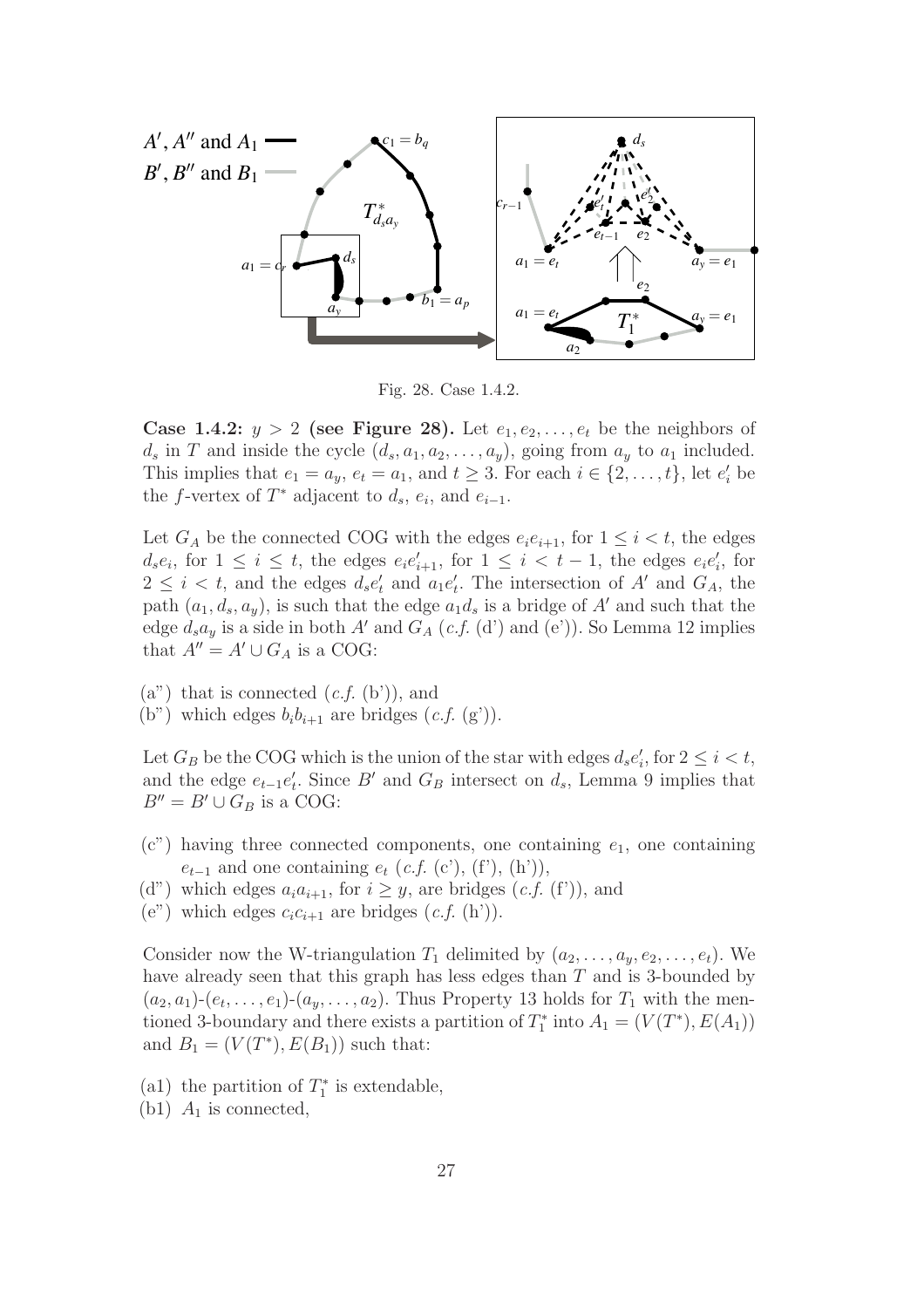Fig. 28. Case 1.4.2.

**Case 1.4.2:** $y > 2$ **(see Figure 28).** Let $e_1, e_2, \ldots, e_t$ be the neighbors of $d_s$ in $T$ and inside the cycle $(d_s, a_1, a_2, \ldots, a_y)$, going from $a_y$ to $a_1$ included. This implies that $e_1 = a_y$, $e_t = a_1$, and $t \geq 3$. For each $i \in \{2, \ldots, t\}$, let $e'_i$ be the $f$-vertex of $T^*$ adjacent to $d_s$, $e_i$, and $e_{i-1}$.

Let $G_A$ be the connected COG with the edges $e_i e_{i+1}$, for $1 \leq i < t$, the edges $d_s e_i$, for $1 \leq i \leq t$, the edges $e_i e'_{i+1}$, for $1 \leq i < t-1$, the edges $e_i e'_i$, for $2 \leq i < t$, and the edges $d_s e'_t$ and $a_1 e'_t$. The intersection of $A'$ and $G_A$, the path $(a_1, d_s, a_y)$, is such that the edge $a_1 d_s$ is a bridge of $A'$ and such that the edge $d_s a_y$ is a side in both $A'$ and $G_A$ (*c.f.* (d') and (e')). So Lemma 12 implies that $A'' = A' \cup G_A$ is a COG:

(a") that is connected (*c.f.* (b')), and
(b") which edges $b_i b_{i+1}$ are bridges (*c.f.* (g')).

Let $G_B$ be the COG which is the union of the star with edges $d_s e'_i$, for $2 \leq i < t$, and the edge $e_{t-1} e'_t$. Since $B'$ and $G_B$ intersect on $d_s$, Lemma 9 implies that $B'' = B' \cup G_B$ is a COG:

(c") having three connected components, one containing $e_1$, one containing $e_{t-1}$ and one containing $e_t$ (*c.f.* (c'), (f'), (h')),
(d") which edges $a_i a_{i+1}$, for $i \geq y$, are bridges (*c.f.* (f')), and
(e") which edges $c_i c_{i+1}$ are bridges (*c.f.* (h')).

Consider now the W-triangulation $T_1$ delimited by $(a_2, \ldots, a_y, e_2, \ldots, e_t)$. We have already seen that this graph has less edges than $T$ and is 3-bounded by $(a_2, a_1)$-$(e_t, \ldots, e_1)$-$(a_y, \ldots, a_2)$. Thus Property 13 holds for $T_1$ with the mentioned 3-boundary and there exists a partition of $T_1^*$ into $A_1 = (V(T^*), E(A_1))$ and $B_1 = (V(T^*), E(B_1))$ such that:

(a1) the partition of $T_1^*$ is extendable,
(b1) $A_1$ is connected,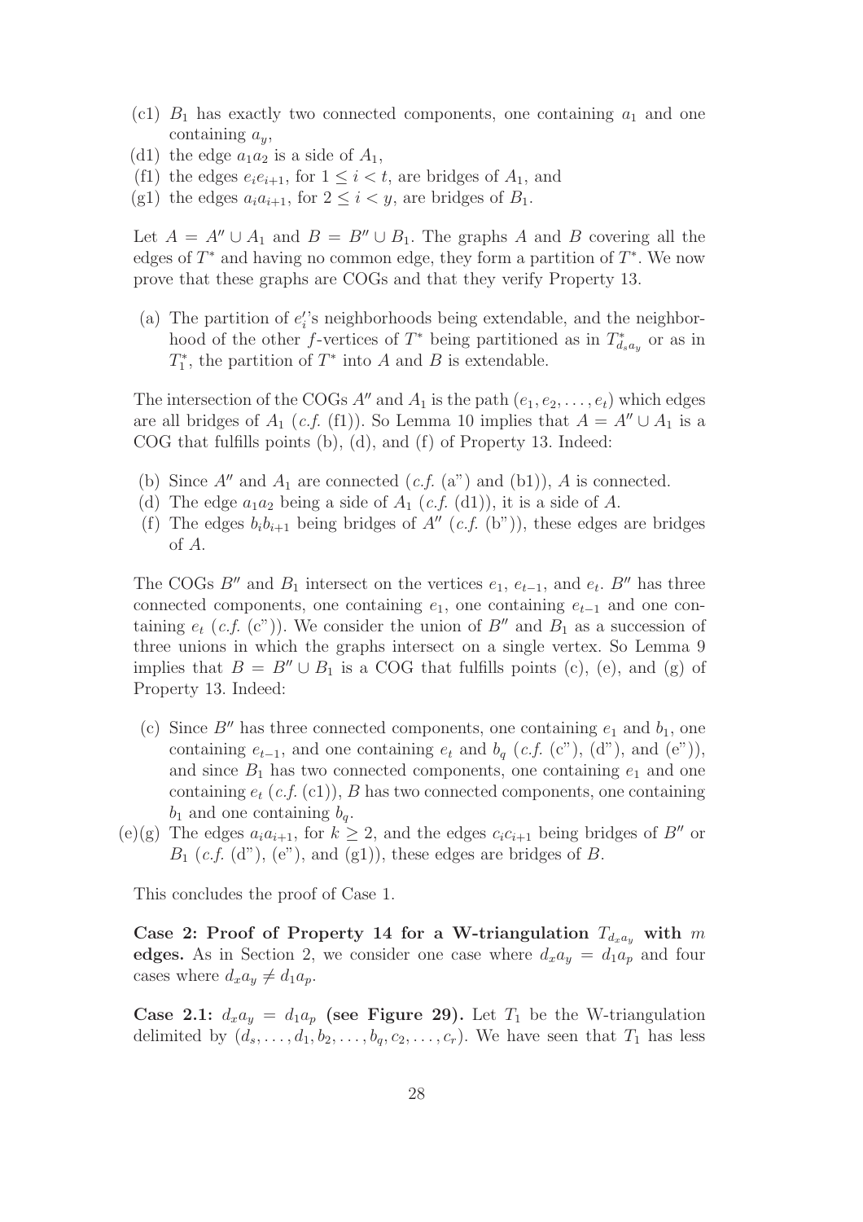- (c1) $B_1$ has exactly two connected components, one containing $a_1$ and one containing $a_y$,
- (d1) the edge $a_1a_2$ is a side of $A_1$,
- (f1) the edges $e_ie_{i+1}$, for $1 \leq i < t$, are bridges of $A_1$, and
- (g1) the edges $a_ia_{i+1}$, for $2 \leq i < y$, are bridges of $B_1$.

Let $A = A'' \cup A_1$ and $B = B'' \cup B_1$. The graphs $A$ and $B$ covering all the edges of $T^*$ and having no common edge, they form a partition of $T^*$. We now prove that these graphs are COGs and that they verify Property 13.

- (a) The partition of $e_i'$'s neighborhoods being extendable, and the neighborhood of the other $f$-vertices of $T^*$ being partitioned as in $T^*_{d_sa_y}$ or as in $T^*_1$, the partition of $T^*$ into $A$ and $B$ is extendable.

The intersection of the COGs $A''$ and $A_1$ is the path $(e_1, e_2, \ldots, e_t)$ which edges are all bridges of $A_1$ (*c.f.* (f1)). So Lemma 10 implies that $A = A'' \cup A_1$ is a COG that fulfills points (b), (d), and (f) of Property 13. Indeed:

- (b) Since $A''$ and $A_1$ are connected (*c.f.* (a") and (b1)), $A$ is connected.
- (d) The edge $a_1a_2$ being a side of $A_1$ (*c.f.* (d1)), it is a side of $A$.
- (f) The edges $b_ib_{i+1}$ being bridges of $A''$ (*c.f.* (b")), these edges are bridges of $A$.

The COGs $B''$ and $B_1$ intersect on the vertices $e_1$, $e_{t-1}$, and $e_t$. $B''$ has three connected components, one containing $e_1$, one containing $e_{t-1}$ and one containing $e_t$ (*c.f.* (c")). We consider the union of $B''$ and $B_1$ as a succession of three unions in which the graphs intersect on a single vertex. So Lemma 9 implies that $B = B'' \cup B_1$ is a COG that fulfills points (c), (e), and (g) of Property 13. Indeed:

- (c) Since $B''$ has three connected components, one containing $e_1$ and $b_1$, one containing $e_{t-1}$, and one containing $e_t$ and $b_q$ (*c.f.* (c"), (d"), and (e")), and since $B_1$ has two connected components, one containing $e_1$ and one containing $e_t$ (*c.f.* (c1)), $B$ has two connected components, one containing $b_1$ and one containing $b_q$.
- (e)(g) The edges $a_ia_{i+1}$, for $k \geq 2$, and the edges $c_ic_{i+1}$ being bridges of $B''$ or $B_1$ (*c.f.* (d"), (e"), and (g1)), these edges are bridges of $B$.

This concludes the proof of Case 1.

**Case 2: Proof of Property 14 for a W-triangulation $T_{d_xa_y}$ with $m$ edges.** As in Section 2, we consider one case where $d_xa_y = d_1a_p$ and four cases where $d_xa_y \neq d_1a_p$.

**Case 2.1: $d_xa_y = d_1a_p$ (see Figure 29).** Let $T_1$ be the W-triangulation delimited by $(d_s, \ldots, d_1, b_2, \ldots, b_q, c_2, \ldots, c_r)$. We have seen that $T_1$ has less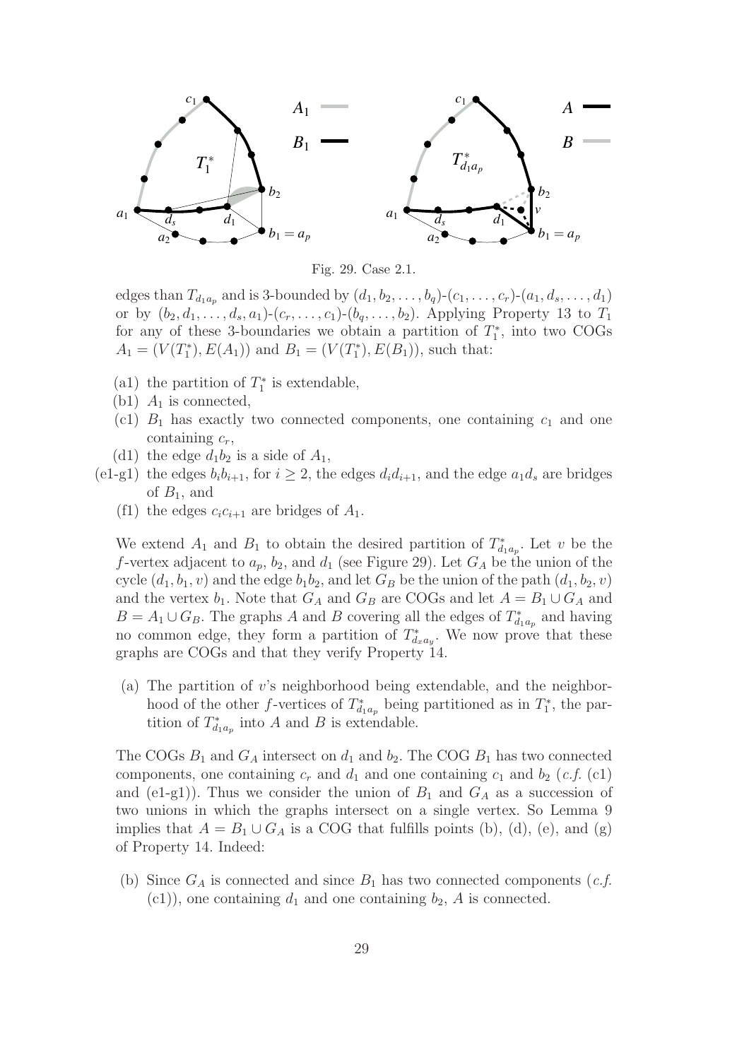Fig. 29. Case 2.1.

edges than $T_{d_1a_p}$ and is 3-bounded by $(d_1, b_2, \ldots, b_q)$-$(c_1, \ldots, c_r)$-$(a_1, d_s, \ldots, d_1)$ or by $(b_2, d_1, \ldots, d_s, a_1)$-$(c_r, \ldots, c_1)$-$(b_q, \ldots, b_2)$. Applying Property 13 to $T_1$ for any of these 3-boundaries we obtain a partition of $T_1^*$, into two COGs $A_1 = (V(T_1^*), E(A_1))$ and $B_1 = (V(T_1^*), E(B_1))$, such that:

- (a1) the partition of $T_1^*$ is extendable,
- (b1) $A_1$ is connected,
- (c1) $B_1$ has exactly two connected components, one containing $c_1$ and one containing $c_r$,
- (d1) the edge $d_1b_2$ is a side of $A_1$,
- (e1-g1) the edges $b_ib_{i+1}$, for $i \geq 2$, the edges $d_id_{i+1}$, and the edge $a_1d_s$ are bridges of $B_1$, and
- (f1) the edges $c_ic_{i+1}$ are bridges of $A_1$.

We extend $A_1$ and $B_1$ to obtain the desired partition of $T_{d_1a_p}^*$. Let $v$ be the $f$-vertex adjacent to $a_p$, $b_2$, and $d_1$ (see Figure 29). Let $G_A$ be the union of the cycle $(d_1, b_1, v)$ and the edge $b_1b_2$, and let $G_B$ be the union of the path $(d_1, b_2, v)$ and the vertex $b_1$. Note that $G_A$ and $G_B$ are COGs and let $A = B_1 \cup G_A$ and $B = A_1 \cup G_B$. The graphs $A$ and $B$ covering all the edges of $T_{d_1a_p}^*$ and having no common edge, they form a partition of $T_{d_xa_y}^*$. We now prove that these graphs are COGs and that they verify Property 14.

(a) The partition of $v$'s neighborhood being extendable, and the neighborhood of the other $f$-vertices of $T_{d_1a_p}^*$ being partitioned as in $T_1^*$, the partition of $T_{d_1a_p}^*$ into $A$ and $B$ is extendable.

The COGs $B_1$ and $G_A$ intersect on $d_1$ and $b_2$. The COG $B_1$ has two connected components, one containing $c_r$ and $d_1$ and one containing $c_1$ and $b_2$ (*c.f.* (c1) and (e1-g1)). Thus we consider the union of $B_1$ and $G_A$ as a succession of two unions in which the graphs intersect on a single vertex. So Lemma 9 implies that $A = B_1 \cup G_A$ is a COG that fulfills points (b), (d), (e), and (g) of Property 14. Indeed:

(b) Since $G_A$ is connected and since $B_1$ has two connected components (*c.f.* (c1)), one containing $d_1$ and one containing $b_2$, $A$ is connected.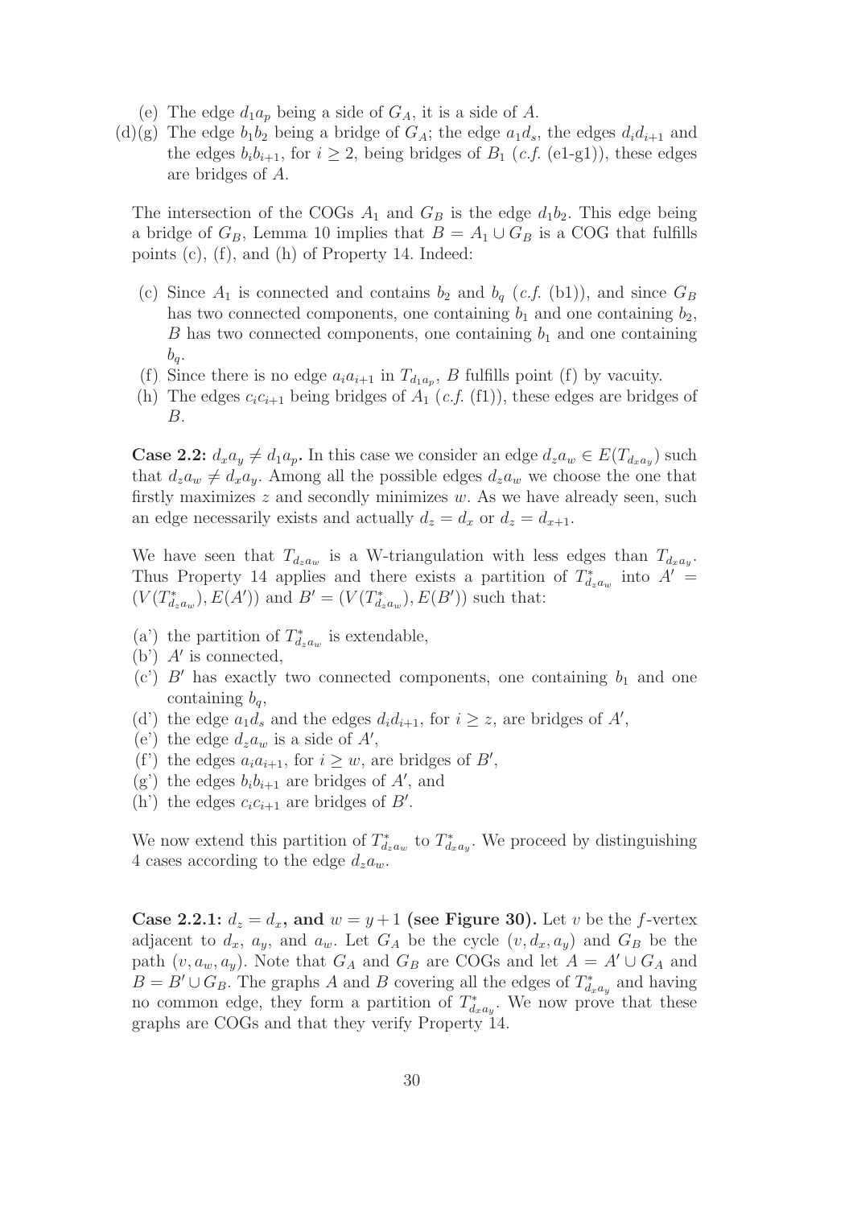(e) The edge $d_1a_p$ being a side of $G_A$, it is a side of $A$.

(d)(g) The edge $b_1b_2$ being a bridge of $G_A$; the edge $a_1d_s$, the edges $d_id_{i+1}$ and the edges $b_ib_{i+1}$, for $i \geq 2$, being bridges of $B_1$ (*c.f.* (e1-g1)), these edges are bridges of $A$.

The intersection of the COGs $A_1$ and $G_B$ is the edge $d_1b_2$. This edge being a bridge of $G_B$, Lemma 10 implies that $B = A_1 \cup G_B$ is a COG that fulfills points (c), (f), and (h) of Property 14. Indeed:

- (c) Since $A_1$ is connected and contains $b_2$ and $b_q$ (*c.f.* (b1)), and since $G_B$ has two connected components, one containing $b_1$ and one containing $b_2$, $B$ has two connected components, one containing $b_1$ and one containing $b_q$.
- (f) Since there is no edge $a_ia_{i+1}$ in $T_{d_1a_p}$, $B$ fulfills point (f) by vacuity.
- (h) The edges $c_ic_{i+1}$ being bridges of $A_1$ (*c.f.* (f1)), these edges are bridges of $B$.

**Case 2.2: $d_xa_y \neq d_1a_p$.** In this case we consider an edge $d_za_w \in E(T_{d_xa_y})$ such that $d_za_w \neq d_xa_y$. Among all the possible edges $d_za_w$ we choose the one that firstly maximizes $z$ and secondly minimizes $w$. As we have already seen, such an edge necessarily exists and actually $d_z = d_x$ or $d_z = d_{x+1}$.

We have seen that $T_{d_za_w}$ is a W-triangulation with less edges than $T_{d_xa_y}$. Thus Property 14 applies and there exists a partition of $T^*_{d_za_w}$ into $A' = (V(T^*_{d_za_w}), E(A'))$ and $B' = (V(T^*_{d_za_w}), E(B'))$ such that:

- (a') the partition of $T^*_{d_za_w}$ is extendable,
- (b') $A'$ is connected,
- (c') $B'$ has exactly two connected components, one containing $b_1$ and one containing $b_q$,
- (d') the edge $a_1d_s$ and the edges $d_id_{i+1}$, for $i \geq z$, are bridges of $A'$,
- (e') the edge $d_za_w$ is a side of $A'$,
- (f') the edges $a_ia_{i+1}$, for $i \geq w$, are bridges of $B'$,
- (g') the edges $b_ib_{i+1}$ are bridges of $A'$, and
- (h') the edges $c_ic_{i+1}$ are bridges of $B'$.

We now extend this partition of $T^*_{d_za_w}$ to $T^*_{d_xa_y}$. We proceed by distinguishing 4 cases according to the edge $d_za_w$.

**Case 2.2.1: $d_z = d_x$, and $w = y + 1$ (see Figure 30).** Let $v$ be the $f$-vertex adjacent to $d_x$, $a_y$, and $a_w$. Let $G_A$ be the cycle $(v, d_x, a_y)$ and $G_B$ be the path $(v, a_w, a_y)$. Note that $G_A$ and $G_B$ are COGs and let $A = A' \cup G_A$ and $B = B' \cup G_B$. The graphs $A$ and $B$ covering all the edges of $T^*_{d_xa_y}$ and having no common edge, they form a partition of $T^*_{d_xa_y}$. We now prove that these graphs are COGs and that they verify Property 14.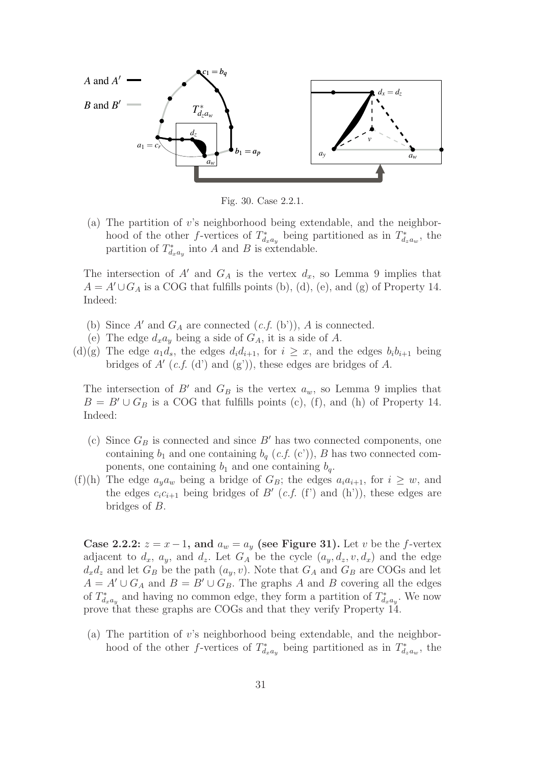Fig. 30. Case 2.2.1.

(a) The partition of $v$'s neighborhood being extendable, and the neighborhood of the other $f$-vertices of $T^*_{d_x a_y}$ being partitioned as in $T^*_{d_z a_w}$, the partition of $T^*_{d_x a_y}$ into $A$ and $B$ is extendable.

The intersection of $A'$ and $G_A$ is the vertex $d_x$, so Lemma 9 implies that $A = A' \cup G_A$ is a COG that fulfills points (b), (d), (e), and (g) of Property 14. Indeed:

- (b) Since $A'$ and $G_A$ are connected (*c.f.* (b')), $A$ is connected.
- (e) The edge $d_x a_y$ being a side of $G_A$, it is a side of $A$.
- (d)(g) The edge $a_1 d_s$, the edges $d_i d_{i+1}$, for $i \geq x$, and the edges $b_i b_{i+1}$ being bridges of $A'$ (*c.f.* (d') and (g')), these edges are bridges of $A$.

The intersection of $B'$ and $G_B$ is the vertex $a_w$, so Lemma 9 implies that $B = B' \cup G_B$ is a COG that fulfills points (c), (f), and (h) of Property 14. Indeed:

- (c) Since $G_B$ is connected and since $B'$ has two connected components, one containing $b_1$ and one containing $b_q$ (*c.f.* (c')), $B$ has two connected components, one containing $b_1$ and one containing $b_q$.
- (f)(h) The edge $a_y a_w$ being a bridge of $G_B$; the edges $a_i a_{i+1}$, for $i \geq w$, and the edges $c_i c_{i+1}$ being bridges of $B'$ (*c.f.* (f') and (h')), these edges are bridges of $B$.

**Case 2.2.2: $z = x - 1$, and $a_w = a_y$ (see Figure 31).** Let $v$ be the $f$-vertex adjacent to $d_x$, $a_y$, and $d_z$. Let $G_A$ be the cycle $(a_y, d_z, v, d_x)$ and the edge $d_x d_z$ and let $G_B$ be the path $(a_y, v)$. Note that $G_A$ and $G_B$ are COGs and let $A = A' \cup G_A$ and $B = B' \cup G_B$. The graphs $A$ and $B$ covering all the edges of $T^*_{d_x a_y}$ and having no common edge, they form a partition of $T^*_{d_x a_y}$. We now prove that these graphs are COGs and that they verify Property 14.

(a) The partition of $v$'s neighborhood being extendable, and the neighborhood of the other $f$-vertices of $T^*_{d_x a_y}$ being partitioned as in $T^*_{d_z a_w}$, the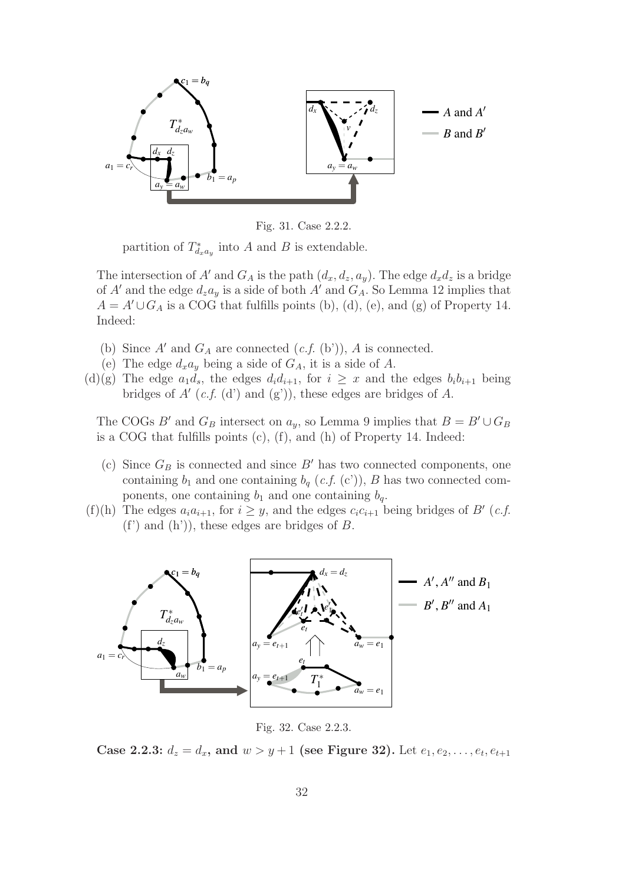Fig. 31. Case 2.2.2.

partition of $T^*_{d_x a_y}$ into $A$ and $B$ is extendable.

The intersection of $A'$ and $G_A$ is the path $(d_x, d_z, a_y)$. The edge $d_x d_z$ is a bridge of $A'$ and the edge $d_z a_y$ is a side of both $A'$ and $G_A$. So Lemma 12 implies that $A = A' \cup G_A$ is a COG that fulfills points (b), (d), (e), and (g) of Property 14. Indeed:

- (b) Since $A'$ and $G_A$ are connected (*c.f.* (b')), $A$ is connected.
- (e) The edge $d_x a_y$ being a side of $G_A$, it is a side of $A$.
- (d)(g) The edge $a_1 d_s$, the edges $d_i d_{i+1}$, for $i \geq x$ and the edges $b_i b_{i+1}$ being bridges of $A'$ (*c.f.* (d') and (g')), these edges are bridges of $A$.

The COGs $B'$ and $G_B$ intersect on $a_y$, so Lemma 9 implies that $B = B' \cup G_B$ is a COG that fulfills points (c), (f), and (h) of Property 14. Indeed:

- (c) Since $G_B$ is connected and since $B'$ has two connected components, one containing $b_1$ and one containing $b_q$ (*c.f.* (c')), $B$ has two connected components, one containing $b_1$ and one containing $b_q$.
- (f)(h) The edges $a_i a_{i+1}$, for $i \geq y$, and the edges $c_i c_{i+1}$ being bridges of $B'$ (*c.f.* (f') and (h')), these edges are bridges of $B$.

Fig. 32. Case 2.2.3.

**Case 2.2.3: $d_z = d_x$, and $w > y + 1$ (see Figure 32).** Let $e_1, e_2, \ldots, e_t, e_{t+1}$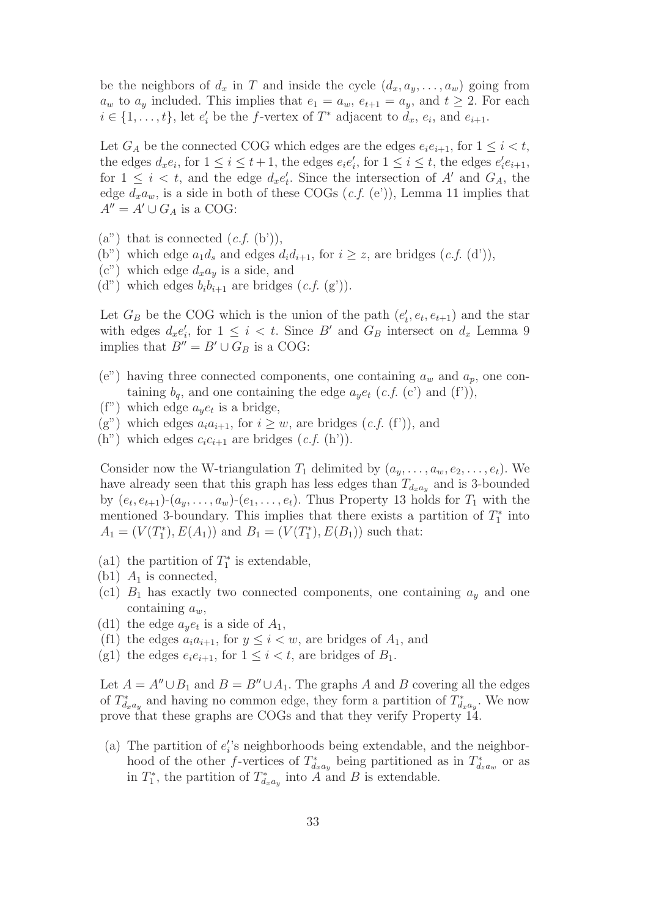be the neighbors of $d_x$ in $T$ and inside the cycle $(d_x, a_y, \ldots, a_w)$ going from $a_w$ to $a_y$ included. This implies that $e_1 = a_w$, $e_{t+1} = a_y$, and $t \geq 2$. For each $i \in \{1, \ldots, t\}$, let $e'_i$ be the $f$-vertex of $T^*$ adjacent to $d_x$, $e_i$, and $e_{i+1}$.

Let $G_A$ be the connected COG which edges are the edges $e_i e_{i+1}$, for $1 \leq i < t$, the edges $d_x e_i$, for $1 \leq i \leq t+1$, the edges $e_i e'_i$, for $1 \leq i \leq t$, the edges $e'_i e_{i+1}$, for $1 \leq i < t$, and the edge $d_x e'_t$. Since the intersection of $A'$ and $G_A$, the edge $d_x a_w$, is a side in both of these COGs (*c.f.* (e')), Lemma 11 implies that $A'' = A' \cup G_A$ is a COG:

- (a") that is connected (*c.f.* (b')),
- (b") which edge $a_1 d_s$ and edges $d_i d_{i+1}$, for $i \geq z$, are bridges (*c.f.* (d')),
- (c") which edge $d_x a_y$ is a side, and
- (d") which edges $b_i b_{i+1}$ are bridges (*c.f.* (g')).

Let $G_B$ be the COG which is the union of the path $(e'_t, e_t, e_{t+1})$ and the star with edges $d_x e'_i$, for $1 \leq i < t$. Since $B'$ and $G_B$ intersect on $d_x$ Lemma 9 implies that $B'' = B' \cup G_B$ is a COG:

- (e") having three connected components, one containing $a_w$ and $a_p$, one containing $b_q$, and one containing the edge $a_y e_t$ (*c.f.* (c') and (f')),
- (f") which edge $a_y e_t$ is a bridge,
- (g") which edges $a_i a_{i+1}$, for $i \geq w$, are bridges (*c.f.* (f')), and
- (h") which edges $c_i c_{i+1}$ are bridges (*c.f.* (h')).

Consider now the W-triangulation $T_1$ delimited by $(a_y, \ldots, a_w, e_2, \ldots, e_t)$. We have already seen that this graph has less edges than $T_{d_x a_y}$ and is 3-bounded by $(e_t, e_{t+1})$-$(a_y, \ldots, a_w)$-$(e_1, \ldots, e_t)$. Thus Property 13 holds for $T_1$ with the mentioned 3-boundary. This implies that there exists a partition of $T^*_1$ into $A_1 = (V(T^*_1), E(A_1))$ and $B_1 = (V(T^*_1), E(B_1))$ such that:

- (a1) the partition of $T^*_1$ is extendable,
- (b1) $A_1$ is connected,
- (c1) $B_1$ has exactly two connected components, one containing $a_y$ and one containing $a_w$,
- (d1) the edge $a_y e_t$ is a side of $A_1$,
- (f1) the edges $a_i a_{i+1}$, for $y \leq i < w$, are bridges of $A_1$, and
- (g1) the edges $e_i e_{i+1}$, for $1 \leq i < t$, are bridges of $B_1$.

Let $A = A'' \cup B_1$ and $B = B'' \cup A_1$. The graphs $A$ and $B$ covering all the edges of $T^*_{d_x a_y}$ and having no common edge, they form a partition of $T^*_{d_x a_y}$. We now prove that these graphs are COGs and that they verify Property 14.

- (a) The partition of $e'_i$'s neighborhoods being extendable, and the neighborhood of the other $f$-vertices of $T^*_{d_x a_y}$ being partitioned as in $T^*_{d_z a_w}$ or as in $T^*_1$, the partition of $T^*_{d_x a_y}$ into $A$ and $B$ is extendable.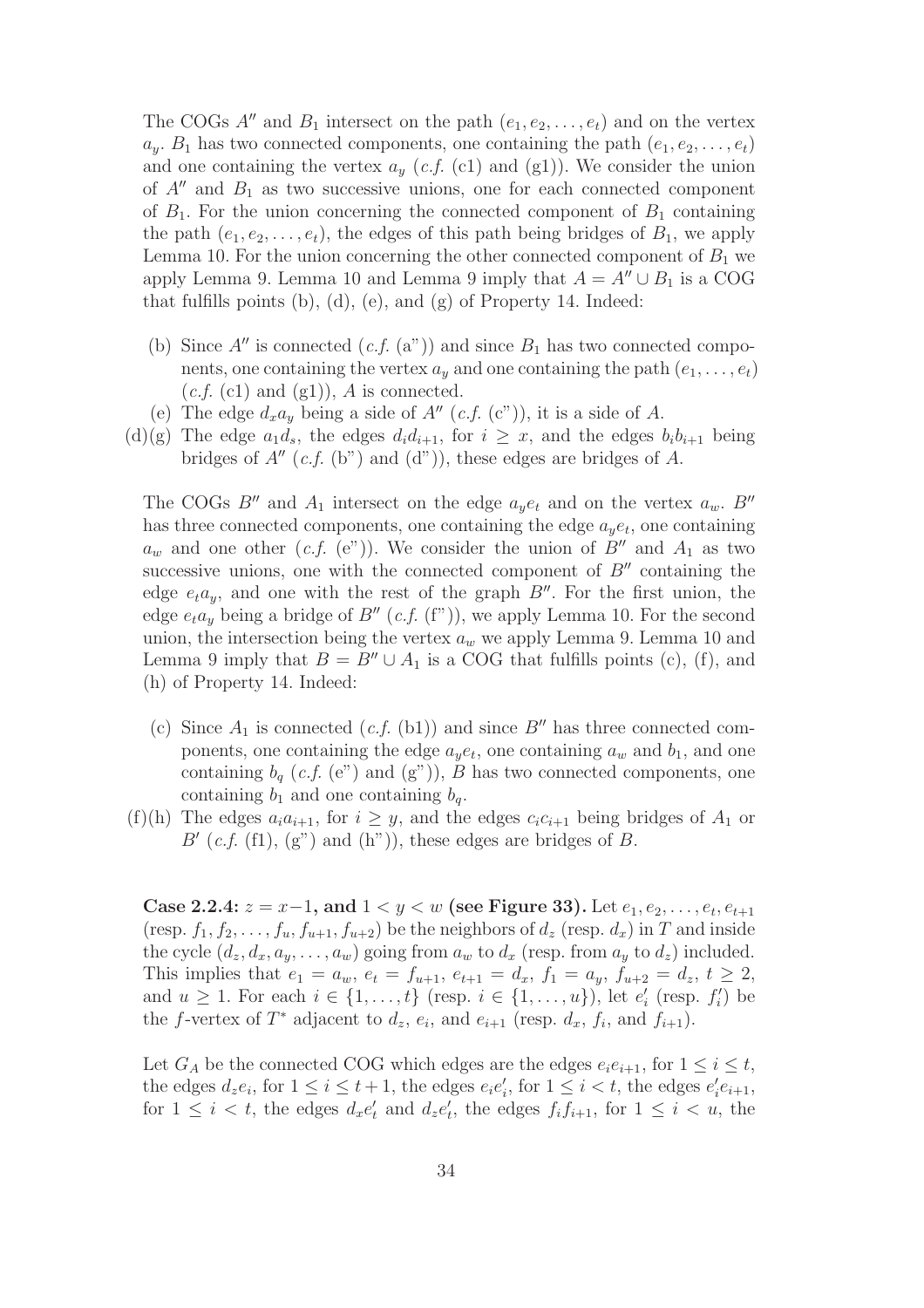The COGs $A''$ and $B_1$ intersect on the path $(e_1, e_2, \ldots, e_t)$ and on the vertex $a_y$. $B_1$ has two connected components, one containing the path $(e_1, e_2, \ldots, e_t)$ and one containing the vertex $a_y$ (*c.f.* (c1) and (g1)). We consider the union of $A''$ and $B_1$ as two successive unions, one for each connected component of $B_1$. For the union concerning the connected component of $B_1$ containing the path $(e_1, e_2, \ldots, e_t)$, the edges of this path being bridges of $B_1$, we apply Lemma 10. For the union concerning the other connected component of $B_1$ we apply Lemma 9. Lemma 10 and Lemma 9 imply that $A = A'' \cup B_1$ is a COG that fulfills points (b), (d), (e), and (g) of Property 14. Indeed:

- (b) Since $A''$ is connected (*c.f.* (a")) and since $B_1$ has two connected components, one containing the vertex $a_y$ and one containing the path $(e_1, \ldots, e_t)$ (*c.f.* (c1) and (g1)), $A$ is connected.
- (e) The edge $d_x a_y$ being a side of $A''$ (*c.f.* (c")), it is a side of $A$.
- (d)(g) The edge $a_1 d_s$, the edges $d_i d_{i+1}$, for $i \geq x$, and the edges $b_i b_{i+1}$ being bridges of $A''$ (*c.f.* (b") and (d")), these edges are bridges of $A$.

The COGs $B''$ and $A_1$ intersect on the edge $a_y e_t$ and on the vertex $a_w$. $B''$ has three connected components, one containing the edge $a_y e_t$, one containing $a_w$ and one other (*c.f.* (e")). We consider the union of $B''$ and $A_1$ as two successive unions, one with the connected component of $B''$ containing the edge $e_t a_y$, and one with the rest of the graph $B''$. For the first union, the edge $e_t a_y$ being a bridge of $B''$ (*c.f.* (f")), we apply Lemma 10. For the second union, the intersection being the vertex $a_w$ we apply Lemma 9. Lemma 10 and Lemma 9 imply that $B = B'' \cup A_1$ is a COG that fulfills points (c), (f), and (h) of Property 14. Indeed:

- (c) Since $A_1$ is connected (*c.f.* (b1)) and since $B''$ has three connected components, one containing the edge $a_y e_t$, one containing $a_w$ and $b_1$, and one containing $b_q$ (*c.f.* (e") and (g")), $B$ has two connected components, one containing $b_1$ and one containing $b_q$.
- (f)(h) The edges $a_i a_{i+1}$, for $i \geq y$, and the edges $c_i c_{i+1}$ being bridges of $A_1$ or $B'$ (*c.f.* (f1), (g") and (h")), these edges are bridges of $B$.

**Case 2.2.4: $z = x-1$, and $1 < y < w$ (see Figure 33).** Let $e_1, e_2, \ldots, e_t, e_{t+1}$ (resp. $f_1, f_2, \ldots, f_u, f_{u+1}, f_{u+2}$) be the neighbors of $d_z$ (resp. $d_x$) in $T$ and inside the cycle $(d_z, d_x, a_y, \ldots, a_w)$ going from $a_w$ to $d_x$ (resp. from $a_y$ to $d_z$) included. This implies that $e_1 = a_w$, $e_t = f_{u+1}$, $e_{t+1} = d_x$, $f_1 = a_y$, $f_{u+2} = d_z$, $t \geq 2$, and $u \geq 1$. For each $i \in \{1, \ldots, t\}$ (resp. $i \in \{1, \ldots, u\}$), let $e'_i$ (resp. $f'_i$) be the $f$-vertex of $T^*$ adjacent to $d_z$, $e_i$, and $e_{i+1}$ (resp. $d_x$, $f_i$, and $f_{i+1}$).

Let $G_A$ be the connected COG which edges are the edges $e_i e_{i+1}$, for $1 \leq i \leq t$, the edges $d_z e_i$, for $1 \leq i \leq t+1$, the edges $e_i e'_i$, for $1 \leq i < t$, the edges $e'_i e_{i+1}$, for $1 \leq i < t$, the edges $d_x e'_t$ and $d_z e'_t$, the edges $f_i f_{i+1}$, for $1 \leq i < u$, the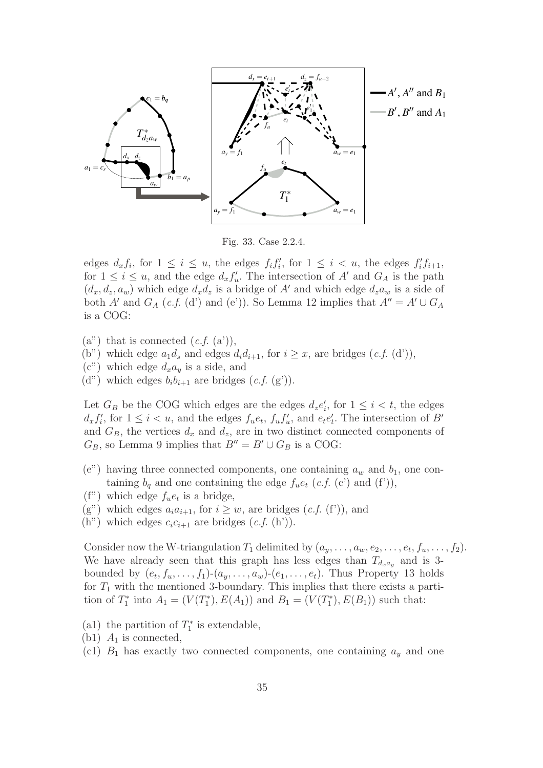Fig. 33. Case 2.2.4.

edges $d_x f_i$, for $1 \leq i \leq u$, the edges $f_i f_i'$, for $1 \leq i < u$, the edges $f_i' f_{i+1}$, for $1 \leq i \leq u$, and the edge $d_x f_u'$. The intersection of $A'$ and $G_A$ is the path $(d_x, d_z, a_w)$ which edge $d_x d_z$ is a bridge of $A'$ and which edge $d_z a_w$ is a side of both $A'$ and $G_A$ (*c.f.* (d') and (e')). So Lemma 12 implies that $A'' = A' \cup G_A$ is a COG:

(a") that is connected (*c.f.* (a')),

(b") which edge $a_1 d_s$ and edges $d_i d_{i+1}$, for $i \geq x$, are bridges (*c.f.* (d')),

(c") which edge $d_x a_y$ is a side, and

(d") which edges $b_i b_{i+1}$ are bridges (*c.f.* (g')).

Let $G_B$ be the COG which edges are the edges $d_z e_i'$, for $1 \leq i < t$, the edges $d_x f_i'$, for $1 \leq i < u$, and the edges $f_u e_t$, $f_u f_u'$, and $e_t e_t'$. The intersection of $B'$ and $G_B$, the vertices $d_x$ and $d_z$, are in two distinct connected components of $G_B$, so Lemma 9 implies that $B'' = B' \cup G_B$ is a COG:

(e") having three connected components, one containing $a_w$ and $b_1$, one containing $b_q$ and one containing the edge $f_u e_t$ (*c.f.* (c') and (f')),

(f") which edge $f_u e_t$ is a bridge,

(g") which edges $a_i a_{i+1}$, for $i \geq w$, are bridges (*c.f.* (f')), and

(h") which edges $c_i c_{i+1}$ are bridges (*c.f.* (h')).

Consider now the W-triangulation $T_1$ delimited by $(a_y, \ldots, a_w, e_2, \ldots, e_t, f_u, \ldots, f_2)$. We have already seen that this graph has less edges than $T_{d_x a_y}$ and is 3-bounded by $(e_t, f_u, \ldots, f_1)$-$(a_y, \ldots, a_w)$-$(e_1, \ldots, e_t)$. Thus Property 13 holds for $T_1$ with the mentioned 3-boundary. This implies that there exists a partition of $T_1^*$ into $A_1 = (V(T_1^*), E(A_1))$ and $B_1 = (V(T_1^*), E(B_1))$ such that:

(a1) the partition of $T_1^*$ is extendable,

(b1) $A_1$ is connected,

(c1) $B_1$ has exactly two connected components, one containing $a_y$ and one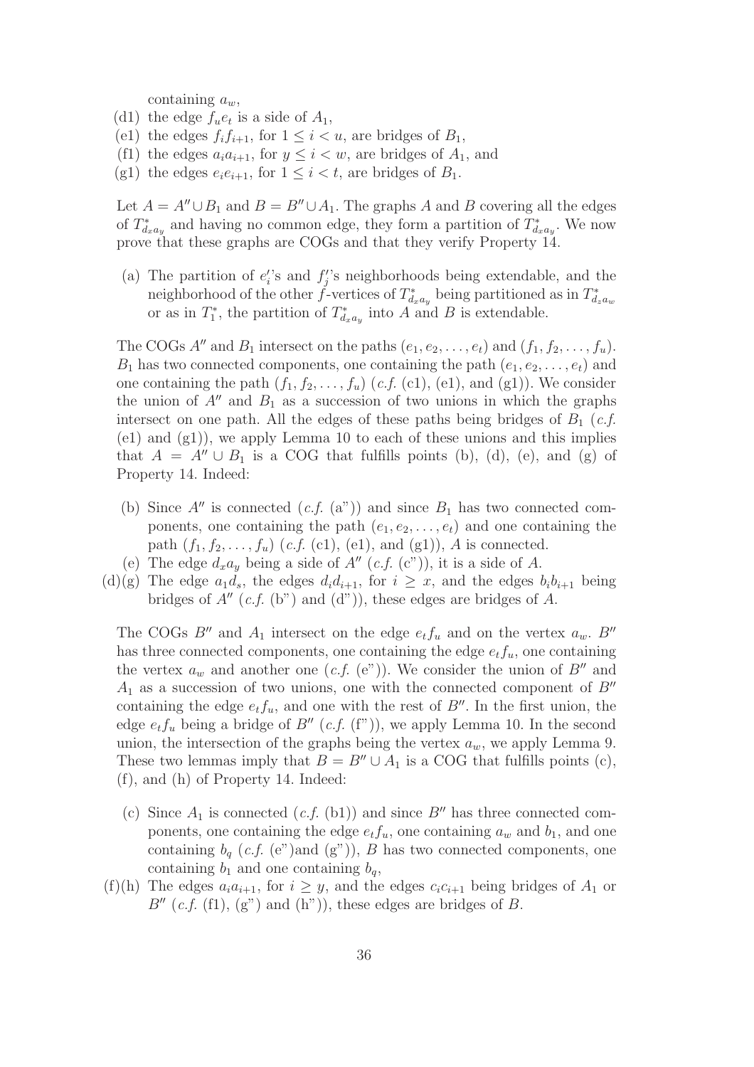containing $a_w$,

(d1) the edge $f_ue_t$ is a side of $A_1$,

(e1) the edges $f_if_{i+1}$, for $1 \leq i < u$, are bridges of $B_1$,

(f1) the edges $a_ia_{i+1}$, for $y \leq i < w$, are bridges of $A_1$, and

(g1) the edges $e_ie_{i+1}$, for $1 \leq i < t$, are bridges of $B_1$.

Let $A = A'' \cup B_1$ and $B = B'' \cup A_1$. The graphs $A$ and $B$ covering all the edges of $T^*_{d_xa_y}$ and having no common edge, they form a partition of $T^*_{d_xa_y}$. We now prove that these graphs are COGs and that they verify Property 14.

(a) The partition of $e'_i$'s and $f'_j$'s neighborhoods being extendable, and the neighborhood of the other $f$-vertices of $T^*_{d_xa_y}$ being partitioned as in $T^*_{d_za_w}$ or as in $T^*_1$, the partition of $T^*_{d_xa_y}$ into $A$ and $B$ is extendable.

The COGs $A''$ and $B_1$ intersect on the paths $(e_1, e_2, \ldots, e_t)$ and $(f_1, f_2, \ldots, f_u)$. $B_1$ has two connected components, one containing the path $(e_1, e_2, \ldots, e_t)$ and one containing the path $(f_1, f_2, \ldots, f_u)$ (*c.f.* (c1), (e1), and (g1)). We consider the union of $A''$ and $B_1$ as a succession of two unions in which the graphs intersect on one path. All the edges of these paths being bridges of $B_1$ (*c.f.* (e1) and (g1)), we apply Lemma 10 to each of these unions and this implies that $A = A'' \cup B_1$ is a COG that fulfills points (b), (d), (e), and (g) of Property 14. Indeed:

(b) Since $A''$ is connected (*c.f.* (a")) and since $B_1$ has two connected components, one containing the path $(e_1, e_2, \ldots, e_t)$ and one containing the path $(f_1, f_2, \ldots, f_u)$ (*c.f.* (c1), (e1), and (g1)), $A$ is connected.

(e) The edge $d_xa_y$ being a side of $A''$ (*c.f.* (c")), it is a side of $A$.

(d)(g) The edge $a_1d_s$, the edges $d_id_{i+1}$, for $i \geq x$, and the edges $b_ib_{i+1}$ being bridges of $A''$ (*c.f.* (b") and (d")), these edges are bridges of $A$.

The COGs $B''$ and $A_1$ intersect on the edge $e_tf_u$ and on the vertex $a_w$. $B''$ has three connected components, one containing the edge $e_tf_u$, one containing the vertex $a_w$ and another one (*c.f.* (e")). We consider the union of $B''$ and $A_1$ as a succession of two unions, one with the connected component of $B''$ containing the edge $e_tf_u$, and one with the rest of $B''$. In the first union, the edge $e_tf_u$ being a bridge of $B''$ (*c.f.* (f")), we apply Lemma 10. In the second union, the intersection of the graphs being the vertex $a_w$, we apply Lemma 9. These two lemmas imply that $B = B'' \cup A_1$ is a COG that fulfills points (c), (f), and (h) of Property 14. Indeed:

(c) Since $A_1$ is connected (*c.f.* (b1)) and since $B''$ has three connected components, one containing the edge $e_tf_u$, one containing $a_w$ and $b_1$, and one containing $b_q$ (*c.f.* (e")and (g")), $B$ has two connected components, one containing $b_1$ and one containing $b_q$,

(f)(h) The edges $a_ia_{i+1}$, for $i \geq y$, and the edges $c_ic_{i+1}$ being bridges of $A_1$ or $B''$ (*c.f.* (f1), (g") and (h")), these edges are bridges of $B$.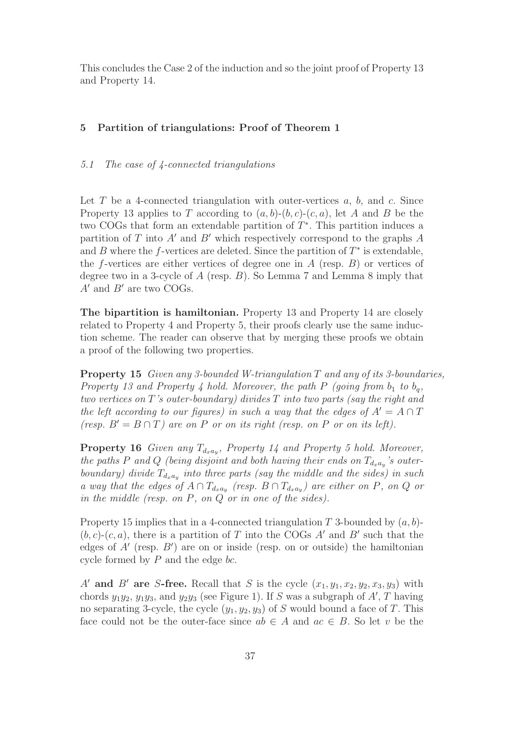This concludes the Case 2 of the induction and so the joint proof of Property 13 and Property 14.

## 5 Partition of triangulations: Proof of Theorem 1

### 5.1 The case of 4-connected triangulations

Let $T$ be a 4-connected triangulation with outer-vertices $a$, $b$, and $c$. Since Property 13 applies to $T$ according to $(a, b)$-$(b, c)$-$(c, a)$, let $A$ and $B$ be the two COGs that form an extendable partition of $T^*$. This partition induces a partition of $T$ into $A'$ and $B'$ which respectively correspond to the graphs $A$ and $B$ where the $f$-vertices are deleted. Since the partition of $T^*$ is extendable, the $f$-vertices are either vertices of degree one in $A$ (resp. $B$) or vertices of degree two in a 3-cycle of $A$ (resp. $B$). So Lemma 7 and Lemma 8 imply that $A'$ and $B'$ are two COGs.

**The bipartition is hamiltonian.** Property 13 and Property 14 are closely related to Property 4 and Property 5, their proofs clearly use the same induction scheme. The reader can observe that by merging these proofs we obtain a proof of the following two properties.

**Property 15** *Given any 3-bounded W-triangulation $T$ and any of its 3-boundaries, Property 13 and Property 4 hold. Moreover, the path $P$ (going from $b_1$ to $b_q$, two vertices on $T$'s outer-boundary) divides $T$ into two parts (say the right and the left according to our figures) in such a way that the edges of $A' = A \cap T$ (resp. $B' = B \cap T$) are on $P$ or on its right (resp. on $P$ or on its left).*

**Property 16** *Given any $T_{d_x a_y}$, Property 14 and Property 5 hold. Moreover, the paths $P$ and $Q$ (being disjoint and both having their ends on $T_{d_x a_y}$'s outer-boundary) divide $T_{d_x a_y}$ into three parts (say the middle and the sides) in such a way that the edges of $A \cap T_{d_x a_y}$ (resp. $B \cap T_{d_x a_y}$) are either on $P$, on $Q$ or in the middle (resp. on $P$, on $Q$ or in one of the sides).*

Property 15 implies that in a 4-connected triangulation $T$ 3-bounded by $(a, b)$-$(b, c)$-$(c, a)$, there is a partition of $T$ into the COGs $A'$ and $B'$ such that the edges of $A'$ (resp. $B'$) are on or inside (resp. on or outside) the hamiltonian cycle formed by $P$ and the edge $bc$.

**$A'$ and $B'$ are $S$-free.** Recall that $S$ is the cycle $(x_1, y_1, x_2, y_2, x_3, y_3)$ with chords $y_1y_2$, $y_1y_3$, and $y_2y_3$ (see Figure 1). If $S$ was a subgraph of $A'$, $T$ having no separating 3-cycle, the cycle $(y_1, y_2, y_3)$ of $S$ would bound a face of $T$. This face could not be the outer-face since $ab \in A$ and $ac \in B$. So let $v$ be the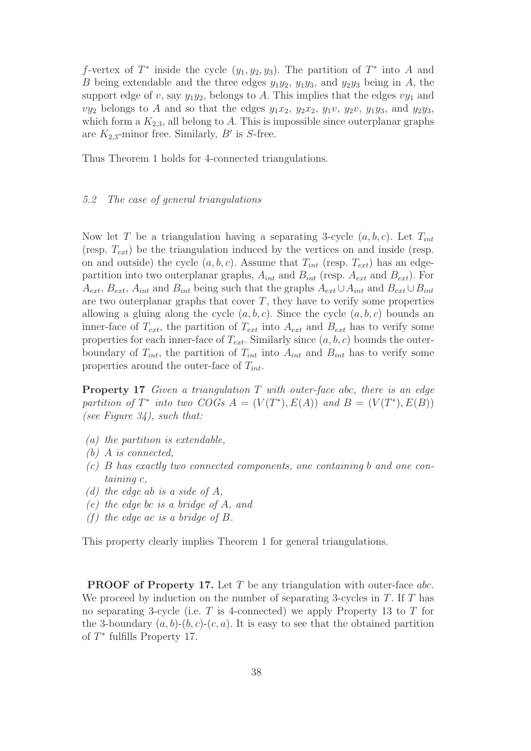$f$-vertex of $T^*$ inside the cycle $(y_1, y_2, y_3)$. The partition of $T^*$ into $A$ and $B$ being extendable and the three edges $y_1y_2$, $y_1y_3$, and $y_2y_3$ being in $A$, the support edge of $v$, say $y_1y_2$, belongs to $A$. This implies that the edges $vy_1$ and $vy_2$ belongs to $A$ and so that the edges $y_1x_2$, $y_2x_2$, $y_1v$, $y_2v$, $y_1y_3$, and $y_2y_3$, which form a $K_{2,3}$, all belong to $A$. This is impossible since outerplanar graphs are $K_{2,3}$-minor free. Similarly, $B'$ is $S$-free.

Thus Theorem 1 holds for 4-connected triangulations.

### 5.2 The case of general triangulations

Now let $T$ be a triangulation having a separating 3-cycle $(a, b, c)$. Let $T_{int}$ (resp. $T_{ext}$) be the triangulation induced by the vertices on and inside (resp. on and outside) the cycle $(a, b, c)$. Assume that $T_{int}$ (resp. $T_{ext}$) has an edge-partition into two outerplanar graphs, $A_{int}$ and $B_{int}$ (resp. $A_{ext}$ and $B_{ext}$). For $A_{ext}$, $B_{ext}$, $A_{int}$ and $B_{int}$ being such that the graphs $A_{ext} \cup A_{int}$ and $B_{ext} \cup B_{int}$ are two outerplanar graphs that cover $T$, they have to verify some properties allowing a gluing along the cycle $(a, b, c)$. Since the cycle $(a, b, c)$ bounds an inner-face of $T_{ext}$, the partition of $T_{ext}$ into $A_{ext}$ and $B_{ext}$ has to verify some properties for each inner-face of $T_{ext}$. Similarly since $(a, b, c)$ bounds the outer-boundary of $T_{int}$, the partition of $T_{int}$ into $A_{int}$ and $B_{int}$ has to verify some properties around the outer-face of $T_{int}$.

**Property 17** *Given a triangulation $T$ with outer-face $abc$, there is an edge partition of $T^*$ into two COGs $A = (V(T^*), E(A))$ and $B = (V(T^*), E(B))$ (see Figure 34), such that:*

- *(a) the partition is extendable,*
- *(b) $A$ is connected,*
- *(c) $B$ has exactly two connected components, one containing $b$ and one containing $c$,*
- *(d) the edge $ab$ is a side of $A$,*
- *(e) the edge $bc$ is a bridge of $A$, and*
- *(f) the edge $ac$ is a bridge of $B$.*

This property clearly implies Theorem 1 for general triangulations.

**PROOF of Property 17.** Let $T$ be any triangulation with outer-face $abc$. We proceed by induction on the number of separating 3-cycles in $T$. If $T$ has no separating 3-cycle (i.e. $T$ is 4-connected) we apply Property 13 to $T$ for the 3-boundary $(a, b)$-$(b, c)$-$(c, a)$. It is easy to see that the obtained partition of $T^*$ fulfills Property 17.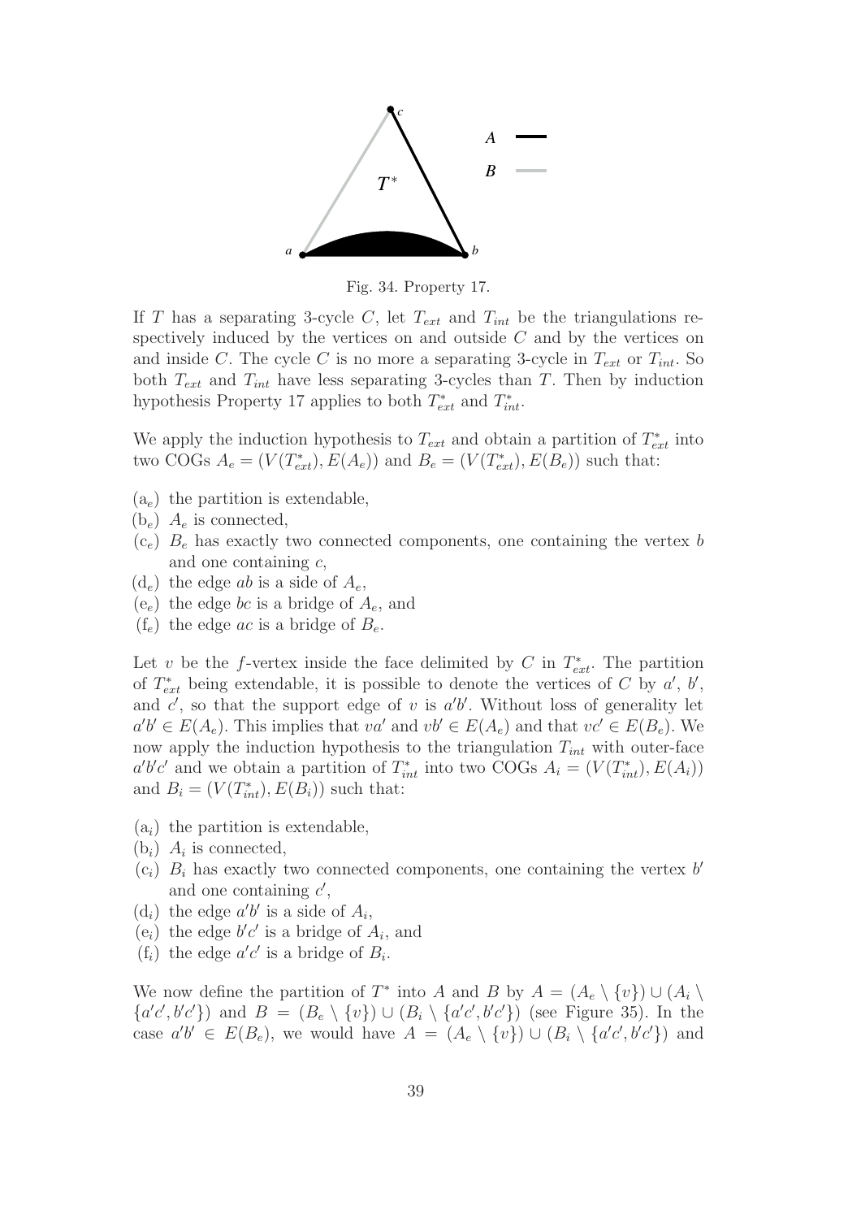Fig. 34. Property 17.

If $T$ has a separating 3-cycle $C$, let $T_{ext}$ and $T_{int}$ be the triangulations respectively induced by the vertices on and outside $C$ and by the vertices on and inside $C$. The cycle $C$ is no more a separating 3-cycle in $T_{ext}$ or $T_{int}$. So both $T_{ext}$ and $T_{int}$ have less separating 3-cycles than $T$. Then by induction hypothesis Property 17 applies to both $T^*_{ext}$ and $T^*_{int}$.

We apply the induction hypothesis to $T_{ext}$ and obtain a partition of $T^*_{ext}$ into two COGs $A_e = (V(T^*_{ext}), E(A_e))$ and $B_e = (V(T^*_{ext}), E(B_e))$ such that:

- ($a_e$) the partition is extendable,
- ($b_e$) $A_e$ is connected,
- ($c_e$) $B_e$ has exactly two connected components, one containing the vertex $b$ and one containing $c$,
- ($d_e$) the edge $ab$ is a side of $A_e$,
- ($e_e$) the edge $bc$ is a bridge of $A_e$, and
- ($f_e$) the edge $ac$ is a bridge of $B_e$.

Let $v$ be the $f$-vertex inside the face delimited by $C$ in $T^*_{ext}$. The partition of $T^*_{ext}$ being extendable, it is possible to denote the vertices of $C$ by $a'$, $b'$, and $c'$, so that the support edge of $v$ is $a'b'$. Without loss of generality let $a'b' \in E(A_e)$. This implies that $va'$ and $vb' \in E(A_e)$ and that $vc' \in E(B_e)$. We now apply the induction hypothesis to the triangulation $T_{int}$ with outer-face $a'b'c'$ and we obtain a partition of $T^*_{int}$ into two COGs $A_i = (V(T^*_{int}), E(A_i))$ and $B_i = (V(T^*_{int}), E(B_i))$ such that:

- ($a_i$) the partition is extendable,
- ($b_i$) $A_i$ is connected,
- ($c_i$) $B_i$ has exactly two connected components, one containing the vertex $b'$ and one containing $c'$,
- ($d_i$) the edge $a'b'$ is a side of $A_i$,
- ($e_i$) the edge $b'c'$ is a bridge of $A_i$, and
- ($f_i$) the edge $a'c'$ is a bridge of $B_i$.

We now define the partition of $T^*$ into $A$ and $B$ by $A = (A_e \setminus \{v\}) \cup (A_i \setminus \{a'c', b'c'\})$ and $B = (B_e \setminus \{v\}) \cup (B_i \setminus \{a'c', b'c'\})$ (see Figure 35). In the case $a'b' \in E(B_e)$, we would have $A = (A_e \setminus \{v\}) \cup (B_i \setminus \{a'c', b'c'\})$ and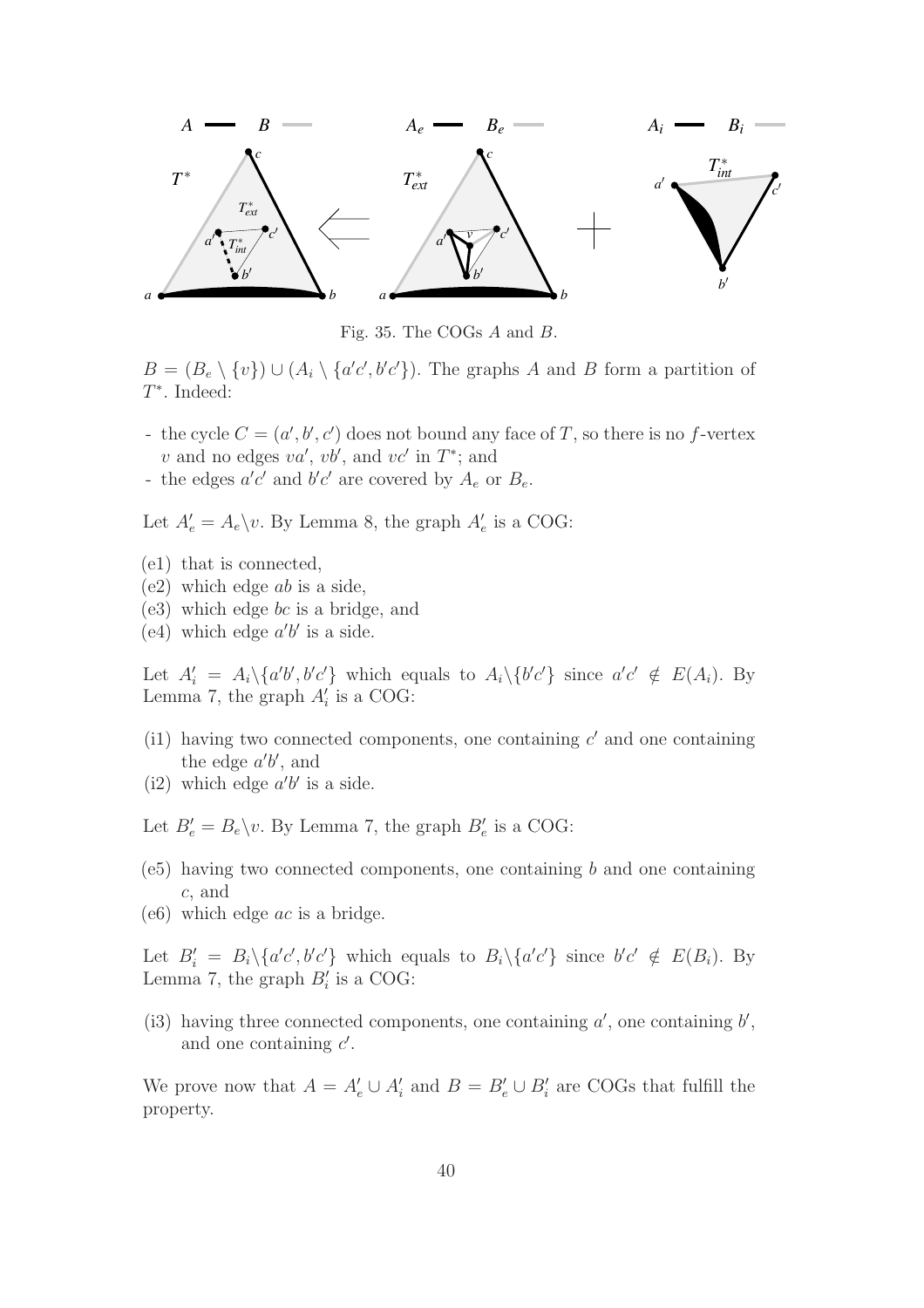Fig. 35. The COGs $A$ and $B$.

$B = (B_e \setminus \{v\}) \cup (A_i \setminus \{a'c', b'c'\})$. The graphs $A$ and $B$ form a partition of $T^*$. Indeed:

- the cycle $C = (a', b', c')$ does not bound any face of $T$, so there is no $f$-vertex $v$ and no edges $va'$, $vb'$, and $vc'$ in $T^*$; and
- the edges $a'c'$ and $b'c'$ are covered by $A_e$ or $B_e$.

Let $A'_e = A_e \backslash v$. By Lemma 8, the graph $A'_e$ is a COG:

(e1) that is connected,
(e2) which edge $ab$ is a side,
(e3) which edge $bc$ is a bridge, and
(e4) which edge $a'b'$ is a side.

Let $A'_i = A_i \backslash \{a'b', b'c'\}$ which equals to $A_i \backslash \{b'c'\}$ since $a'c' \notin E(A_i)$. By Lemma 7, the graph $A'_i$ is a COG:

(i1) having two connected components, one containing $c'$ and one containing the edge $a'b'$, and
(i2) which edge $a'b'$ is a side.

Let $B'_e = B_e \backslash v$. By Lemma 7, the graph $B'_e$ is a COG:

(e5) having two connected components, one containing $b$ and one containing $c$, and
(e6) which edge $ac$ is a bridge.

Let $B'_i = B_i \backslash \{a'c', b'c'\}$ which equals to $B_i \backslash \{a'c'\}$ since $b'c' \notin E(B_i)$. By Lemma 7, the graph $B'_i$ is a COG:

(i3) having three connected components, one containing $a'$, one containing $b'$, and one containing $c'$.

We prove now that $A = A'_e \cup A'_i$ and $B = B'_e \cup B'_i$ are COGs that fulfill the property.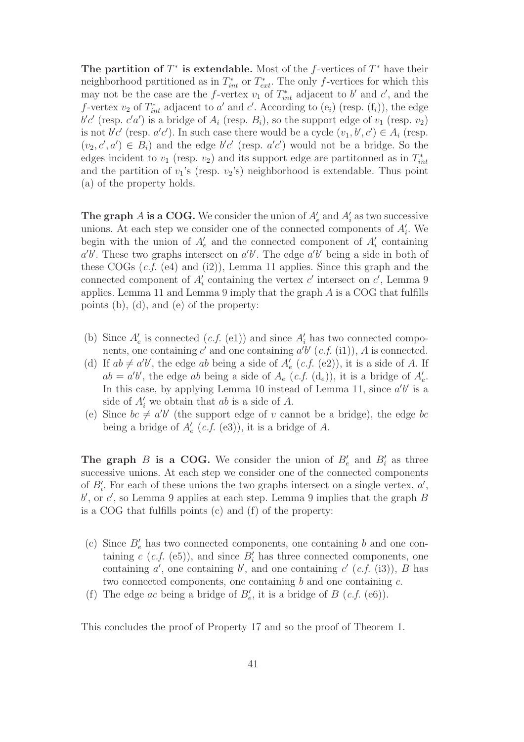**The partition of $T^*$ is extendable.** Most of the $f$-vertices of $T^*$ have their neighborhood partitioned as in $T^*_{int}$ or $T^*_{ext}$. The only $f$-vertices for which this may not be the case are the $f$-vertex $v_1$ of $T^*_{int}$ adjacent to $b'$ and $c'$, and the $f$-vertex $v_2$ of $T^*_{int}$ adjacent to $a'$ and $c'$. According to ($e_i$) (resp. ($f_i$)), the edge $b'c'$ (resp. $c'a'$) is a bridge of $A_i$ (resp. $B_i$), so the support edge of $v_1$ (resp. $v_2$) is not $b'c'$ (resp. $a'c'$). In such case there would be a cycle $(v_1, b', c') \in A_i$ (resp. $(v_2, c', a') \in B_i$) and the edge $b'c'$ (resp. $a'c'$) would not be a bridge. So the edges incident to $v_1$ (resp. $v_2$) and its support edge are partitonned as in $T^*_{int}$ and the partition of $v_1$'s (resp. $v_2$'s) neighborhood is extendable. Thus point (a) of the property holds.

**The graph $A$ is a COG.** We consider the union of $A'_e$ and $A'_i$ as two successive unions. At each step we consider one of the connected components of $A'_i$. We begin with the union of $A'_e$ and the connected component of $A'_i$ containing $a'b'$. These two graphs intersect on $a'b'$. The edge $a'b'$ being a side in both of these COGs (*c.f.* (e4) and (i2)), Lemma 11 applies. Since this graph and the connected component of $A'_i$ containing the vertex $c'$ intersect on $c'$, Lemma 9 applies. Lemma 11 and Lemma 9 imply that the graph $A$ is a COG that fulfills points (b), (d), and (e) of the property:

- (b) Since $A'_e$ is connected (*c.f.* (e1)) and since $A'_i$ has two connected components, one containing $c'$ and one containing $a'b'$ (*c.f.* (i1)), $A$ is connected.
- (d) If $ab \neq a'b'$, the edge $ab$ being a side of $A'_e$ (*c.f.* (e2)), it is a side of $A$. If $ab = a'b'$, the edge $ab$ being a side of $A_e$ (*c.f.* ($d_e$)), it is a bridge of $A'_e$. In this case, by applying Lemma 10 instead of Lemma 11, since $a'b'$ is a side of $A'_i$ we obtain that $ab$ is a side of $A$.
- (e) Since $bc \neq a'b'$ (the support edge of $v$ cannot be a bridge), the edge $bc$ being a bridge of $A'_e$ (*c.f.* (e3)), it is a bridge of $A$.

**The graph $B$ is a COG.** We consider the union of $B'_e$ and $B'_i$ as three successive unions. At each step we consider one of the connected components of $B'_i$. For each of these unions the two graphs intersect on a single vertex, $a'$, $b'$, or $c'$, so Lemma 9 applies at each step. Lemma 9 implies that the graph $B$ is a COG that fulfills points (c) and (f) of the property:

- (c) Since $B'_e$ has two connected components, one containing $b$ and one containing $c$ (*c.f.* (e5)), and since $B'_i$ has three connected components, one containing $a'$, one containing $b'$, and one containing $c'$ (*c.f.* (i3)), $B$ has two connected components, one containing $b$ and one containing $c$.
- (f) The edge $ac$ being a bridge of $B'_e$, it is a bridge of $B$ (*c.f.* (e6)).

This concludes the proof of Property 17 and so the proof of Theorem 1.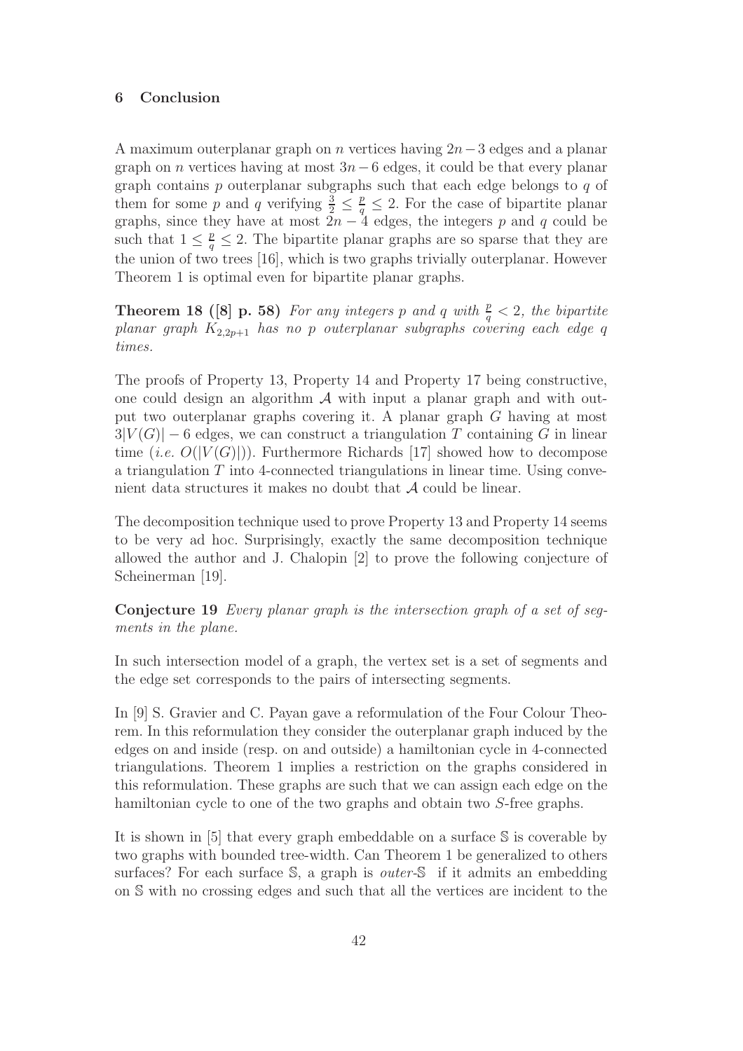## 6 Conclusion

A maximum outerplanar graph on $n$ vertices having $2n-3$ edges and a planar graph on $n$ vertices having at most $3n-6$ edges, it could be that every planar graph contains $p$ outerplanar subgraphs such that each edge belongs to $q$ of them for some $p$ and $q$ verifying $\frac{3}{2} \leq \frac{p}{q} \leq 2$. For the case of bipartite planar graphs, since they have at most $2n-4$ edges, the integers $p$ and $q$ could be such that $1 \leq \frac{p}{q} \leq 2$. The bipartite planar graphs are so sparse that they are the union of two trees [16], which is two graphs trivially outerplanar. However Theorem 1 is optimal even for bipartite planar graphs.

**Theorem 18 ([8] p. 58)** *For any integers $p$ and $q$ with $\frac{p}{q} < 2$, the bipartite planar graph $K_{2,2p+1}$ has no $p$ outerplanar subgraphs covering each edge $q$ times.*

The proofs of Property 13, Property 14 and Property 17 being constructive, one could design an algorithm $\mathcal{A}$ with input a planar graph and with output two outerplanar graphs covering it. A planar graph $G$ having at most $3|V(G)|-6$ edges, we can construct a triangulation $T$ containing $G$ in linear time (*i.e.* $O(|V(G)|)$). Furthermore Richards [17] showed how to decompose a triangulation $T$ into 4-connected triangulations in linear time. Using convenient data structures it makes no doubt that $\mathcal{A}$ could be linear.

The decomposition technique used to prove Property 13 and Property 14 seems to be very ad hoc. Surprisingly, exactly the same decomposition technique allowed the author and J. Chalopin [2] to prove the following conjecture of Scheinerman [19].

**Conjecture 19** *Every planar graph is the intersection graph of a set of segments in the plane.*

In such intersection model of a graph, the vertex set is a set of segments and the edge set corresponds to the pairs of intersecting segments.

In [9] S. Gravier and C. Payan gave a reformulation of the Four Colour Theorem. In this reformulation they consider the outerplanar graph induced by the edges on and inside (resp. on and outside) a hamiltonian cycle in 4-connected triangulations. Theorem 1 implies a restriction on the graphs considered in this reformulation. These graphs are such that we can assign each edge on the hamiltonian cycle to one of the two graphs and obtain two $S$-free graphs.

It is shown in [5] that every graph embeddable on a surface $\mathbb{S}$ is coverable by two graphs with bounded tree-width. Can Theorem 1 be generalized to others surfaces? For each surface $\mathbb{S}$, a graph is *outer*-$\mathbb{S}$ if it admits an embedding on $\mathbb{S}$ with no crossing edges and such that all the vertices are incident to the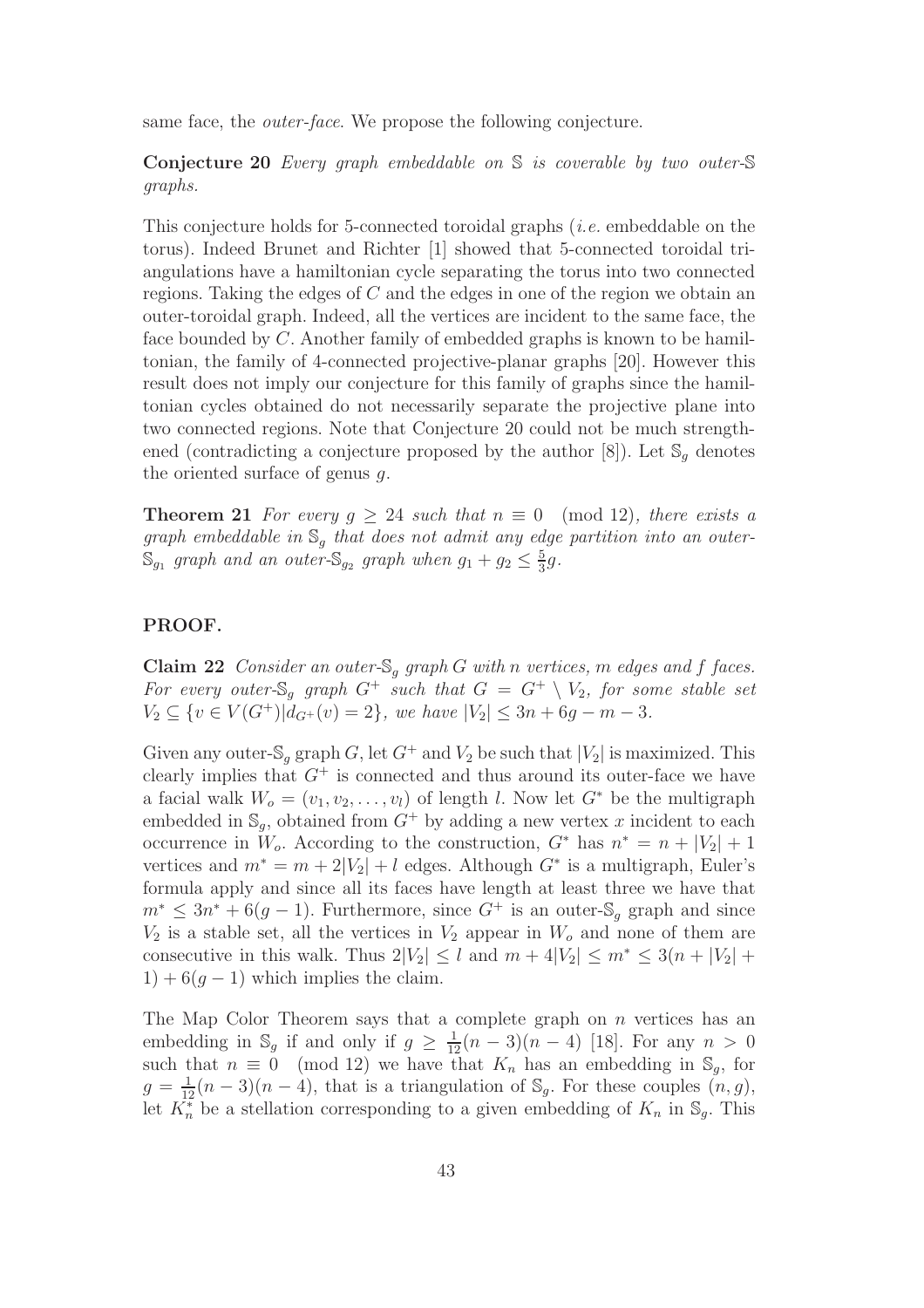same face, the *outer-face*. We propose the following conjecture.

**Conjecture 20** *Every graph embeddable on $\mathbb{S}$ is coverable by two outer-$\mathbb{S}$ graphs.*

This conjecture holds for 5-connected toroidal graphs (*i.e.* embeddable on the torus). Indeed Brunet and Richter [1] showed that 5-connected toroidal triangulations have a hamiltonian cycle separating the torus into two connected regions. Taking the edges of $C$ and the edges in one of the region we obtain an outer-toroidal graph. Indeed, all the vertices are incident to the same face, the face bounded by $C$. Another family of embedded graphs is known to be hamiltonian, the family of 4-connected projective-planar graphs [20]. However this result does not imply our conjecture for this family of graphs since the hamiltonian cycles obtained do not necessarily separate the projective plane into two connected regions. Note that Conjecture 20 could not be much strengthened (contradicting a conjecture proposed by the author [8]). Let $\mathbb{S}_g$ denotes the oriented surface of genus $g$.

**Theorem 21** *For every $g \geq 24$ such that $n \equiv 0 \pmod{12}$, there exists a graph embeddable in $\mathbb{S}_g$ that does not admit any edge partition into an outer-$\mathbb{S}_{g_1}$ graph and an outer-$\mathbb{S}_{g_2}$ graph when $g_1 + g_2 \leq \frac{5}{3}g$.*

**PROOF.**

**Claim 22** *Consider an outer-$\mathbb{S}_g$ graph $G$ with $n$ vertices, $m$ edges and $f$ faces. For every outer-$\mathbb{S}_g$ graph $G^+$ such that $G = G^+ \setminus V_2$, for some stable set $V_2 \subseteq \{v \in V(G^+) | d_{G^+}(v) = 2\}$, we have $|V_2| \leq 3n + 6g - m - 3$.*

Given any outer-$\mathbb{S}_g$ graph $G$, let $G^+$ and $V_2$ be such that $|V_2|$ is maximized. This clearly implies that $G^+$ is connected and thus around its outer-face we have a facial walk $W_o = (v_1, v_2, \ldots, v_l)$ of length $l$. Now let $G^*$ be the multigraph embedded in $\mathbb{S}_g$, obtained from $G^+$ by adding a new vertex $x$ incident to each occurrence in $W_o$. According to the construction, $G^*$ has $n^* = n + |V_2| + 1$ vertices and $m^* = m + 2|V_2| + l$ edges. Although $G^*$ is a multigraph, Euler's formula apply and since all its faces have length at least three we have that $m^* \leq 3n^* + 6(g-1)$. Furthermore, since $G^+$ is an outer-$\mathbb{S}_g$ graph and since $V_2$ is a stable set, all the vertices in $V_2$ appear in $W_o$ and none of them are consecutive in this walk. Thus $2|V_2| \leq l$ and $m + 4|V_2| \leq m^* \leq 3(n + |V_2| + 1) + 6(g-1)$ which implies the claim.

The Map Color Theorem says that a complete graph on $n$ vertices has an embedding in $\mathbb{S}_g$ if and only if $g \geq \frac{1}{12}(n-3)(n-4)$ [18]. For any $n > 0$ such that $n \equiv 0 \pmod{12}$ we have that $K_n$ has an embedding in $\mathbb{S}_g$, for $g = \frac{1}{12}(n-3)(n-4)$, that is a triangulation of $\mathbb{S}_g$. For these couples $(n, g)$, let $K_n^*$ be a stellation corresponding to a given embedding of $K_n$ in $\mathbb{S}_g$. This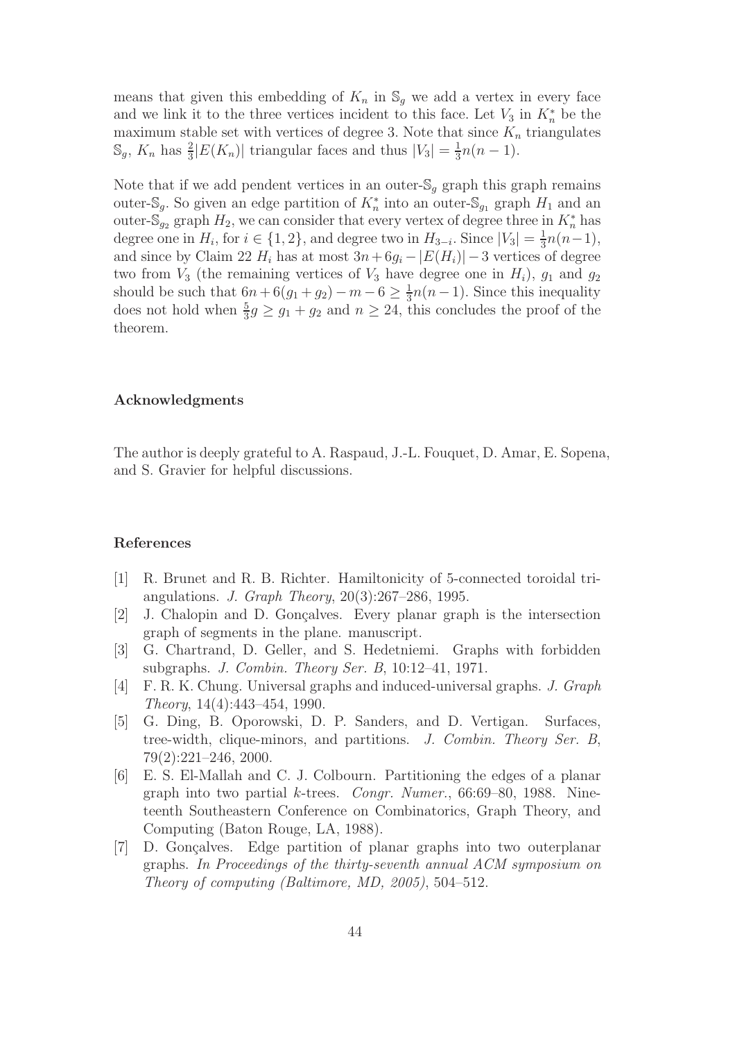means that given this embedding of $K_n$ in $\mathbb{S}_g$ we add a vertex in every face and we link it to the three vertices incident to this face. Let $V_3$ in $K_n^*$ be the maximum stable set with vertices of degree 3. Note that since $K_n$ triangulates $\mathbb{S}_g$, $K_n$ has $\frac{2}{3}|E(K_n)|$ triangular faces and thus $|V_3| = \frac{1}{3}n(n-1)$.

Note that if we add pendent vertices in an outer-$\mathbb{S}_g$ graph this graph remains outer-$\mathbb{S}_g$. So given an edge partition of $K_n^*$ into an outer-$\mathbb{S}_{g_1}$ graph $H_1$ and an outer-$\mathbb{S}_{g_2}$ graph $H_2$, we can consider that every vertex of degree three in $K_n^*$ has degree one in $H_i$, for $i \in \{1,2\}$, and degree two in $H_{3-i}$. Since $|V_3| = \frac{1}{3}n(n-1)$, and since by Claim 22 $H_i$ has at most $3n + 6g_i - |E(H_i)| - 3$ vertices of degree two from $V_3$ (the remaining vertices of $V_3$ have degree one in $H_i$), $g_1$ and $g_2$ should be such that $6n + 6(g_1 + g_2) - m - 6 \geq \frac{1}{3}n(n-1)$. Since this inequality does not hold when $\frac{5}{3}g \geq g_1 + g_2$ and $n \geq 24$, this concludes the proof of the theorem.

### Acknowledgments

The author is deeply grateful to A. Raspaud, J.-L. Fouquet, D. Amar, E. Sopena, and S. Gravier for helpful discussions.

### References

[1] R. Brunet and R. B. Richter. Hamiltonicity of 5-connected toroidal triangulations. *J. Graph Theory*, 20(3):267–286, 1995.

[2] J. Chalopin and D. Gonçalves. Every planar graph is the intersection graph of segments in the plane. manuscript.

[3] G. Chartrand, D. Geller, and S. Hedetniemi. Graphs with forbidden subgraphs. *J. Combin. Theory Ser. B*, 10:12–41, 1971.

[4] F. R. K. Chung. Universal graphs and induced-universal graphs. *J. Graph Theory*, 14(4):443–454, 1990.

[5] G. Ding, B. Oporowski, D. P. Sanders, and D. Vertigan. Surfaces, tree-width, clique-minors, and partitions. *J. Combin. Theory Ser. B*, 79(2):221–246, 2000.

[6] E. S. El-Mallah and C. J. Colbourn. Partitioning the edges of a planar graph into two partial $k$-trees. *Congr. Numer.*, 66:69–80, 1988. Nineteenth Southeastern Conference on Combinatorics, Graph Theory, and Computing (Baton Rouge, LA, 1988).

[7] D. Gonçalves. Edge partition of planar graphs into two outerplanar graphs. *In Proceedings of the thirty-seventh annual ACM symposium on Theory of computing (Baltimore, MD, 2005)*, 504–512.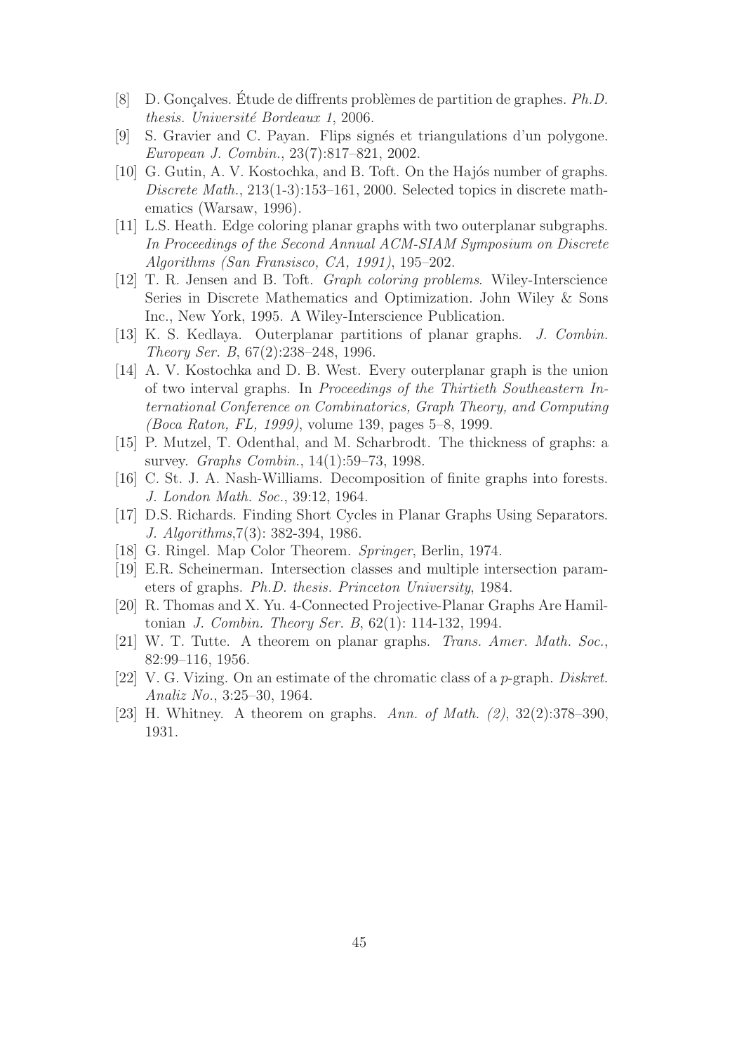- [8] D. Gonçalves. Étude de diffrents problèmes de partition de graphes. *Ph.D. thesis. Université Bordeaux 1*, 2006.
- [9] S. Gravier and C. Payan. Flips signés et triangulations d'un polygone. *European J. Combin.*, 23(7):817–821, 2002.
- [10] G. Gutin, A. V. Kostochka, and B. Toft. On the Hajós number of graphs. *Discrete Math.*, 213(1-3):153–161, 2000. Selected topics in discrete mathematics (Warsaw, 1996).
- [11] L.S. Heath. Edge coloring planar graphs with two outerplanar subgraphs. *In Proceedings of the Second Annual ACM-SIAM Symposium on Discrete Algorithms (San Fransisco, CA, 1991)*, 195–202.
- [12] T. R. Jensen and B. Toft. *Graph coloring problems*. Wiley-Interscience Series in Discrete Mathematics and Optimization. John Wiley & Sons Inc., New York, 1995. A Wiley-Interscience Publication.
- [13] K. S. Kedlaya. Outerplanar partitions of planar graphs. *J. Combin. Theory Ser. B*, 67(2):238–248, 1996.
- [14] A. V. Kostochka and D. B. West. Every outerplanar graph is the union of two interval graphs. In *Proceedings of the Thirtieth Southeastern International Conference on Combinatorics, Graph Theory, and Computing (Boca Raton, FL, 1999)*, volume 139, pages 5–8, 1999.
- [15] P. Mutzel, T. Odenthal, and M. Scharbrodt. The thickness of graphs: a survey. *Graphs Combin.*, 14(1):59–73, 1998.
- [16] C. St. J. A. Nash-Williams. Decomposition of finite graphs into forests. *J. London Math. Soc.*, 39:12, 1964.
- [17] D.S. Richards. Finding Short Cycles in Planar Graphs Using Separators. *J. Algorithms*,7(3): 382-394, 1986.
- [18] G. Ringel. Map Color Theorem. *Springer*, Berlin, 1974.
- [19] E.R. Scheinerman. Intersection classes and multiple intersection parameters of graphs. *Ph.D. thesis. Princeton University*, 1984.
- [20] R. Thomas and X. Yu. 4-Connected Projective-Planar Graphs Are Hamiltonian *J. Combin. Theory Ser. B*, 62(1): 114-132, 1994.
- [21] W. T. Tutte. A theorem on planar graphs. *Trans. Amer. Math. Soc.*, 82:99–116, 1956.
- [22] V. G. Vizing. On an estimate of the chromatic class of a $p$-graph. *Diskret. Analiz No.*, 3:25–30, 1964.
- [23] H. Whitney. A theorem on graphs. *Ann. of Math. (2)*, 32(2):378–390, 1931.